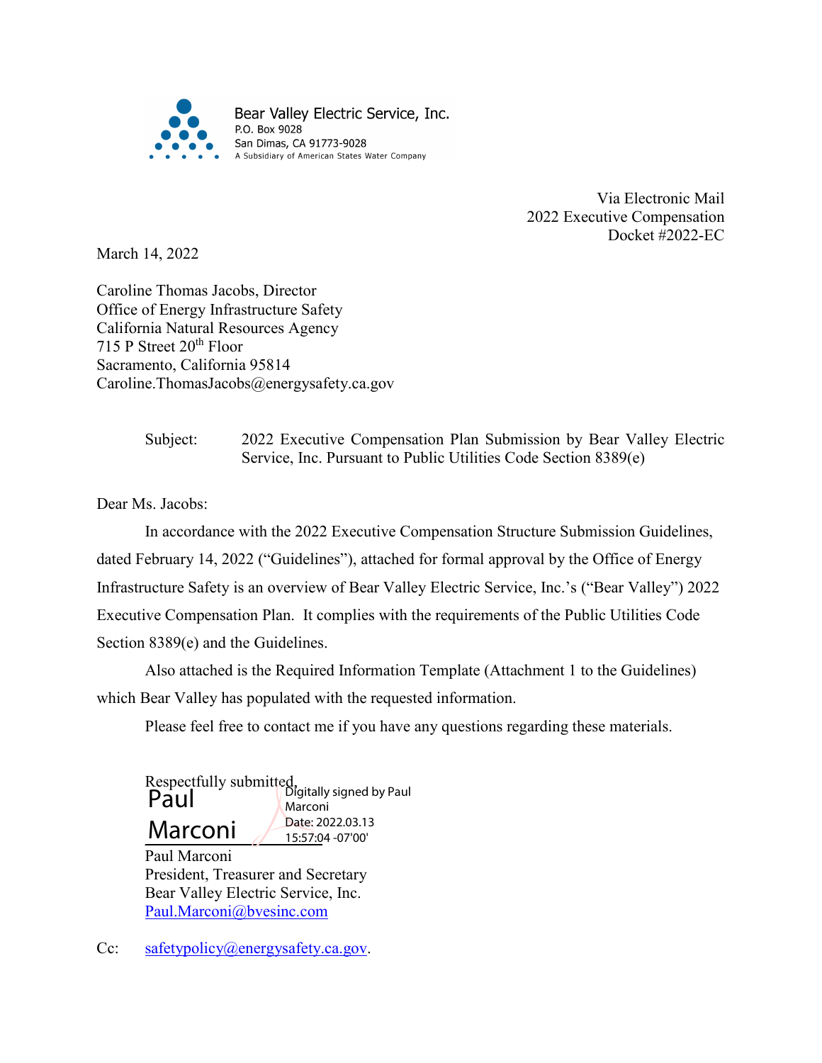Bear Valley Electric Service, Inc.
P.O. Box 9028
San Dimas, CA 91773-9028
A Subsidiary of American States Water Company

Via Electronic Mail
2022 Executive Compensation
Docket #2022-EC

March 14, 2022

Caroline Thomas Jacobs, Director
Office of Energy Infrastructure Safety
California Natural Resources Agency
715 P Street 20th Floor
Sacramento, California 95814
Caroline.ThomasJacobs@energysafety.ca.gov

Subject: 2022 Executive Compensation Plan Submission by Bear Valley Electric Service, Inc. Pursuant to Public Utilities Code Section 8389(e)

Dear Ms. Jacobs:

In accordance with the 2022 Executive Compensation Structure Submission Guidelines, dated February 14, 2022 ("Guidelines"), attached for formal approval by the Office of Energy Infrastructure Safety is an overview of Bear Valley Electric Service, Inc.'s ("Bear Valley") 2022 Executive Compensation Plan. It complies with the requirements of the Public Utilities Code Section 8389(e) and the Guidelines.

Also attached is the Required Information Template (Attachment 1 to the Guidelines) which Bear Valley has populated with the requested information.

Please feel free to contact me if you have any questions regarding these materials.

Respectfully submitted,

Paul Marconi
Digitally signed by Paul Marconi
Date: 2022.03.13 15:57:04 -07'00'

Paul Marconi
President, Treasurer and Secretary
Bear Valley Electric Service, Inc.
Paul.Marconi@bvesinc.com

Cc: safetypolicy@energysafety.ca.gov.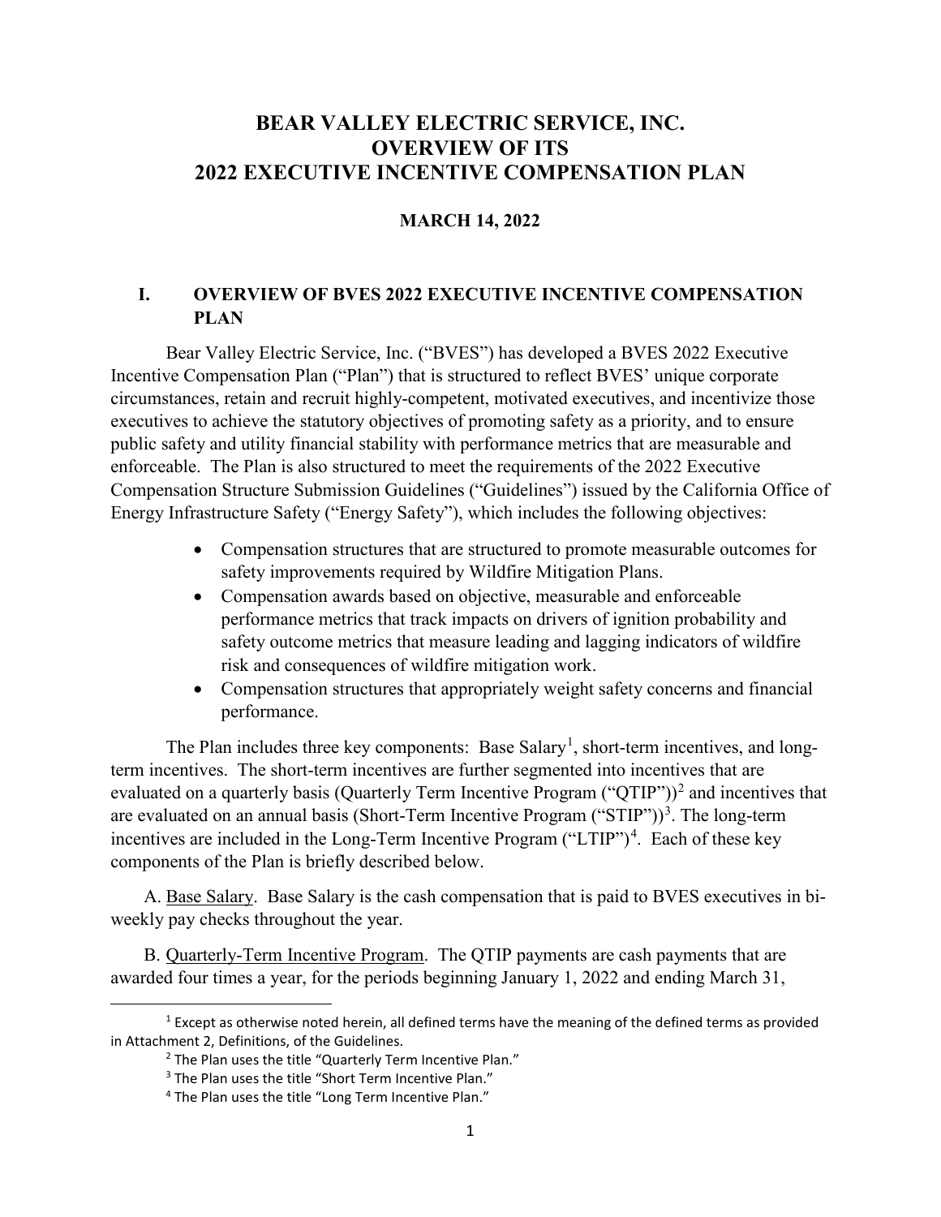# BEAR VALLEY ELECTRIC SERVICE, INC.
# OVERVIEW OF ITS
# 2022 EXECUTIVE INCENTIVE COMPENSATION PLAN

**MARCH 14, 2022**

## I. OVERVIEW OF BVES 2022 EXECUTIVE INCENTIVE COMPENSATION PLAN

Bear Valley Electric Service, Inc. ("BVES") has developed a BVES 2022 Executive Incentive Compensation Plan ("Plan") that is structured to reflect BVES' unique corporate circumstances, retain and recruit highly-competent, motivated executives, and incentivize those executives to achieve the statutory objectives of promoting safety as a priority, and to ensure public safety and utility financial stability with performance metrics that are measurable and enforceable. The Plan is also structured to meet the requirements of the 2022 Executive Compensation Structure Submission Guidelines ("Guidelines") issued by the California Office of Energy Infrastructure Safety ("Energy Safety"), which includes the following objectives:

- Compensation structures that are structured to promote measurable outcomes for safety improvements required by Wildfire Mitigation Plans.
- Compensation awards based on objective, measurable and enforceable performance metrics that track impacts on drivers of ignition probability and safety outcome metrics that measure leading and lagging indicators of wildfire risk and consequences of wildfire mitigation work.
- Compensation structures that appropriately weight safety concerns and financial performance.

The Plan includes three key components: Base Salary[1], short-term incentives, and long-term incentives. The short-term incentives are further segmented into incentives that are evaluated on a quarterly basis (Quarterly Term Incentive Program ("QTIP"))[2] and incentives that are evaluated on an annual basis (Short-Term Incentive Program ("STIP"))[3]. The long-term incentives are included in the Long-Term Incentive Program ("LTIP")[4]. Each of these key components of the Plan is briefly described below.

A. Base Salary. Base Salary is the cash compensation that is paid to BVES executives in bi-weekly pay checks throughout the year.

B. Quarterly-Term Incentive Program. The QTIP payments are cash payments that are awarded four times a year, for the periods beginning January 1, 2022 and ending March 31,

---

[1] Except as otherwise noted herein, all defined terms have the meaning of the defined terms as provided in Attachment 2, Definitions, of the Guidelines.

[2] The Plan uses the title "Quarterly Term Incentive Plan."

[3] The Plan uses the title "Short Term Incentive Plan."

[4] The Plan uses the title "Long Term Incentive Plan."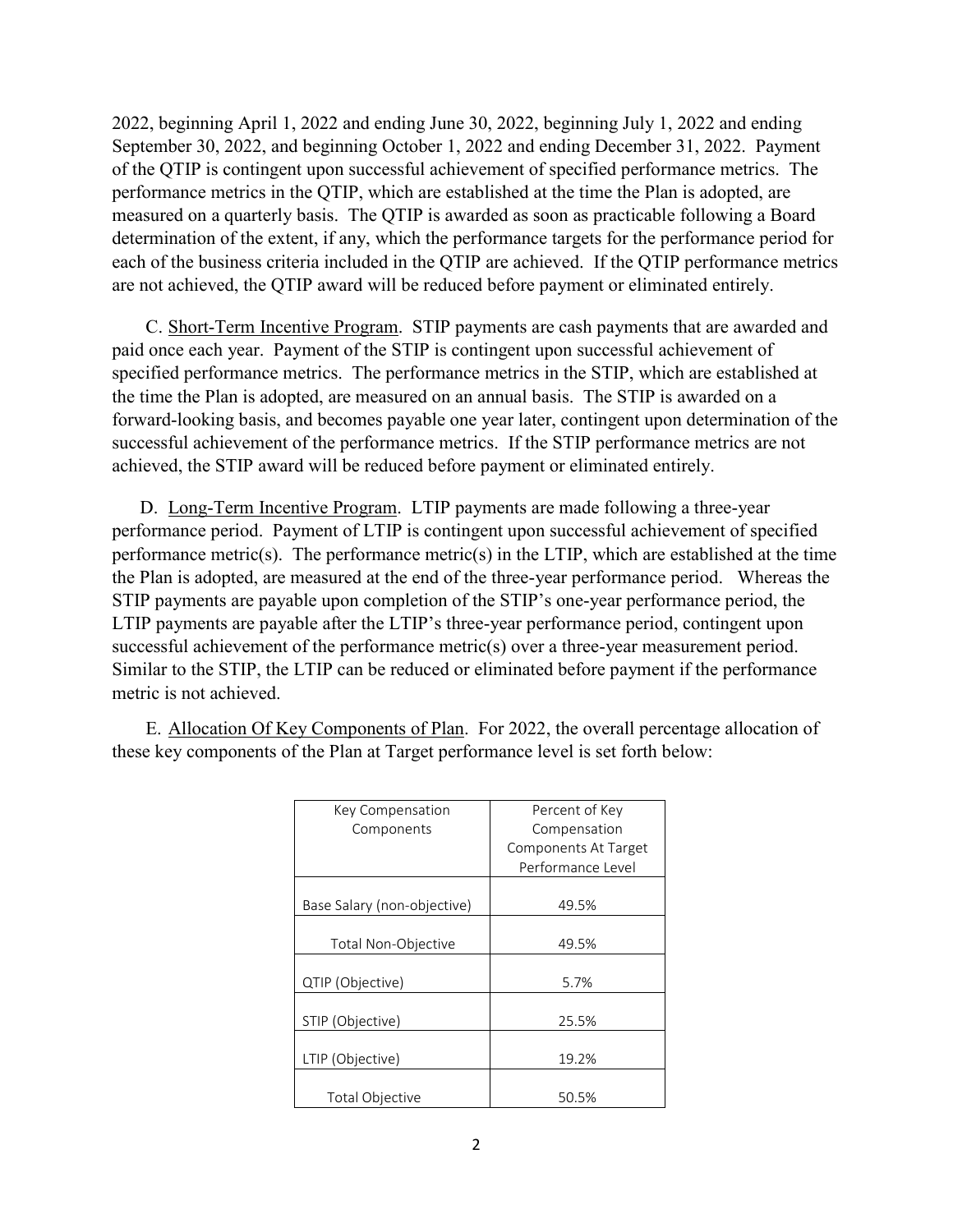2022, beginning April 1, 2022 and ending June 30, 2022, beginning July 1, 2022 and ending September 30, 2022, and beginning October 1, 2022 and ending December 31, 2022. Payment of the QTIP is contingent upon successful achievement of specified performance metrics. The performance metrics in the QTIP, which are established at the time the Plan is adopted, are measured on a quarterly basis. The QTIP is awarded as soon as practicable following a Board determination of the extent, if any, which the performance targets for the performance period for each of the business criteria included in the QTIP are achieved. If the QTIP performance metrics are not achieved, the QTIP award will be reduced before payment or eliminated entirely.

C. Short-Term Incentive Program. STIP payments are cash payments that are awarded and paid once each year. Payment of the STIP is contingent upon successful achievement of specified performance metrics. The performance metrics in the STIP, which are established at the time the Plan is adopted, are measured on an annual basis. The STIP is awarded on a forward-looking basis, and becomes payable one year later, contingent upon determination of the successful achievement of the performance metrics. If the STIP performance metrics are not achieved, the STIP award will be reduced before payment or eliminated entirely.

D. Long-Term Incentive Program. LTIP payments are made following a three-year performance period. Payment of LTIP is contingent upon successful achievement of specified performance metric(s). The performance metric(s) in the LTIP, which are established at the time the Plan is adopted, are measured at the end of the three-year performance period. Whereas the STIP payments are payable upon completion of the STIP's one-year performance period, the LTIP payments are payable after the LTIP's three-year performance period, contingent upon successful achievement of the performance metric(s) over a three-year measurement period. Similar to the STIP, the LTIP can be reduced or eliminated before payment if the performance metric is not achieved.

E. Allocation Of Key Components of Plan. For 2022, the overall percentage allocation of these key components of the Plan at Target performance level is set forth below:

| Key Compensation Components | Percent of Key Compensation Components At Target Performance Level |
|---|---|
| Base Salary (non-objective) | 49.5% |
| Total Non-Objective | 49.5% |
| QTIP (Objective) | 5.7% |
| STIP (Objective) | 25.5% |
| LTIP (Objective) | 19.2% |
| Total Objective | 50.5% |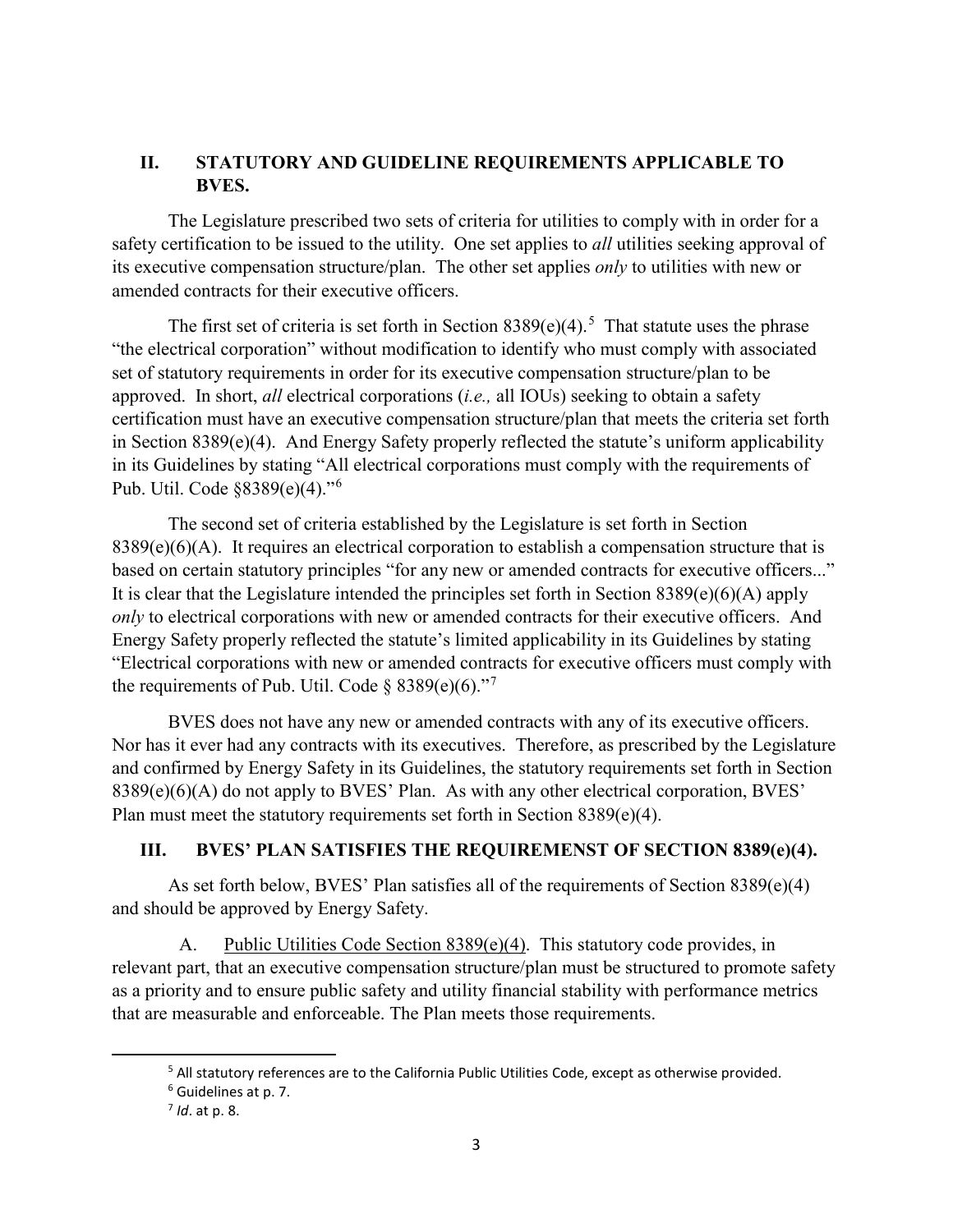## II. STATUTORY AND GUIDELINE REQUIREMENTS APPLICABLE TO BVES.

The Legislature prescribed two sets of criteria for utilities to comply with in order for a safety certification to be issued to the utility. One set applies to *all* utilities seeking approval of its executive compensation structure/plan. The other set applies *only* to utilities with new or amended contracts for their executive officers.

The first set of criteria is set forth in Section 8389(e)(4).[5] That statute uses the phrase "the electrical corporation" without modification to identify who must comply with associated set of statutory requirements in order for its executive compensation structure/plan to be approved. In short, *all* electrical corporations (*i.e.,* all IOUs) seeking to obtain a safety certification must have an executive compensation structure/plan that meets the criteria set forth in Section 8389(e)(4). And Energy Safety properly reflected the statute's uniform applicability in its Guidelines by stating "All electrical corporations must comply with the requirements of Pub. Util. Code §8389(e)(4)."[6]

The second set of criteria established by the Legislature is set forth in Section 8389(e)(6)(A). It requires an electrical corporation to establish a compensation structure that is based on certain statutory principles "for any new or amended contracts for executive officers..." It is clear that the Legislature intended the principles set forth in Section 8389(e)(6)(A) apply *only* to electrical corporations with new or amended contracts for their executive officers. And Energy Safety properly reflected the statute's limited applicability in its Guidelines by stating "Electrical corporations with new or amended contracts for executive officers must comply with the requirements of Pub. Util. Code § 8389(e)(6)."[7]

BVES does not have any new or amended contracts with any of its executive officers. Nor has it ever had any contracts with its executives. Therefore, as prescribed by the Legislature and confirmed by Energy Safety in its Guidelines, the statutory requirements set forth in Section 8389(e)(6)(A) do not apply to BVES' Plan. As with any other electrical corporation, BVES' Plan must meet the statutory requirements set forth in Section 8389(e)(4).

## III. BVES' PLAN SATISFIES THE REQUIREMENST OF SECTION 8389(e)(4).

As set forth below, BVES' Plan satisfies all of the requirements of Section 8389(e)(4) and should be approved by Energy Safety.

A. Public Utilities Code Section 8389(e)(4). This statutory code provides, in relevant part, that an executive compensation structure/plan must be structured to promote safety as a priority and to ensure public safety and utility financial stability with performance metrics that are measurable and enforceable. The Plan meets those requirements.

---

[5] All statutory references are to the California Public Utilities Code, except as otherwise provided.

[6] Guidelines at p. 7.

[7] *Id*. at p. 8.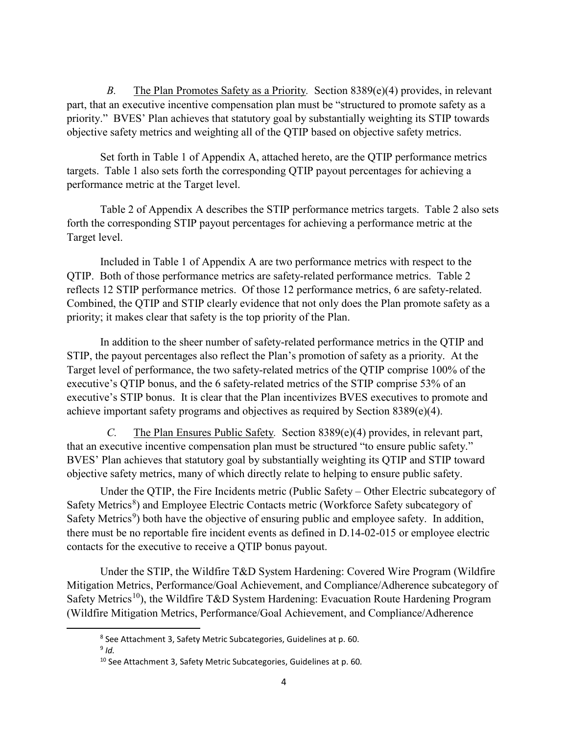*B.* The Plan Promotes Safety as a Priority*.* Section 8389(e)(4) provides, in relevant part, that an executive incentive compensation plan must be "structured to promote safety as a priority." BVES' Plan achieves that statutory goal by substantially weighting its STIP towards objective safety metrics and weighting all of the QTIP based on objective safety metrics.

Set forth in Table 1 of Appendix A, attached hereto, are the QTIP performance metrics targets. Table 1 also sets forth the corresponding QTIP payout percentages for achieving a performance metric at the Target level.

Table 2 of Appendix A describes the STIP performance metrics targets. Table 2 also sets forth the corresponding STIP payout percentages for achieving a performance metric at the Target level.

Included in Table 1 of Appendix A are two performance metrics with respect to the QTIP. Both of those performance metrics are safety-related performance metrics. Table 2 reflects 12 STIP performance metrics. Of those 12 performance metrics, 6 are safety-related. Combined, the QTIP and STIP clearly evidence that not only does the Plan promote safety as a priority; it makes clear that safety is the top priority of the Plan.

In addition to the sheer number of safety-related performance metrics in the QTIP and STIP, the payout percentages also reflect the Plan's promotion of safety as a priority. At the Target level of performance, the two safety-related metrics of the QTIP comprise 100% of the executive's QTIP bonus, and the 6 safety-related metrics of the STIP comprise 53% of an executive's STIP bonus. It is clear that the Plan incentivizes BVES executives to promote and achieve important safety programs and objectives as required by Section 8389(e)(4).

*C.* The Plan Ensures Public Safety*.* Section 8389(e)(4) provides, in relevant part, that an executive incentive compensation plan must be structured "to ensure public safety." BVES' Plan achieves that statutory goal by substantially weighting its QTIP and STIP toward objective safety metrics, many of which directly relate to helping to ensure public safety.

Under the QTIP, the Fire Incidents metric (Public Safety – Other Electric subcategory of Safety Metrics[8]) and Employee Electric Contacts metric (Workforce Safety subcategory of Safety Metrics[9]) both have the objective of ensuring public and employee safety. In addition, there must be no reportable fire incident events as defined in D.14-02-015 or employee electric contacts for the executive to receive a QTIP bonus payout.

Under the STIP, the Wildfire T&D System Hardening: Covered Wire Program (Wildfire Mitigation Metrics, Performance/Goal Achievement, and Compliance/Adherence subcategory of Safety Metrics[10]), the Wildfire T&D System Hardening: Evacuation Route Hardening Program (Wildfire Mitigation Metrics, Performance/Goal Achievement, and Compliance/Adherence

[8] See Attachment 3, Safety Metric Subcategories, Guidelines at p. 60.

[9] *Id.*

[10] See Attachment 3, Safety Metric Subcategories, Guidelines at p. 60.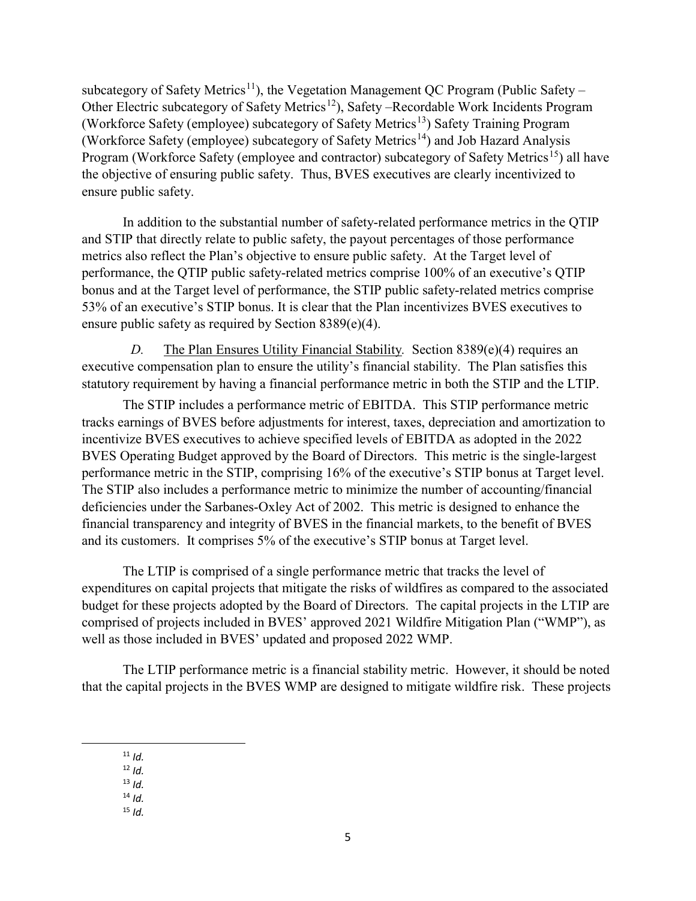subcategory of Safety Metrics[11]), the Vegetation Management QC Program (Public Safety – Other Electric subcategory of Safety Metrics[12]), Safety –Recordable Work Incidents Program (Workforce Safety (employee) subcategory of Safety Metrics[13]) Safety Training Program (Workforce Safety (employee) subcategory of Safety Metrics[14]) and Job Hazard Analysis Program (Workforce Safety (employee and contractor) subcategory of Safety Metrics[15]) all have the objective of ensuring public safety. Thus, BVES executives are clearly incentivized to ensure public safety.

In addition to the substantial number of safety-related performance metrics in the QTIP and STIP that directly relate to public safety, the payout percentages of those performance metrics also reflect the Plan's objective to ensure public safety. At the Target level of performance, the QTIP public safety-related metrics comprise 100% of an executive's QTIP bonus and at the Target level of performance, the STIP public safety-related metrics comprise 53% of an executive's STIP bonus. It is clear that the Plan incentivizes BVES executives to ensure public safety as required by Section 8389(e)(4).

*D.* The Plan Ensures Utility Financial Stability*.* Section 8389(e)(4) requires an executive compensation plan to ensure the utility's financial stability. The Plan satisfies this statutory requirement by having a financial performance metric in both the STIP and the LTIP.

The STIP includes a performance metric of EBITDA. This STIP performance metric tracks earnings of BVES before adjustments for interest, taxes, depreciation and amortization to incentivize BVES executives to achieve specified levels of EBITDA as adopted in the 2022 BVES Operating Budget approved by the Board of Directors. This metric is the single-largest performance metric in the STIP, comprising 16% of the executive's STIP bonus at Target level. The STIP also includes a performance metric to minimize the number of accounting/financial deficiencies under the Sarbanes-Oxley Act of 2002. This metric is designed to enhance the financial transparency and integrity of BVES in the financial markets, to the benefit of BVES and its customers. It comprises 5% of the executive's STIP bonus at Target level.

The LTIP is comprised of a single performance metric that tracks the level of expenditures on capital projects that mitigate the risks of wildfires as compared to the associated budget for these projects adopted by the Board of Directors. The capital projects in the LTIP are comprised of projects included in BVES' approved 2021 Wildfire Mitigation Plan ("WMP"), as well as those included in BVES' updated and proposed 2022 WMP.

The LTIP performance metric is a financial stability metric. However, it should be noted that the capital projects in the BVES WMP are designed to mitigate wildfire risk. These projects

---

[11] *Id.*

[12] *Id.*

[13] *Id.*

[14] *Id.*

[15] *Id.*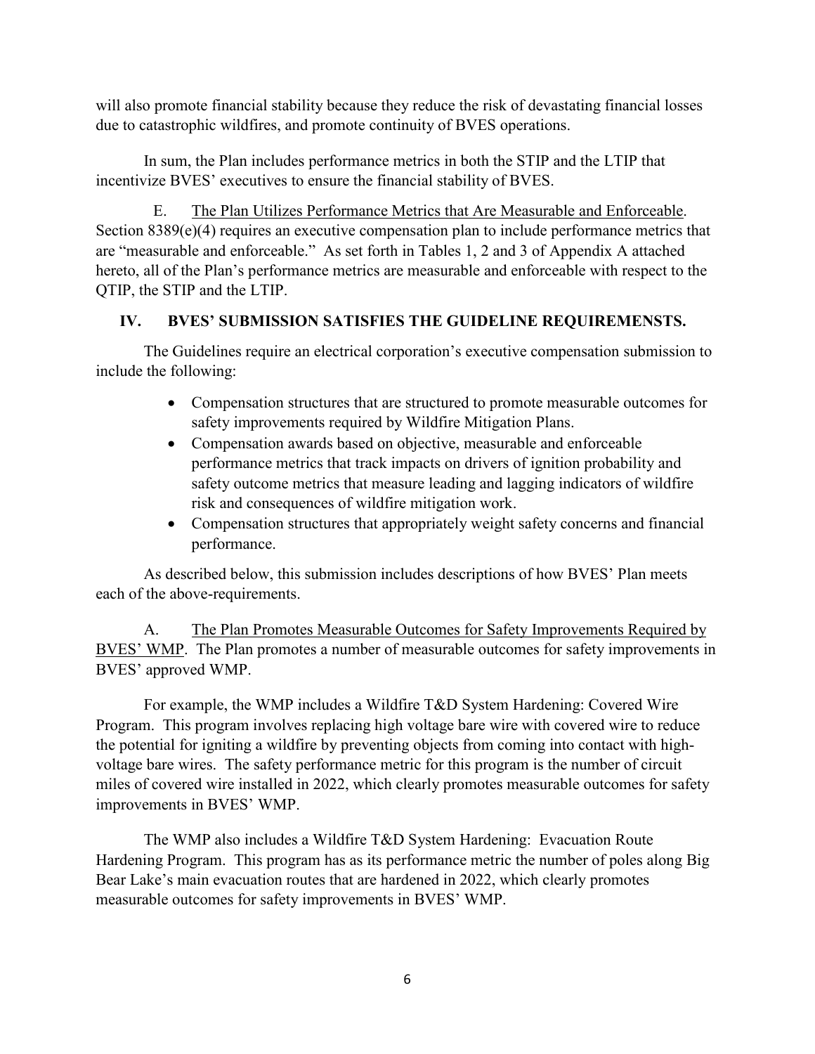will also promote financial stability because they reduce the risk of devastating financial losses due to catastrophic wildfires, and promote continuity of BVES operations.

In sum, the Plan includes performance metrics in both the STIP and the LTIP that incentivize BVES' executives to ensure the financial stability of BVES.

E. The Plan Utilizes Performance Metrics that Are Measurable and Enforceable. Section 8389(e)(4) requires an executive compensation plan to include performance metrics that are "measurable and enforceable." As set forth in Tables 1, 2 and 3 of Appendix A attached hereto, all of the Plan's performance metrics are measurable and enforceable with respect to the QTIP, the STIP and the LTIP.

## IV. BVES' SUBMISSION SATISFIES THE GUIDELINE REQUIREMENSTS.

The Guidelines require an electrical corporation's executive compensation submission to include the following:

- Compensation structures that are structured to promote measurable outcomes for safety improvements required by Wildfire Mitigation Plans.
- Compensation awards based on objective, measurable and enforceable performance metrics that track impacts on drivers of ignition probability and safety outcome metrics that measure leading and lagging indicators of wildfire risk and consequences of wildfire mitigation work.
- Compensation structures that appropriately weight safety concerns and financial performance.

As described below, this submission includes descriptions of how BVES' Plan meets each of the above-requirements.

A. The Plan Promotes Measurable Outcomes for Safety Improvements Required by BVES' WMP. The Plan promotes a number of measurable outcomes for safety improvements in BVES' approved WMP.

For example, the WMP includes a Wildfire T&D System Hardening: Covered Wire Program. This program involves replacing high voltage bare wire with covered wire to reduce the potential for igniting a wildfire by preventing objects from coming into contact with high-voltage bare wires. The safety performance metric for this program is the number of circuit miles of covered wire installed in 2022, which clearly promotes measurable outcomes for safety improvements in BVES' WMP.

The WMP also includes a Wildfire T&D System Hardening: Evacuation Route Hardening Program. This program has as its performance metric the number of poles along Big Bear Lake's main evacuation routes that are hardened in 2022, which clearly promotes measurable outcomes for safety improvements in BVES' WMP.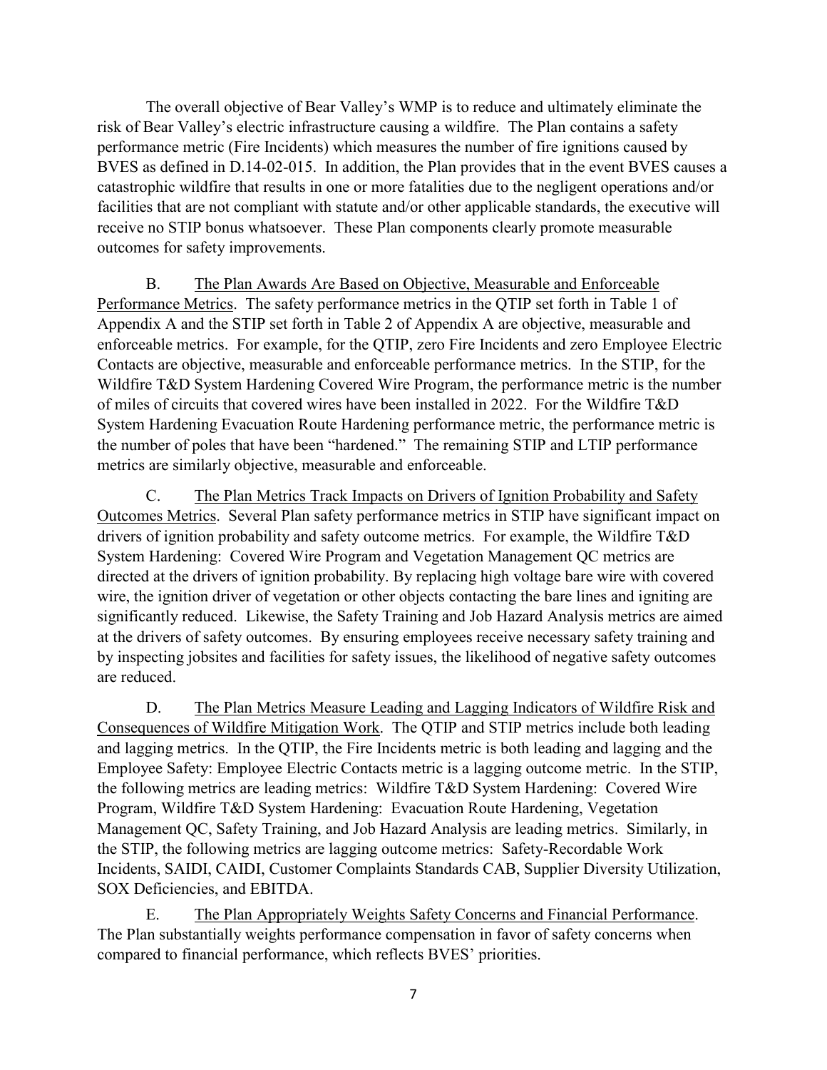The overall objective of Bear Valley's WMP is to reduce and ultimately eliminate the risk of Bear Valley's electric infrastructure causing a wildfire. The Plan contains a safety performance metric (Fire Incidents) which measures the number of fire ignitions caused by BVES as defined in D.14-02-015. In addition, the Plan provides that in the event BVES causes a catastrophic wildfire that results in one or more fatalities due to the negligent operations and/or facilities that are not compliant with statute and/or other applicable standards, the executive will receive no STIP bonus whatsoever. These Plan components clearly promote measurable outcomes for safety improvements.

B. <u>The Plan Awards Are Based on Objective, Measurable and Enforceable Performance Metrics</u>. The safety performance metrics in the QTIP set forth in Table 1 of Appendix A and the STIP set forth in Table 2 of Appendix A are objective, measurable and enforceable metrics. For example, for the QTIP, zero Fire Incidents and zero Employee Electric Contacts are objective, measurable and enforceable performance metrics. In the STIP, for the Wildfire T&D System Hardening Covered Wire Program, the performance metric is the number of miles of circuits that covered wires have been installed in 2022. For the Wildfire T&D System Hardening Evacuation Route Hardening performance metric, the performance metric is the number of poles that have been "hardened." The remaining STIP and LTIP performance metrics are similarly objective, measurable and enforceable.

C. <u>The Plan Metrics Track Impacts on Drivers of Ignition Probability and Safety Outcomes Metrics</u>. Several Plan safety performance metrics in STIP have significant impact on drivers of ignition probability and safety outcome metrics. For example, the Wildfire T&D System Hardening: Covered Wire Program and Vegetation Management QC metrics are directed at the drivers of ignition probability. By replacing high voltage bare wire with covered wire, the ignition driver of vegetation or other objects contacting the bare lines and igniting are significantly reduced. Likewise, the Safety Training and Job Hazard Analysis metrics are aimed at the drivers of safety outcomes. By ensuring employees receive necessary safety training and by inspecting jobsites and facilities for safety issues, the likelihood of negative safety outcomes are reduced.

D. <u>The Plan Metrics Measure Leading and Lagging Indicators of Wildfire Risk and Consequences of Wildfire Mitigation Work</u>. The QTIP and STIP metrics include both leading and lagging metrics. In the QTIP, the Fire Incidents metric is both leading and lagging and the Employee Safety: Employee Electric Contacts metric is a lagging outcome metric. In the STIP, the following metrics are leading metrics: Wildfire T&D System Hardening: Covered Wire Program, Wildfire T&D System Hardening: Evacuation Route Hardening, Vegetation Management QC, Safety Training, and Job Hazard Analysis are leading metrics. Similarly, in the STIP, the following metrics are lagging outcome metrics: Safety-Recordable Work Incidents, SAIDI, CAIDI, Customer Complaints Standards CAB, Supplier Diversity Utilization, SOX Deficiencies, and EBITDA.

E. <u>The Plan Appropriately Weights Safety Concerns and Financial Performance</u>. The Plan substantially weights performance compensation in favor of safety concerns when compared to financial performance, which reflects BVES' priorities.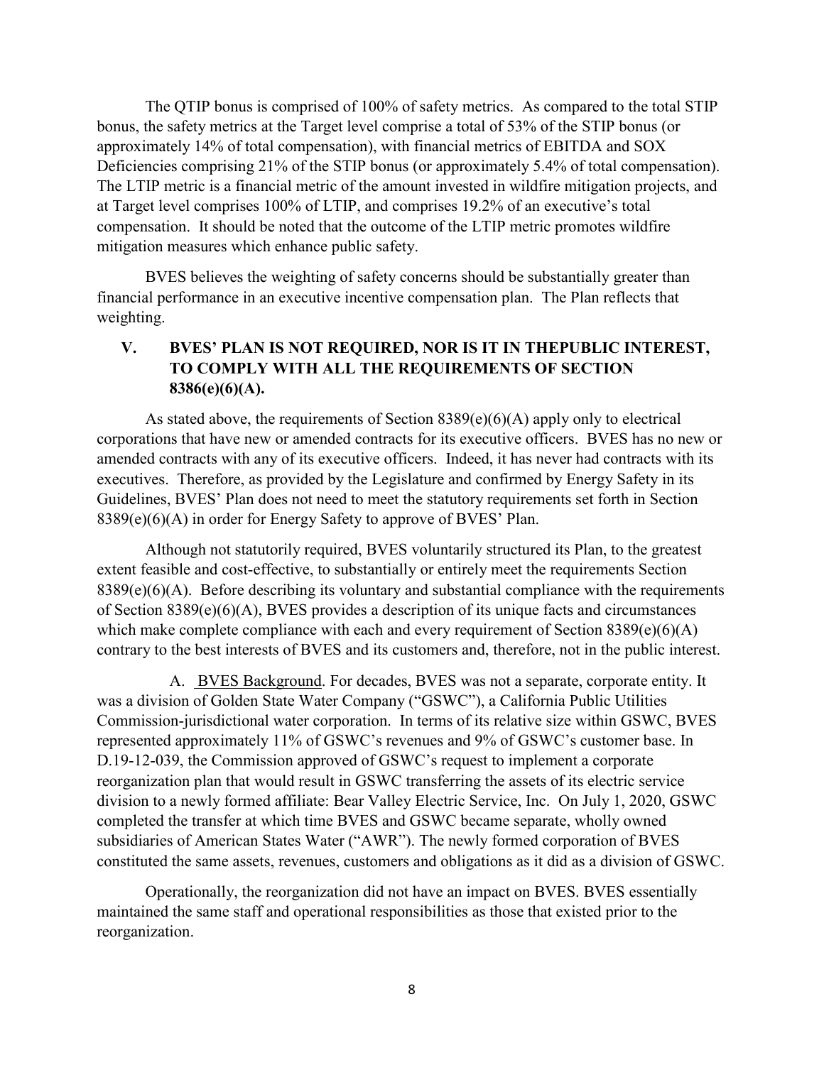The QTIP bonus is comprised of 100% of safety metrics. As compared to the total STIP bonus, the safety metrics at the Target level comprise a total of 53% of the STIP bonus (or approximately 14% of total compensation), with financial metrics of EBITDA and SOX Deficiencies comprising 21% of the STIP bonus (or approximately 5.4% of total compensation). The LTIP metric is a financial metric of the amount invested in wildfire mitigation projects, and at Target level comprises 100% of LTIP, and comprises 19.2% of an executive's total compensation. It should be noted that the outcome of the LTIP metric promotes wildfire mitigation measures which enhance public safety.

BVES believes the weighting of safety concerns should be substantially greater than financial performance in an executive incentive compensation plan. The Plan reflects that weighting.

## V. BVES' PLAN IS NOT REQUIRED, NOR IS IT IN THEPUBLIC INTEREST, TO COMPLY WITH ALL THE REQUIREMENTS OF SECTION 8386(e)(6)(A).

As stated above, the requirements of Section 8389(e)(6)(A) apply only to electrical corporations that have new or amended contracts for its executive officers. BVES has no new or amended contracts with any of its executive officers. Indeed, it has never had contracts with its executives. Therefore, as provided by the Legislature and confirmed by Energy Safety in its Guidelines, BVES' Plan does not need to meet the statutory requirements set forth in Section 8389(e)(6)(A) in order for Energy Safety to approve of BVES' Plan.

Although not statutorily required, BVES voluntarily structured its Plan, to the greatest extent feasible and cost-effective, to substantially or entirely meet the requirements Section 8389(e)(6)(A). Before describing its voluntary and substantial compliance with the requirements of Section 8389(e)(6)(A), BVES provides a description of its unique facts and circumstances which make complete compliance with each and every requirement of Section 8389(e)(6)(A) contrary to the best interests of BVES and its customers and, therefore, not in the public interest.

A. BVES Background. For decades, BVES was not a separate, corporate entity. It was a division of Golden State Water Company ("GSWC"), a California Public Utilities Commission-jurisdictional water corporation. In terms of its relative size within GSWC, BVES represented approximately 11% of GSWC's revenues and 9% of GSWC's customer base. In D.19-12-039, the Commission approved of GSWC's request to implement a corporate reorganization plan that would result in GSWC transferring the assets of its electric service division to a newly formed affiliate: Bear Valley Electric Service, Inc. On July 1, 2020, GSWC completed the transfer at which time BVES and GSWC became separate, wholly owned subsidiaries of American States Water ("AWR"). The newly formed corporation of BVES constituted the same assets, revenues, customers and obligations as it did as a division of GSWC.

Operationally, the reorganization did not have an impact on BVES. BVES essentially maintained the same staff and operational responsibilities as those that existed prior to the reorganization.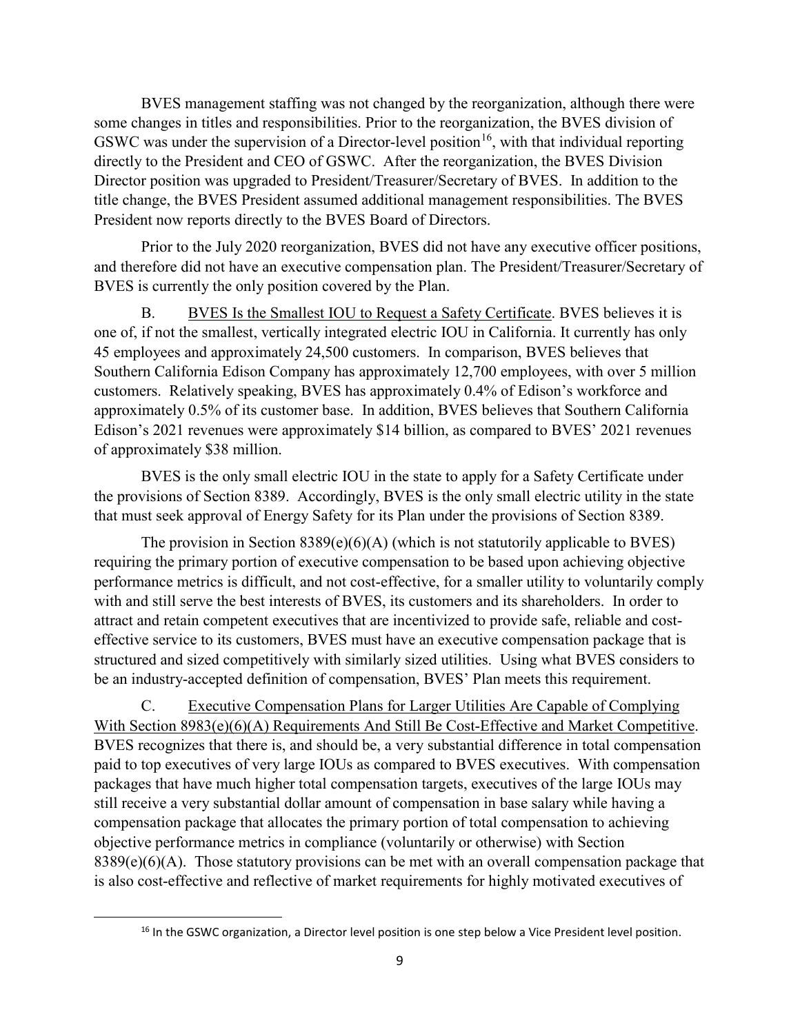BVES management staffing was not changed by the reorganization, although there were some changes in titles and responsibilities. Prior to the reorganization, the BVES division of GSWC was under the supervision of a Director-level position[16], with that individual reporting directly to the President and CEO of GSWC. After the reorganization, the BVES Division Director position was upgraded to President/Treasurer/Secretary of BVES. In addition to the title change, the BVES President assumed additional management responsibilities. The BVES President now reports directly to the BVES Board of Directors.

Prior to the July 2020 reorganization, BVES did not have any executive officer positions, and therefore did not have an executive compensation plan. The President/Treasurer/Secretary of BVES is currently the only position covered by the Plan.

B. <u>BVES Is the Smallest IOU to Request a Safety Certificate</u>. BVES believes it is one of, if not the smallest, vertically integrated electric IOU in California. It currently has only 45 employees and approximately 24,500 customers. In comparison, BVES believes that Southern California Edison Company has approximately 12,700 employees, with over 5 million customers. Relatively speaking, BVES has approximately 0.4% of Edison's workforce and approximately 0.5% of its customer base. In addition, BVES believes that Southern California Edison's 2021 revenues were approximately $14 billion, as compared to BVES' 2021 revenues of approximately $38 million.

BVES is the only small electric IOU in the state to apply for a Safety Certificate under the provisions of Section 8389. Accordingly, BVES is the only small electric utility in the state that must seek approval of Energy Safety for its Plan under the provisions of Section 8389.

The provision in Section 8389(e)(6)(A) (which is not statutorily applicable to BVES) requiring the primary portion of executive compensation to be based upon achieving objective performance metrics is difficult, and not cost-effective, for a smaller utility to voluntarily comply with and still serve the best interests of BVES, its customers and its shareholders. In order to attract and retain competent executives that are incentivized to provide safe, reliable and cost-effective service to its customers, BVES must have an executive compensation package that is structured and sized competitively with similarly sized utilities. Using what BVES considers to be an industry-accepted definition of compensation, BVES' Plan meets this requirement.

C. <u>Executive Compensation Plans for Larger Utilities Are Capable of Complying With Section 8983(e)(6)(A) Requirements And Still Be Cost-Effective and Market Competitive</u>. BVES recognizes that there is, and should be, a very substantial difference in total compensation paid to top executives of very large IOUs as compared to BVES executives. With compensation packages that have much higher total compensation targets, executives of the large IOUs may still receive a very substantial dollar amount of compensation in base salary while having a compensation package that allocates the primary portion of total compensation to achieving objective performance metrics in compliance (voluntarily or otherwise) with Section 8389(e)(6)(A). Those statutory provisions can be met with an overall compensation package that is also cost-effective and reflective of market requirements for highly motivated executives of

[16] In the GSWC organization, a Director level position is one step below a Vice President level position.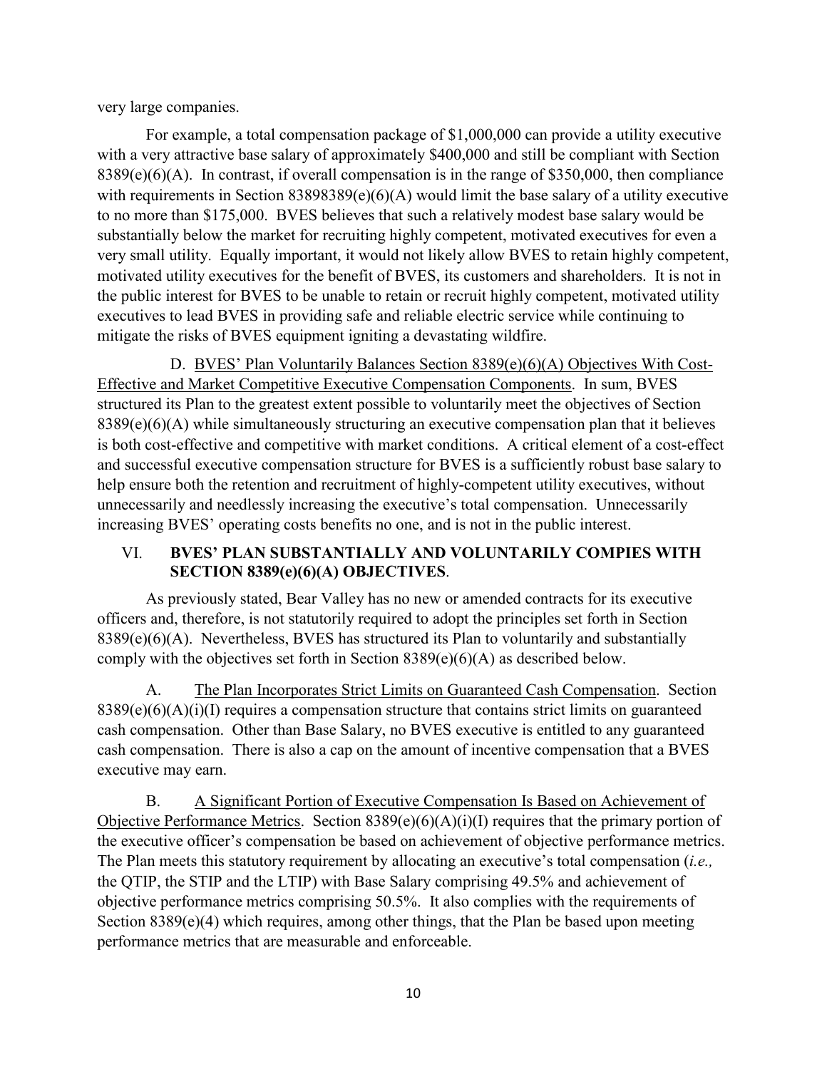very large companies.

For example, a total compensation package of $1,000,000 can provide a utility executive with a very attractive base salary of approximately $400,000 and still be compliant with Section 8389(e)(6)(A). In contrast, if overall compensation is in the range of $350,000, then compliance with requirements in Section 83898389(e)(6)(A) would limit the base salary of a utility executive to no more than $175,000. BVES believes that such a relatively modest base salary would be substantially below the market for recruiting highly competent, motivated executives for even a very small utility. Equally important, it would not likely allow BVES to retain highly competent, motivated utility executives for the benefit of BVES, its customers and shareholders. It is not in the public interest for BVES to be unable to retain or recruit highly competent, motivated utility executives to lead BVES in providing safe and reliable electric service while continuing to mitigate the risks of BVES equipment igniting a devastating wildfire.

D. <u>BVES' Plan Voluntarily Balances Section 8389(e)(6)(A) Objectives With Cost-Effective and Market Competitive Executive Compensation Components</u>. In sum, BVES structured its Plan to the greatest extent possible to voluntarily meet the objectives of Section 8389(e)(6)(A) while simultaneously structuring an executive compensation plan that it believes is both cost-effective and competitive with market conditions. A critical element of a cost-effect and successful executive compensation structure for BVES is a sufficiently robust base salary to help ensure both the retention and recruitment of highly-competent utility executives, without unnecessarily and needlessly increasing the executive's total compensation. Unnecessarily increasing BVES' operating costs benefits no one, and is not in the public interest.

## VI. BVES' PLAN SUBSTANTIALLY AND VOLUNTARILY COMPIES WITH SECTION 8389(e)(6)(A) OBJECTIVES.

As previously stated, Bear Valley has no new or amended contracts for its executive officers and, therefore, is not statutorily required to adopt the principles set forth in Section 8389(e)(6)(A). Nevertheless, BVES has structured its Plan to voluntarily and substantially comply with the objectives set forth in Section 8389(e)(6)(A) as described below.

A. <u>The Plan Incorporates Strict Limits on Guaranteed Cash Compensation</u>. Section 8389(e)(6)(A)(i)(I) requires a compensation structure that contains strict limits on guaranteed cash compensation. Other than Base Salary, no BVES executive is entitled to any guaranteed cash compensation. There is also a cap on the amount of incentive compensation that a BVES executive may earn.

B. <u>A Significant Portion of Executive Compensation Is Based on Achievement of Objective Performance Metrics</u>. Section 8389(e)(6)(A)(i)(I) requires that the primary portion of the executive officer's compensation be based on achievement of objective performance metrics. The Plan meets this statutory requirement by allocating an executive's total compensation (*i.e.,* the QTIP, the STIP and the LTIP) with Base Salary comprising 49.5% and achievement of objective performance metrics comprising 50.5%. It also complies with the requirements of Section 8389(e)(4) which requires, among other things, that the Plan be based upon meeting performance metrics that are measurable and enforceable.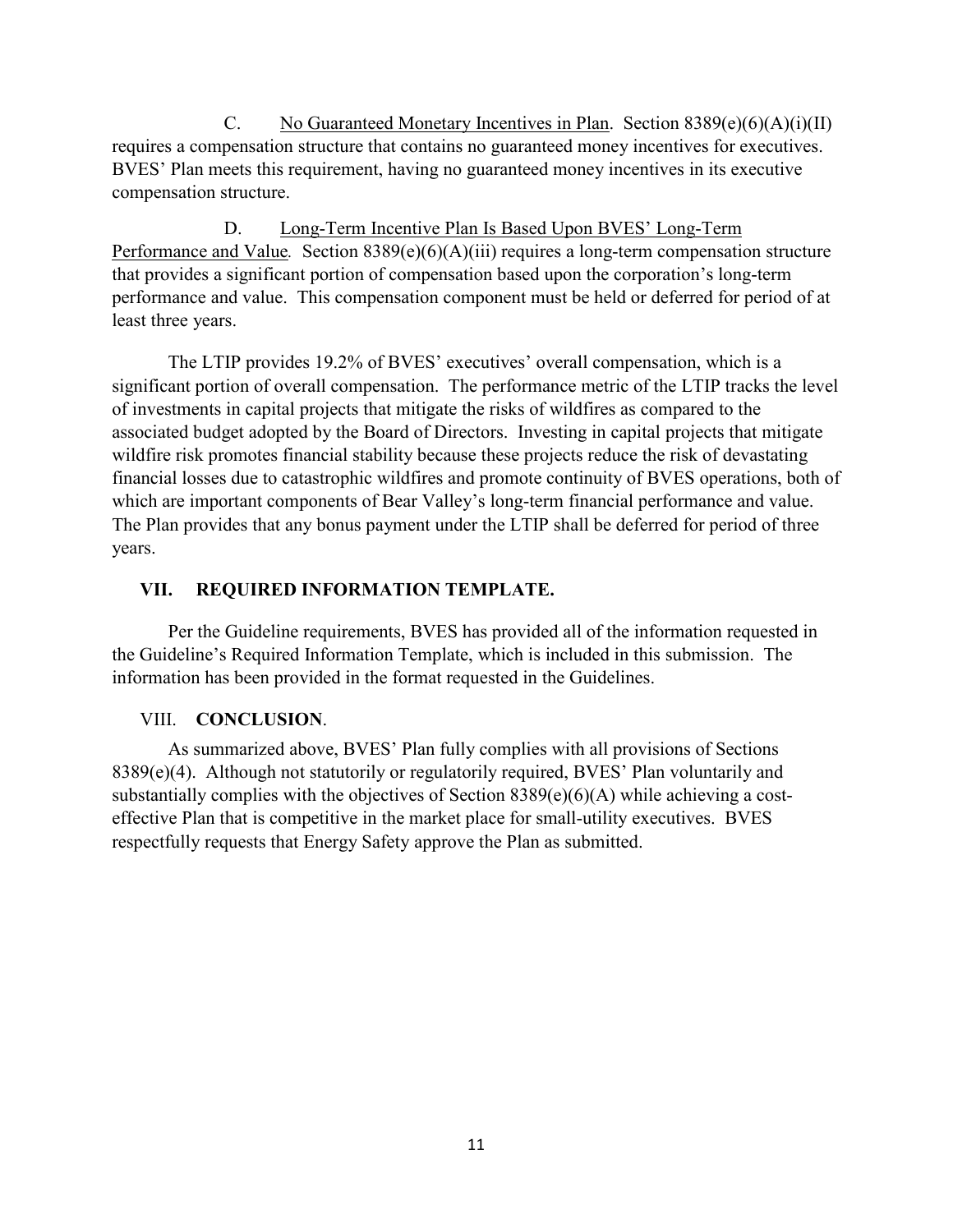C. <u>No Guaranteed Monetary Incentives in Plan</u>. Section 8389(e)(6)(A)(i)(II) requires a compensation structure that contains no guaranteed money incentives for executives. BVES' Plan meets this requirement, having no guaranteed money incentives in its executive compensation structure.

D. <u>Long-Term Incentive Plan Is Based Upon BVES' Long-Term Performance and Value</u>. Section 8389(e)(6)(A)(iii) requires a long-term compensation structure that provides a significant portion of compensation based upon the corporation's long-term performance and value. This compensation component must be held or deferred for period of at least three years.

The LTIP provides 19.2% of BVES' executives' overall compensation, which is a significant portion of overall compensation. The performance metric of the LTIP tracks the level of investments in capital projects that mitigate the risks of wildfires as compared to the associated budget adopted by the Board of Directors. Investing in capital projects that mitigate wildfire risk promotes financial stability because these projects reduce the risk of devastating financial losses due to catastrophic wildfires and promote continuity of BVES operations, both of which are important components of Bear Valley's long-term financial performance and value. The Plan provides that any bonus payment under the LTIP shall be deferred for period of three years.

## VII. REQUIRED INFORMATION TEMPLATE.

Per the Guideline requirements, BVES has provided all of the information requested in the Guideline's Required Information Template, which is included in this submission. The information has been provided in the format requested in the Guidelines.

## VIII. CONCLUSION.

As summarized above, BVES' Plan fully complies with all provisions of Sections 8389(e)(4). Although not statutorily or regulatorily required, BVES' Plan voluntarily and substantially complies with the objectives of Section 8389(e)(6)(A) while achieving a cost-effective Plan that is competitive in the market place for small-utility executives. BVES respectfully requests that Energy Safety approve the Plan as submitted.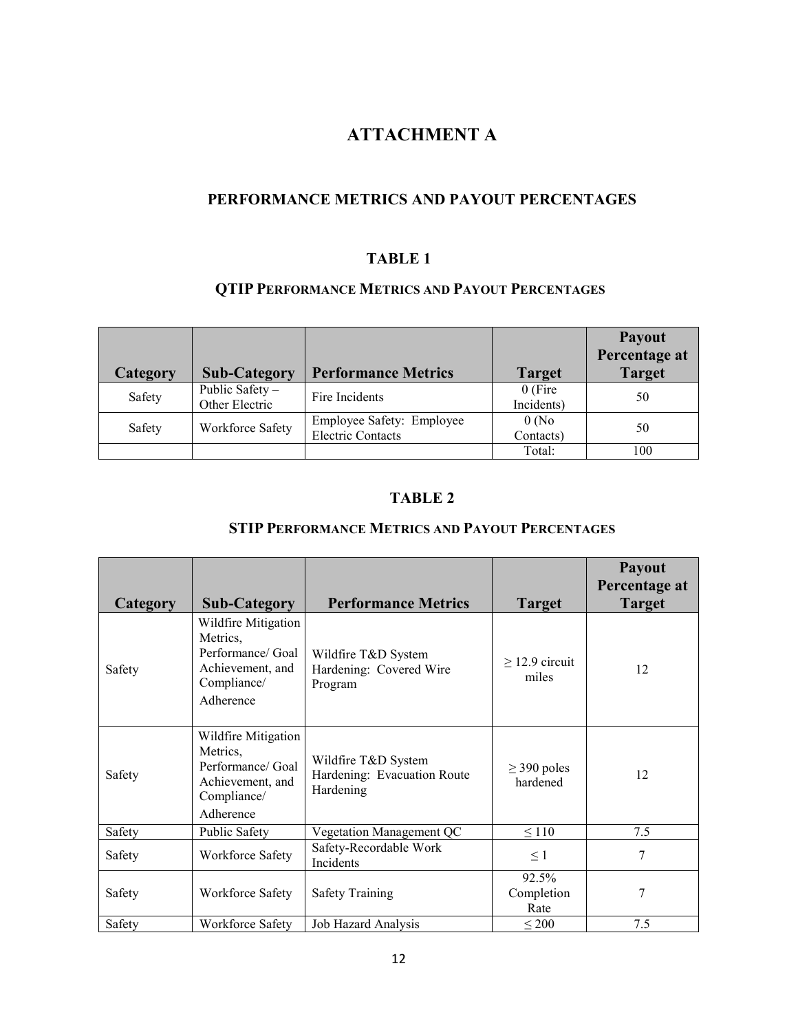# ATTACHMENT A

## PERFORMANCE METRICS AND PAYOUT PERCENTAGES

### TABLE 1

### QTIP PERFORMANCE METRICS AND PAYOUT PERCENTAGES

| Category | Sub-Category | Performance Metrics | Target | Payout Percentage at Target |
|---|---|---|---|---|
| Safety | Public Safety – Other Electric | Fire Incidents | 0 (Fire Incidents) | 50 |
| Safety | Workforce Safety | Employee Safety: Employee Electric Contacts | 0 (No Contacts) | 50 |
| | | | Total: | 100 |

### TABLE 2

### STIP PERFORMANCE METRICS AND PAYOUT PERCENTAGES

| Category | Sub-Category | Performance Metrics | Target | Payout Percentage at Target |
|---|---|---|---|---|
| Safety | Wildfire Mitigation Metrics, Performance/ Goal Achievement, and Compliance/ Adherence | Wildfire T&D System Hardening: Covered Wire Program | ≥ 12.9 circuit miles | 12 |
| Safety | Wildfire Mitigation Metrics, Performance/ Goal Achievement, and Compliance/ Adherence | Wildfire T&D System Hardening: Evacuation Route Hardening | ≥ 390 poles hardened | 12 |
| Safety | Public Safety | Vegetation Management QC | ≤ 110 | 7.5 |
| Safety | Workforce Safety | Safety-Recordable Work Incidents | ≤ 1 | 7 |
| Safety | Workforce Safety | Safety Training | 92.5% Completion Rate | 7 |
| Safety | Workforce Safety | Job Hazard Analysis | ≤ 200 | 7.5 |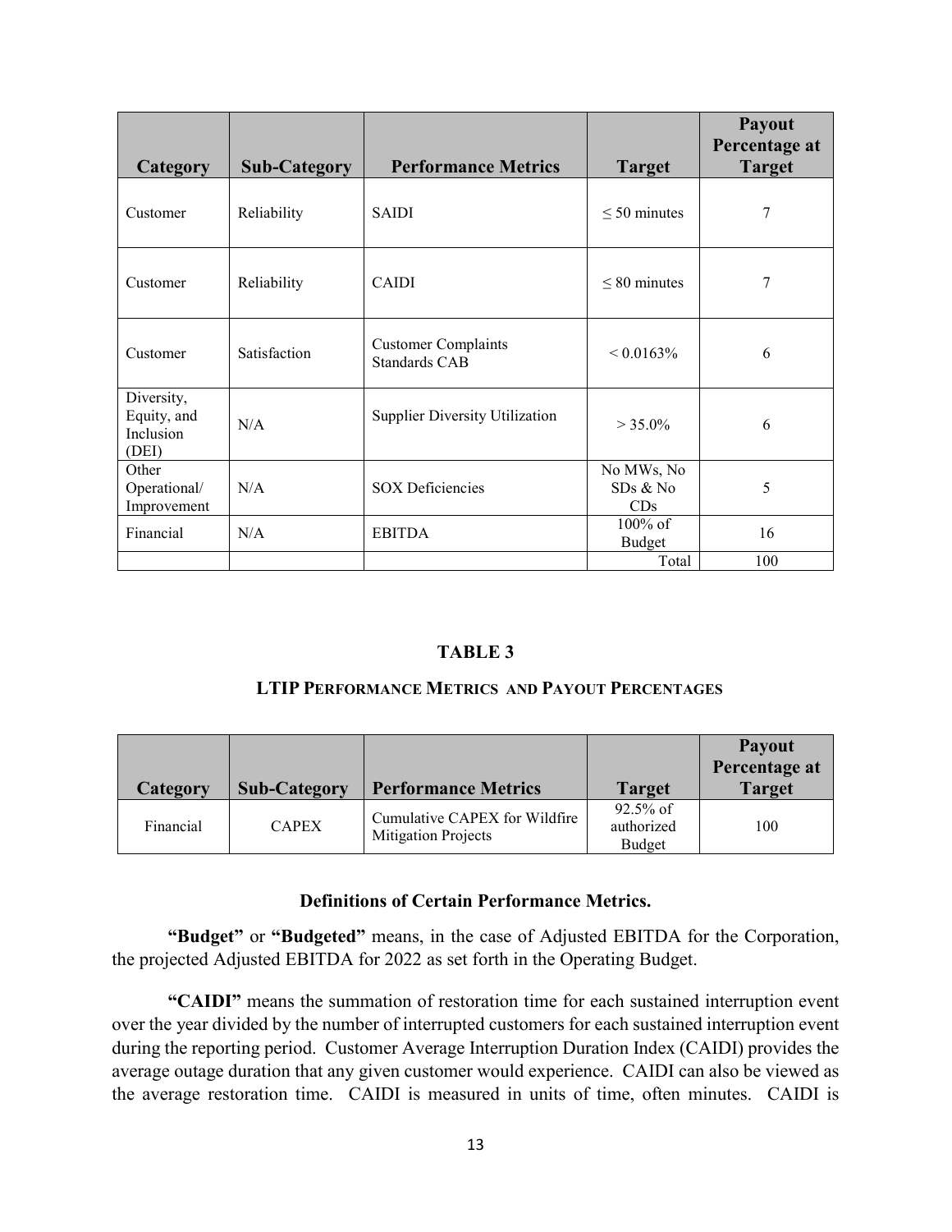| Category | Sub-Category | Performance Metrics | Target | Payout Percentage at Target |
|---|---|---|---|---|
| Customer | Reliability | SAIDI | ≤ 50 minutes | 7 |
| Customer | Reliability | CAIDI | ≤ 80 minutes | 7 |
| Customer | Satisfaction | Customer Complaints Standards CAB | < 0.0163% | 6 |
| Diversity, Equity, and Inclusion (DEI) | N/A | Supplier Diversity Utilization | > 35.0% | 6 |
| Other Operational/ Improvement | N/A | SOX Deficiencies | No MWs, No SDs & No CDs | 5 |
| Financial | N/A | EBITDA | 100% of Budget | 16 |
| | | | Total | 100 |

### TABLE 3

### LTIP PERFORMANCE METRICS AND PAYOUT PERCENTAGES

| Category | Sub-Category | Performance Metrics | Target | Payout Percentage at Target |
|---|---|---|---|---|
| Financial | CAPEX | Cumulative CAPEX for Wildfire Mitigation Projects | 92.5% of authorized Budget | 100 |

### Definitions of Certain Performance Metrics.

**"Budget"** or **"Budgeted"** means, in the case of Adjusted EBITDA for the Corporation, the projected Adjusted EBITDA for 2022 as set forth in the Operating Budget.

**"CAIDI"** means the summation of restoration time for each sustained interruption event over the year divided by the number of interrupted customers for each sustained interruption event during the reporting period. Customer Average Interruption Duration Index (CAIDI) provides the average outage duration that any given customer would experience. CAIDI can also be viewed as the average restoration time. CAIDI is measured in units of time, often minutes. CAIDI is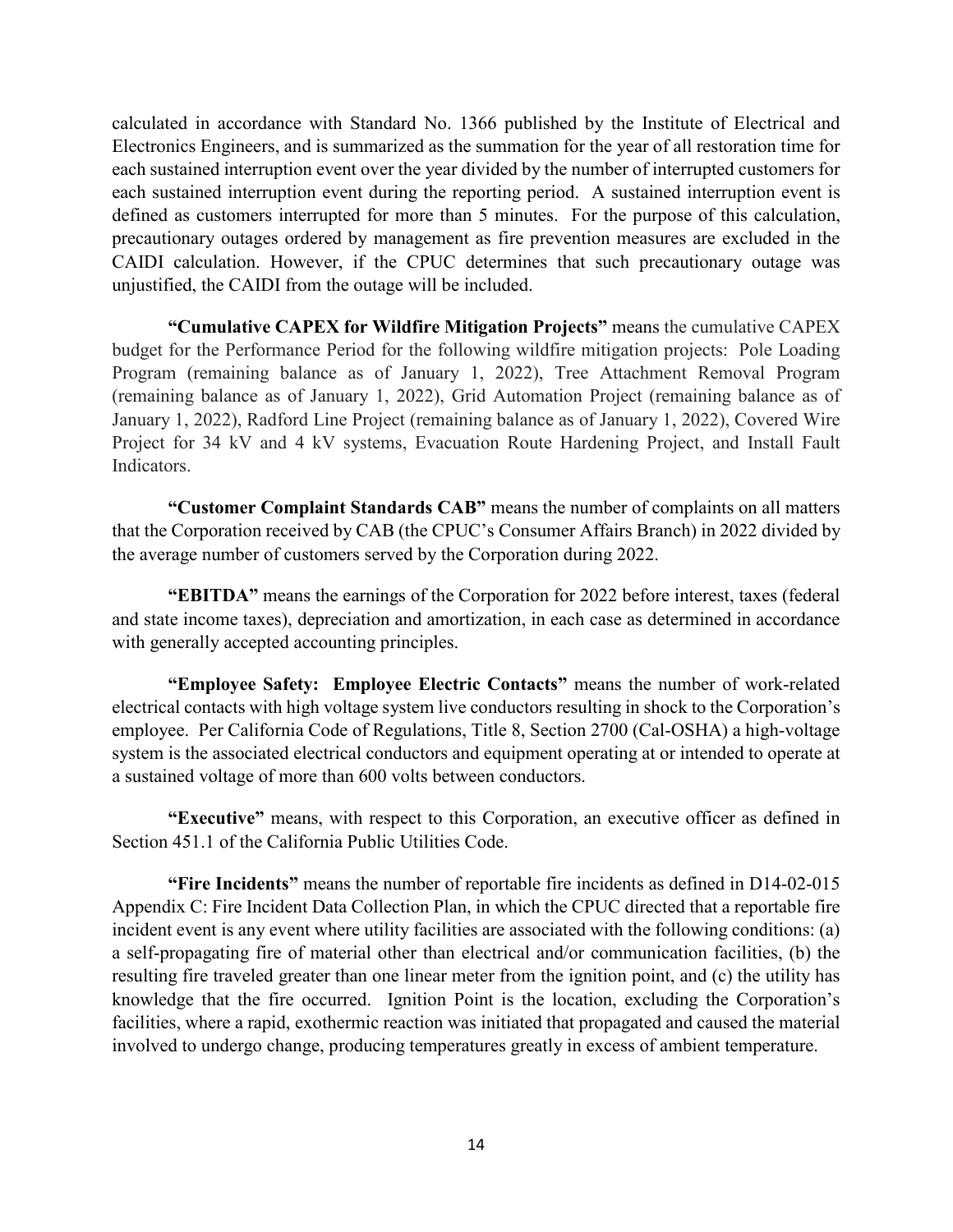calculated in accordance with Standard No. 1366 published by the Institute of Electrical and Electronics Engineers, and is summarized as the summation for the year of all restoration time for each sustained interruption event over the year divided by the number of interrupted customers for each sustained interruption event during the reporting period. A sustained interruption event is defined as customers interrupted for more than 5 minutes. For the purpose of this calculation, precautionary outages ordered by management as fire prevention measures are excluded in the CAIDI calculation. However, if the CPUC determines that such precautionary outage was unjustified, the CAIDI from the outage will be included.

**"Cumulative CAPEX for Wildfire Mitigation Projects"** means the cumulative CAPEX budget for the Performance Period for the following wildfire mitigation projects: Pole Loading Program (remaining balance as of January 1, 2022), Tree Attachment Removal Program (remaining balance as of January 1, 2022), Grid Automation Project (remaining balance as of January 1, 2022), Radford Line Project (remaining balance as of January 1, 2022), Covered Wire Project for 34 kV and 4 kV systems, Evacuation Route Hardening Project, and Install Fault Indicators.

**"Customer Complaint Standards CAB"** means the number of complaints on all matters that the Corporation received by CAB (the CPUC's Consumer Affairs Branch) in 2022 divided by the average number of customers served by the Corporation during 2022.

**"EBITDA"** means the earnings of the Corporation for 2022 before interest, taxes (federal and state income taxes), depreciation and amortization, in each case as determined in accordance with generally accepted accounting principles.

**"Employee Safety: Employee Electric Contacts"** means the number of work-related electrical contacts with high voltage system live conductors resulting in shock to the Corporation's employee. Per California Code of Regulations, Title 8, Section 2700 (Cal-OSHA) a high-voltage system is the associated electrical conductors and equipment operating at or intended to operate at a sustained voltage of more than 600 volts between conductors.

**"Executive"** means, with respect to this Corporation, an executive officer as defined in Section 451.1 of the California Public Utilities Code.

**"Fire Incidents"** means the number of reportable fire incidents as defined in D14-02-015 Appendix C: Fire Incident Data Collection Plan, in which the CPUC directed that a reportable fire incident event is any event where utility facilities are associated with the following conditions: (a) a self-propagating fire of material other than electrical and/or communication facilities, (b) the resulting fire traveled greater than one linear meter from the ignition point, and (c) the utility has knowledge that the fire occurred. Ignition Point is the location, excluding the Corporation's facilities, where a rapid, exothermic reaction was initiated that propagated and caused the material involved to undergo change, producing temperatures greatly in excess of ambient temperature.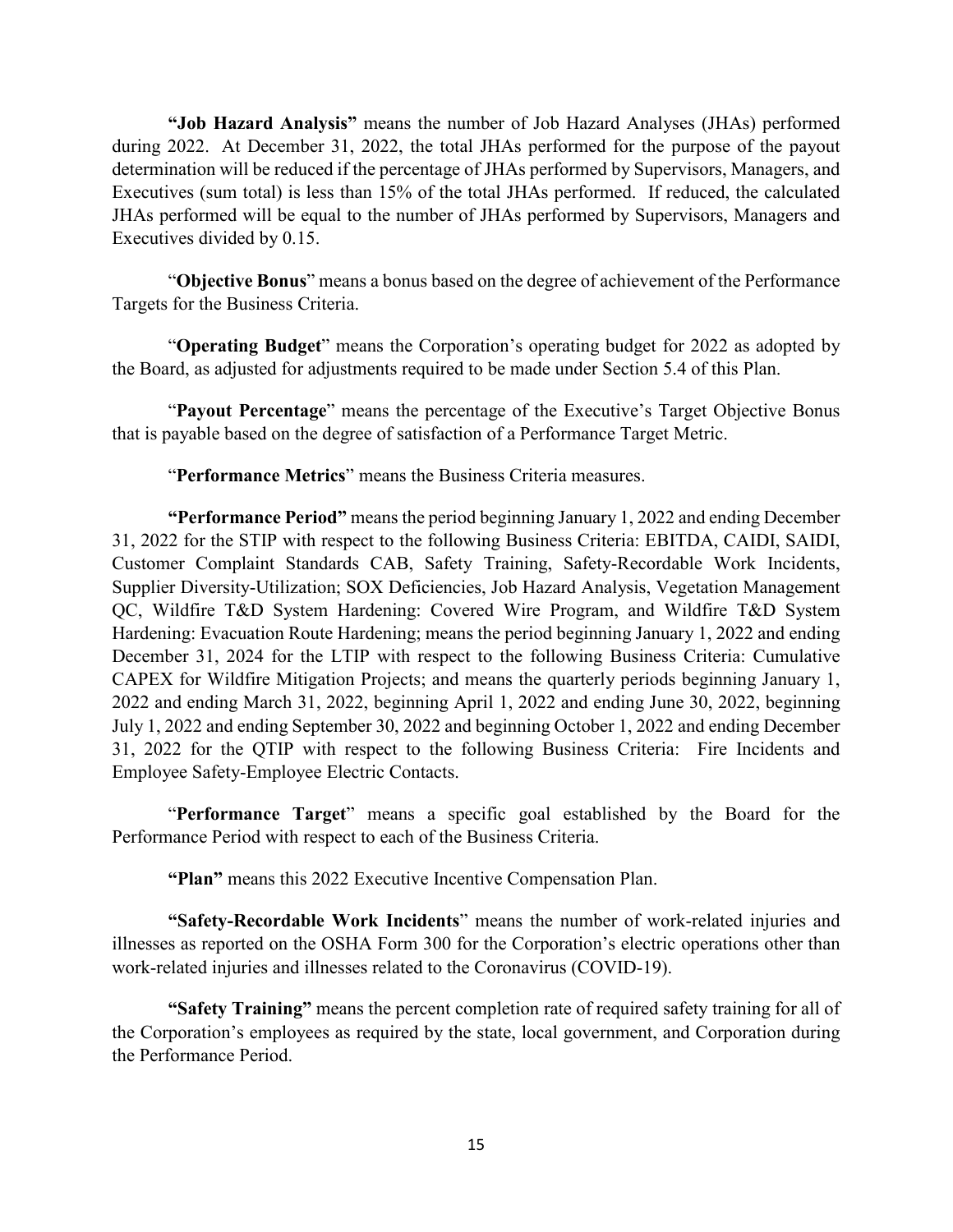**"Job Hazard Analysis"** means the number of Job Hazard Analyses (JHAs) performed during 2022. At December 31, 2022, the total JHAs performed for the purpose of the payout determination will be reduced if the percentage of JHAs performed by Supervisors, Managers, and Executives (sum total) is less than 15% of the total JHAs performed. If reduced, the calculated JHAs performed will be equal to the number of JHAs performed by Supervisors, Managers and Executives divided by 0.15.

"**Objective Bonus**" means a bonus based on the degree of achievement of the Performance Targets for the Business Criteria.

"**Operating Budget**" means the Corporation's operating budget for 2022 as adopted by the Board, as adjusted for adjustments required to be made under Section 5.4 of this Plan.

"**Payout Percentage**" means the percentage of the Executive's Target Objective Bonus that is payable based on the degree of satisfaction of a Performance Target Metric.

"**Performance Metrics**" means the Business Criteria measures.

**"Performance Period"** means the period beginning January 1, 2022 and ending December 31, 2022 for the STIP with respect to the following Business Criteria: EBITDA, CAIDI, SAIDI, Customer Complaint Standards CAB, Safety Training, Safety-Recordable Work Incidents, Supplier Diversity-Utilization; SOX Deficiencies, Job Hazard Analysis, Vegetation Management QC, Wildfire T&D System Hardening: Covered Wire Program, and Wildfire T&D System Hardening: Evacuation Route Hardening; means the period beginning January 1, 2022 and ending December 31, 2024 for the LTIP with respect to the following Business Criteria: Cumulative CAPEX for Wildfire Mitigation Projects; and means the quarterly periods beginning January 1, 2022 and ending March 31, 2022, beginning April 1, 2022 and ending June 30, 2022, beginning July 1, 2022 and ending September 30, 2022 and beginning October 1, 2022 and ending December 31, 2022 for the QTIP with respect to the following Business Criteria: Fire Incidents and Employee Safety-Employee Electric Contacts.

"**Performance Target**" means a specific goal established by the Board for the Performance Period with respect to each of the Business Criteria.

**"Plan"** means this 2022 Executive Incentive Compensation Plan.

**"Safety-Recordable Work Incidents**" means the number of work-related injuries and illnesses as reported on the OSHA Form 300 for the Corporation's electric operations other than work-related injuries and illnesses related to the Coronavirus (COVID-19).

**"Safety Training"** means the percent completion rate of required safety training for all of the Corporation's employees as required by the state, local government, and Corporation during the Performance Period.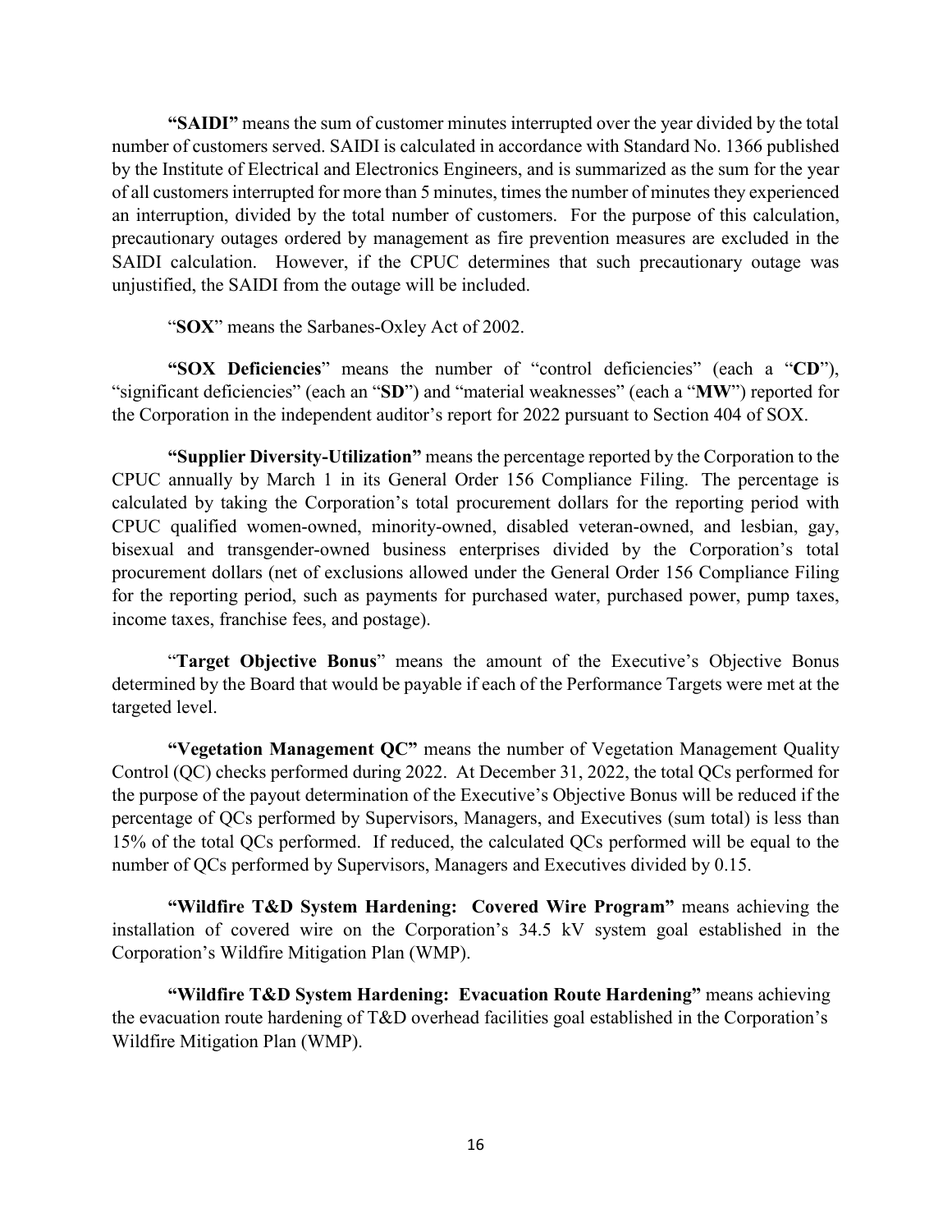**"SAIDI"** means the sum of customer minutes interrupted over the year divided by the total number of customers served. SAIDI is calculated in accordance with Standard No. 1366 published by the Institute of Electrical and Electronics Engineers, and is summarized as the sum for the year of all customers interrupted for more than 5 minutes, times the number of minutes they experienced an interruption, divided by the total number of customers. For the purpose of this calculation, precautionary outages ordered by management as fire prevention measures are excluded in the SAIDI calculation. However, if the CPUC determines that such precautionary outage was unjustified, the SAIDI from the outage will be included.

"**SOX**" means the Sarbanes-Oxley Act of 2002.

**"SOX Deficiencies**" means the number of "control deficiencies" (each a "**CD**"), "significant deficiencies" (each an "**SD**") and "material weaknesses" (each a "**MW**") reported for the Corporation in the independent auditor's report for 2022 pursuant to Section 404 of SOX.

**"Supplier Diversity-Utilization"** means the percentage reported by the Corporation to the CPUC annually by March 1 in its General Order 156 Compliance Filing. The percentage is calculated by taking the Corporation's total procurement dollars for the reporting period with CPUC qualified women-owned, minority-owned, disabled veteran-owned, and lesbian, gay, bisexual and transgender-owned business enterprises divided by the Corporation's total procurement dollars (net of exclusions allowed under the General Order 156 Compliance Filing for the reporting period, such as payments for purchased water, purchased power, pump taxes, income taxes, franchise fees, and postage).

"**Target Objective Bonus**" means the amount of the Executive's Objective Bonus determined by the Board that would be payable if each of the Performance Targets were met at the targeted level.

**"Vegetation Management QC"** means the number of Vegetation Management Quality Control (QC) checks performed during 2022. At December 31, 2022, the total QCs performed for the purpose of the payout determination of the Executive's Objective Bonus will be reduced if the percentage of QCs performed by Supervisors, Managers, and Executives (sum total) is less than 15% of the total QCs performed. If reduced, the calculated QCs performed will be equal to the number of QCs performed by Supervisors, Managers and Executives divided by 0.15.

**"Wildfire T&D System Hardening: Covered Wire Program"** means achieving the installation of covered wire on the Corporation's 34.5 kV system goal established in the Corporation's Wildfire Mitigation Plan (WMP).

**"Wildfire T&D System Hardening: Evacuation Route Hardening"** means achieving the evacuation route hardening of T&D overhead facilities goal established in the Corporation's Wildfire Mitigation Plan (WMP).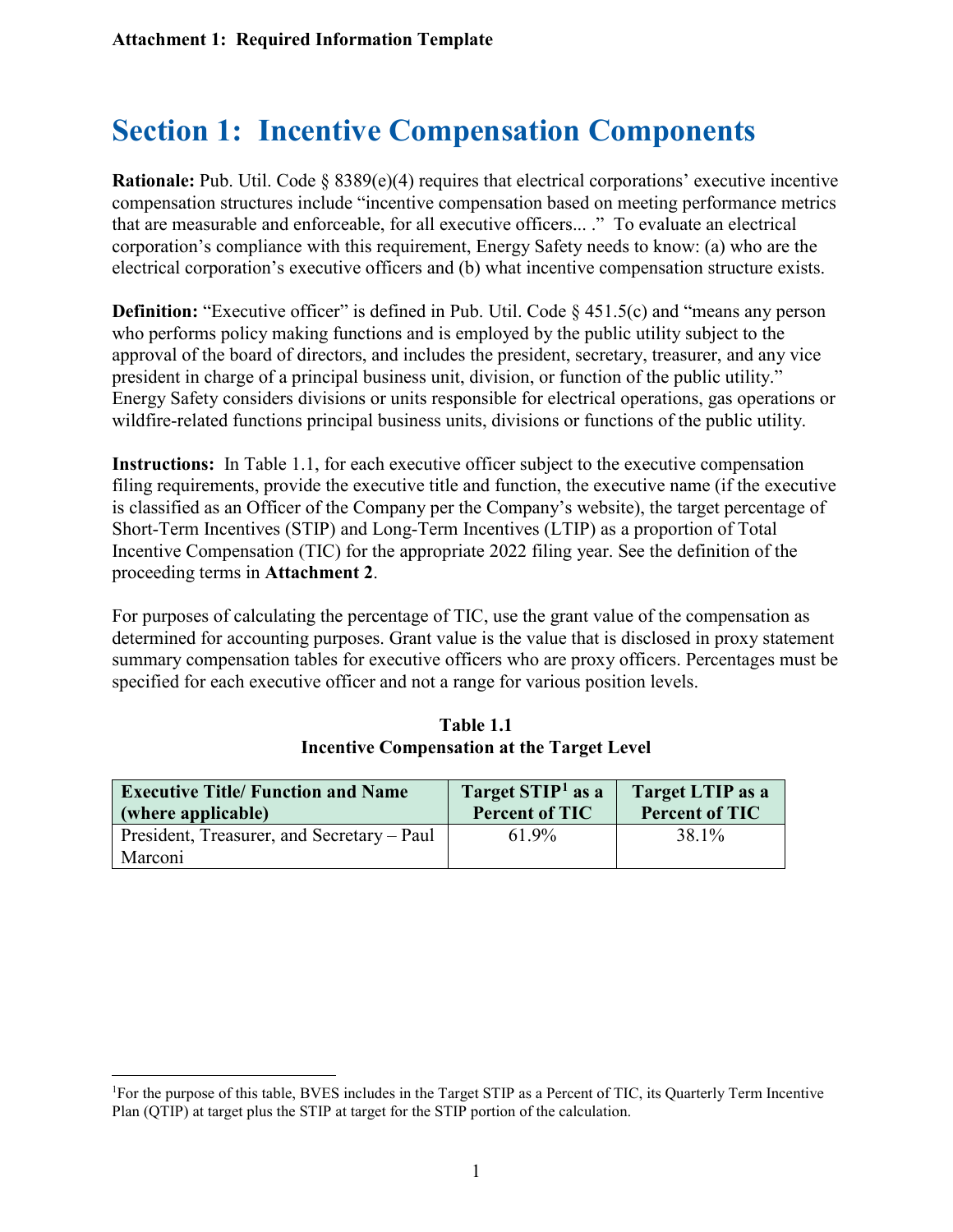Attachment 1: Required Information Template

# Section 1: Incentive Compensation Components

**Rationale:** Pub. Util. Code § 8389(e)(4) requires that electrical corporations' executive incentive compensation structures include "incentive compensation based on meeting performance metrics that are measurable and enforceable, for all executive officers... ." To evaluate an electrical corporation's compliance with this requirement, Energy Safety needs to know: (a) who are the electrical corporation's executive officers and (b) what incentive compensation structure exists.

**Definition:** "Executive officer" is defined in Pub. Util. Code § 451.5(c) and "means any person who performs policy making functions and is employed by the public utility subject to the approval of the board of directors, and includes the president, secretary, treasurer, and any vice president in charge of a principal business unit, division, or function of the public utility." Energy Safety considers divisions or units responsible for electrical operations, gas operations or wildfire-related functions principal business units, divisions or functions of the public utility.

**Instructions:** In Table 1.1, for each executive officer subject to the executive compensation filing requirements, provide the executive title and function, the executive name (if the executive is classified as an Officer of the Company per the Company's website), the target percentage of Short-Term Incentives (STIP) and Long-Term Incentives (LTIP) as a proportion of Total Incentive Compensation (TIC) for the appropriate 2022 filing year. See the definition of the proceeding terms in **Attachment 2**.

For purposes of calculating the percentage of TIC, use the grant value of the compensation as determined for accounting purposes. Grant value is the value that is disclosed in proxy statement summary compensation tables for executive officers who are proxy officers. Percentages must be specified for each executive officer and not a range for various position levels.

**Table 1.1**
**Incentive Compensation at the Target Level**

| Executive Title/ Function and Name (where applicable) | Target STIP[1] as a Percent of TIC | Target LTIP as a Percent of TIC |
|---|---|---|
| President, Treasurer, and Secretary – Paul Marconi | 61.9% | 38.1% |

[1]For the purpose of this table, BVES includes in the Target STIP as a Percent of TIC, its Quarterly Term Incentive Plan (QTIP) at target plus the STIP at target for the STIP portion of the calculation.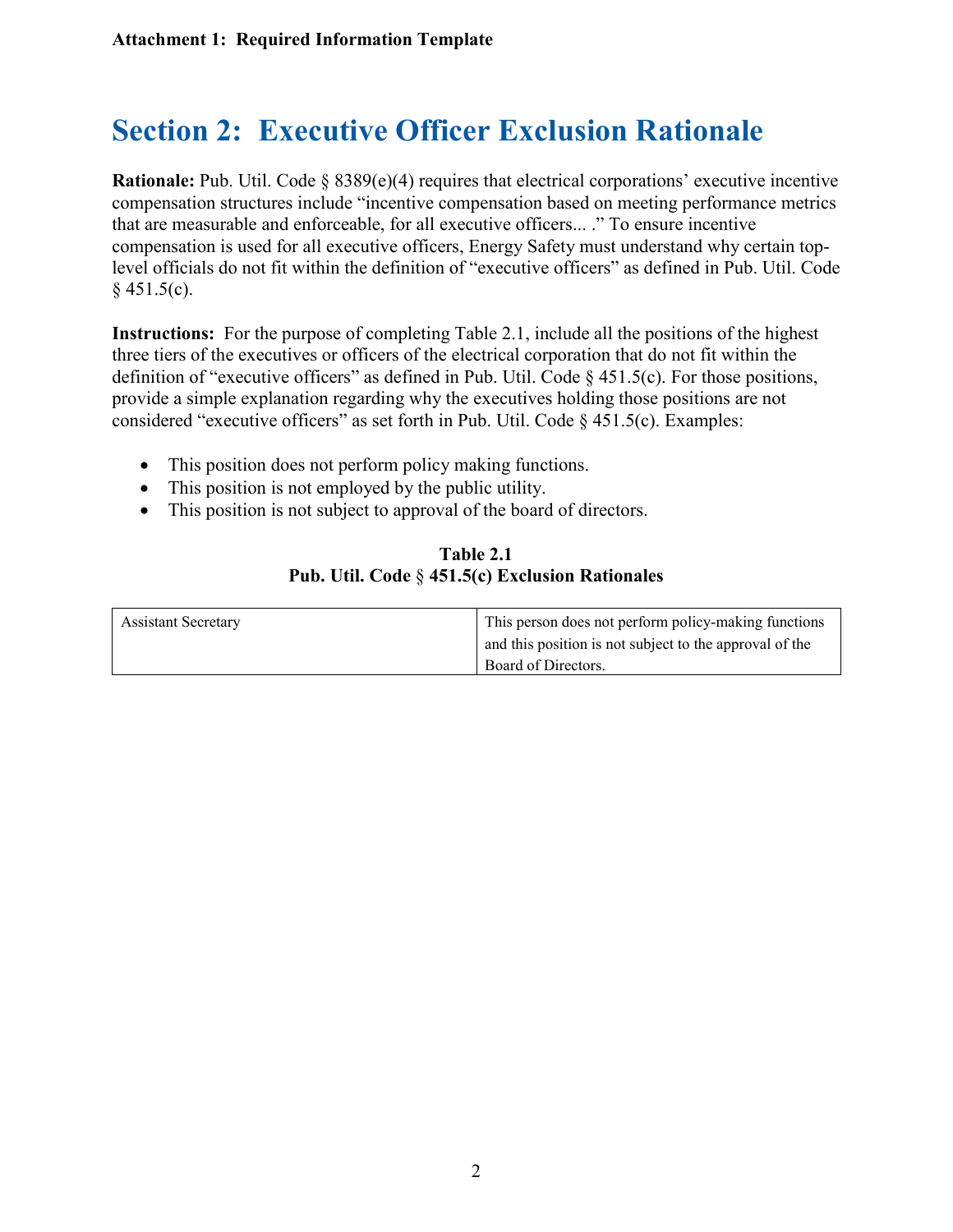**Attachment 1: Required Information Template**

# Section 2: Executive Officer Exclusion Rationale

**Rationale:** Pub. Util. Code § 8389(e)(4) requires that electrical corporations' executive incentive compensation structures include "incentive compensation based on meeting performance metrics that are measurable and enforceable, for all executive officers... ." To ensure incentive compensation is used for all executive officers, Energy Safety must understand why certain top-level officials do not fit within the definition of "executive officers" as defined in Pub. Util. Code § 451.5(c).

**Instructions:** For the purpose of completing Table 2.1, include all the positions of the highest three tiers of the executives or officers of the electrical corporation that do not fit within the definition of "executive officers" as defined in Pub. Util. Code § 451.5(c). For those positions, provide a simple explanation regarding why the executives holding those positions are not considered "executive officers" as set forth in Pub. Util. Code § 451.5(c). Examples:

- This position does not perform policy making functions.
- This position is not employed by the public utility.
- This position is not subject to approval of the board of directors.

**Table 2.1**
**Pub. Util. Code § 451.5(c) Exclusion Rationales**

| | |
|---|---|
| Assistant Secretary | This person does not perform policy-making functions and this position is not subject to the approval of the Board of Directors. |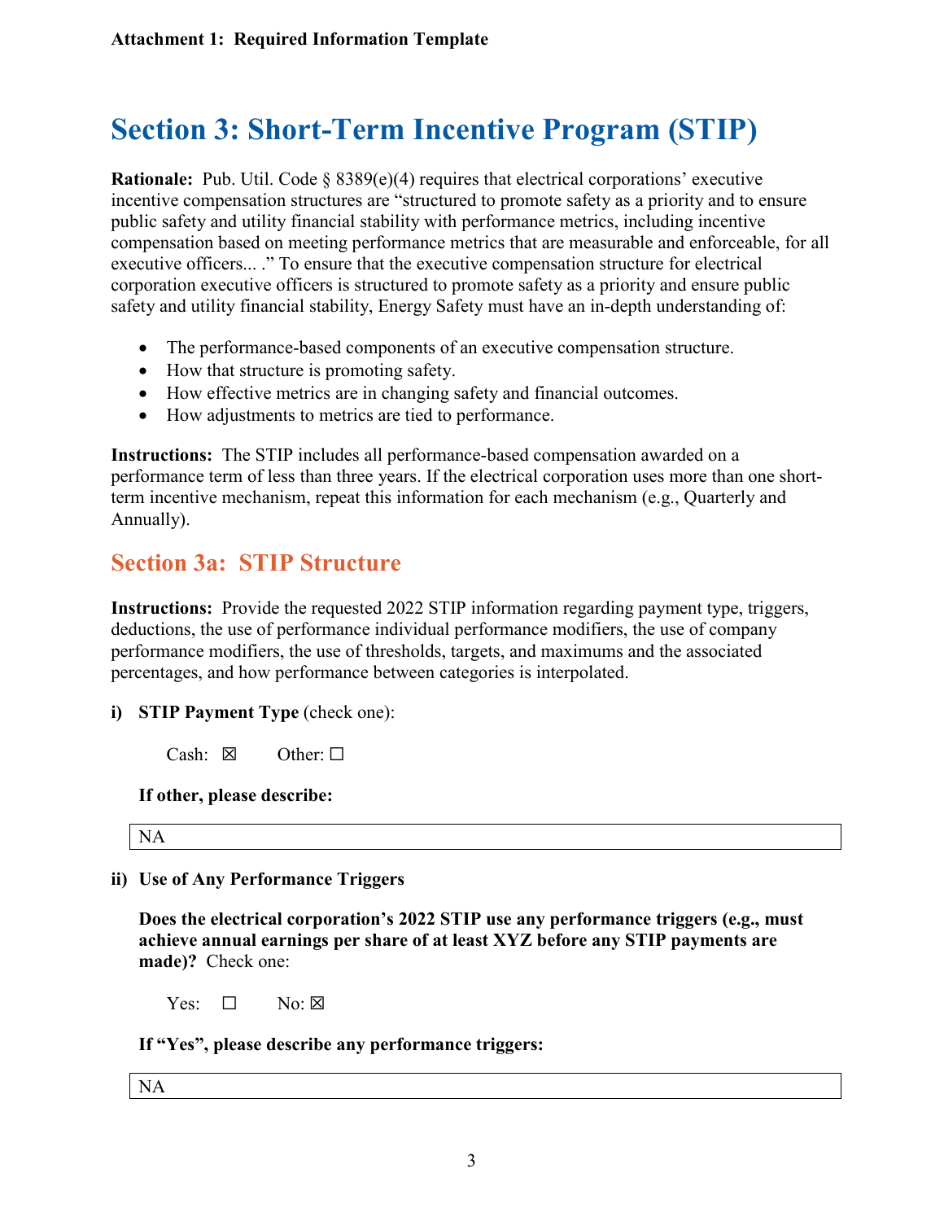**Attachment 1: Required Information Template**

# Section 3: Short-Term Incentive Program (STIP)

**Rationale:** Pub. Util. Code § 8389(e)(4) requires that electrical corporations' executive incentive compensation structures are "structured to promote safety as a priority and to ensure public safety and utility financial stability with performance metrics, including incentive compensation based on meeting performance metrics that are measurable and enforceable, for all executive officers... ." To ensure that the executive compensation structure for electrical corporation executive officers is structured to promote safety as a priority and ensure public safety and utility financial stability, Energy Safety must have an in-depth understanding of:

- The performance-based components of an executive compensation structure.
- How that structure is promoting safety.
- How effective metrics are in changing safety and financial outcomes.
- How adjustments to metrics are tied to performance.

**Instructions:** The STIP includes all performance-based compensation awarded on a performance term of less than three years. If the electrical corporation uses more than one short-term incentive mechanism, repeat this information for each mechanism (e.g., Quarterly and Annually).

## Section 3a: STIP Structure

**Instructions:** Provide the requested 2022 STIP information regarding payment type, triggers, deductions, the use of performance individual performance modifiers, the use of company performance modifiers, the use of thresholds, targets, and maximums and the associated percentages, and how performance between categories is interpolated.

**i) STIP Payment Type** (check one):

Cash: ☒ Other: ☐

**If other, please describe:**

| NA |
|---|

**ii) Use of Any Performance Triggers**

**Does the electrical corporation's 2022 STIP use any performance triggers (e.g., must achieve annual earnings per share of at least XYZ before any STIP payments are made)?** Check one:

Yes: ☐ No: ☒

**If "Yes", please describe any performance triggers:**

| NA |
|---|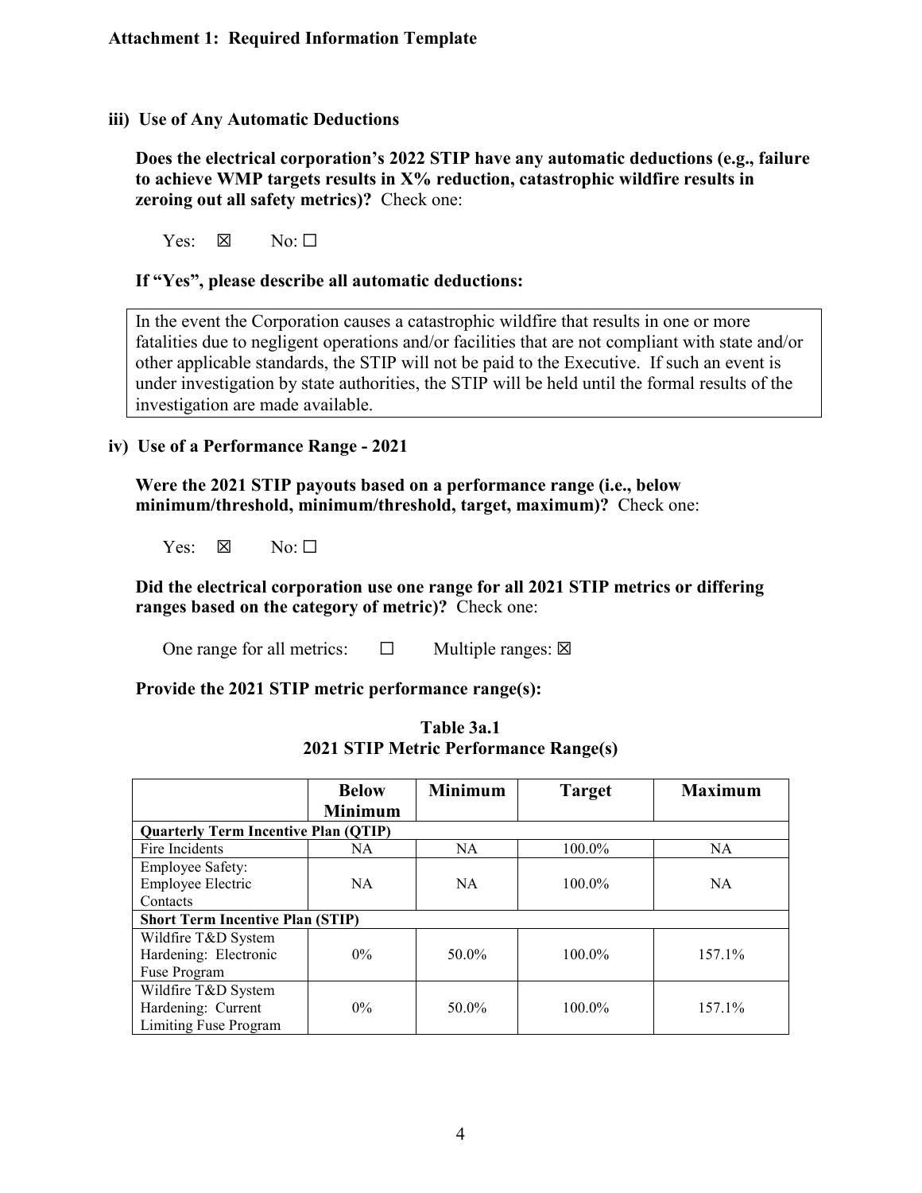**Attachment 1: Required Information Template**

### iii) Use of Any Automatic Deductions

**Does the electrical corporation's 2022 STIP have any automatic deductions (e.g., failure to achieve WMP targets results in X% reduction, catastrophic wildfire results in zeroing out all safety metrics)?** Check one:

Yes: ☒ No: ☐

**If "Yes", please describe all automatic deductions:**

In the event the Corporation causes a catastrophic wildfire that results in one or more fatalities due to negligent operations and/or facilities that are not compliant with state and/or other applicable standards, the STIP will not be paid to the Executive. If such an event is under investigation by state authorities, the STIP will be held until the formal results of the investigation are made available.

### iv) Use of a Performance Range - 2021

**Were the 2021 STIP payouts based on a performance range (i.e., below minimum/threshold, minimum/threshold, target, maximum)?** Check one:

Yes: ☒ No: ☐

**Did the electrical corporation use one range for all 2021 STIP metrics or differing ranges based on the category of metric)?** Check one:

One range for all metrics: ☐ Multiple ranges: ☒

**Provide the 2021 STIP metric performance range(s):**

**Table 3a.1**
**2021 STIP Metric Performance Range(s)**

| | Below Minimum | Minimum | Target | Maximum |
|---|---|---|---|---|
| **Quarterly Term Incentive Plan (QTIP)** | | | | |
| Fire Incidents | NA | NA | 100.0% | NA |
| Employee Safety: Employee Electric Contacts | NA | NA | 100.0% | NA |
| **Short Term Incentive Plan (STIP)** | | | | |
| Wildfire T&D System Hardening: Electronic Fuse Program | 0% | 50.0% | 100.0% | 157.1% |
| Wildfire T&D System Hardening: Current Limiting Fuse Program | 0% | 50.0% | 100.0% | 157.1% |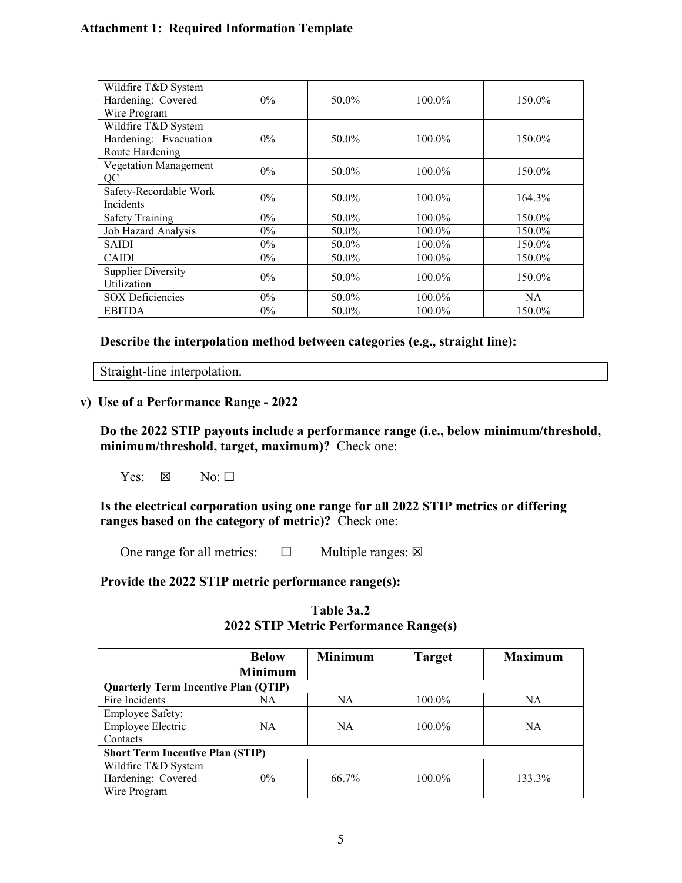**Attachment 1: Required Information Template**

| | | | | |
|---|---|---|---|---|
| Wildfire T&D System Hardening: Covered Wire Program | 0% | 50.0% | 100.0% | 150.0% |
| Wildfire T&D System Hardening: Evacuation Route Hardening | 0% | 50.0% | 100.0% | 150.0% |
| Vegetation Management QC | 0% | 50.0% | 100.0% | 150.0% |
| Safety-Recordable Work Incidents | 0% | 50.0% | 100.0% | 164.3% |
| Safety Training | 0% | 50.0% | 100.0% | 150.0% |
| Job Hazard Analysis | 0% | 50.0% | 100.0% | 150.0% |
| SAIDI | 0% | 50.0% | 100.0% | 150.0% |
| CAIDI | 0% | 50.0% | 100.0% | 150.0% |
| Supplier Diversity Utilization | 0% | 50.0% | 100.0% | 150.0% |
| SOX Deficiencies | 0% | 50.0% | 100.0% | NA |
| EBITDA | 0% | 50.0% | 100.0% | 150.0% |

**Describe the interpolation method between categories (e.g., straight line):**

Straight-line interpolation.

**v) Use of a Performance Range - 2022**

**Do the 2022 STIP payouts include a performance range (i.e., below minimum/threshold, minimum/threshold, target, maximum)?** Check one:

Yes: ☒ No: ☐

**Is the electrical corporation using one range for all 2022 STIP metrics or differing ranges based on the category of metric)?** Check one:

One range for all metrics: ☐ Multiple ranges: ☒

**Provide the 2022 STIP metric performance range(s):**

**Table 3a.2**
**2022 STIP Metric Performance Range(s)**

| | Below Minimum | Minimum | Target | Maximum |
|---|---|---|---|---|
| **Quarterly Term Incentive Plan (QTIP)** | | | | |
| Fire Incidents | NA | NA | 100.0% | NA |
| Employee Safety: Employee Electric Contacts | NA | NA | 100.0% | NA |
| **Short Term Incentive Plan (STIP)** | | | | |
| Wildfire T&D System Hardening: Covered Wire Program | 0% | 66.7% | 100.0% | 133.3% |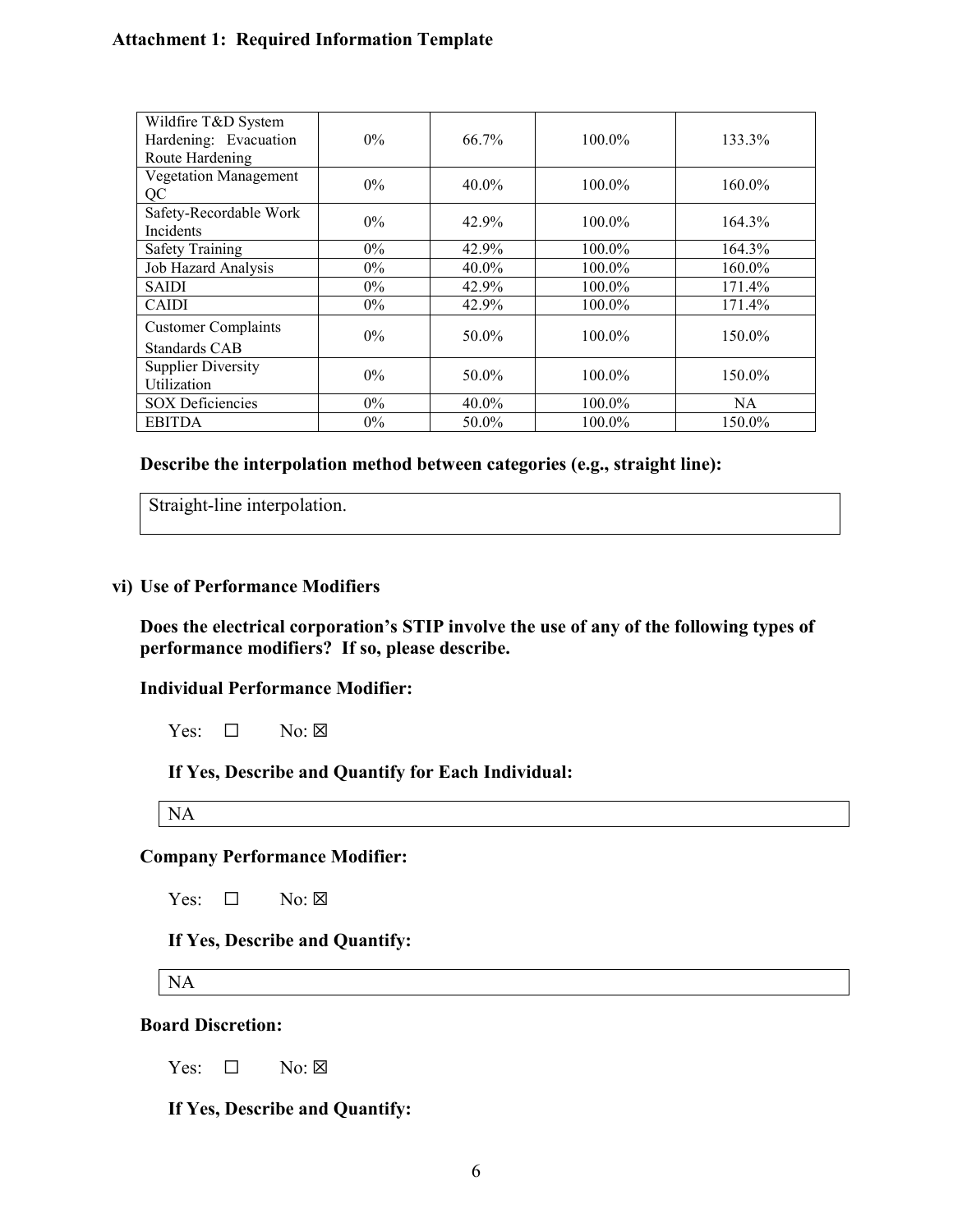**Attachment 1: Required Information Template**

| | | | | |
|---|---|---|---|---|
| Wildfire T&D System Hardening: Evacuation Route Hardening | 0% | 66.7% | 100.0% | 133.3% |
| Vegetation Management QC | 0% | 40.0% | 100.0% | 160.0% |
| Safety-Recordable Work Incidents | 0% | 42.9% | 100.0% | 164.3% |
| Safety Training | 0% | 42.9% | 100.0% | 164.3% |
| Job Hazard Analysis | 0% | 40.0% | 100.0% | 160.0% |
| SAIDI | 0% | 42.9% | 100.0% | 171.4% |
| CAIDI | 0% | 42.9% | 100.0% | 171.4% |
| Customer Complaints Standards CAB | 0% | 50.0% | 100.0% | 150.0% |
| Supplier Diversity Utilization | 0% | 50.0% | 100.0% | 150.0% |
| SOX Deficiencies | 0% | 40.0% | 100.0% | NA |
| EBITDA | 0% | 50.0% | 100.0% | 150.0% |

**Describe the interpolation method between categories (e.g., straight line):**

Straight-line interpolation.

**vi) Use of Performance Modifiers**

**Does the electrical corporation's STIP involve the use of any of the following types of performance modifiers? If so, please describe.**

**Individual Performance Modifier:**

Yes: ☐ No: ☒

**If Yes, Describe and Quantify for Each Individual:**

NA

**Company Performance Modifier:**

Yes: ☐ No: ☒

**If Yes, Describe and Quantify:**

NA

**Board Discretion:**

Yes: ☐ No: ☒

**If Yes, Describe and Quantify:**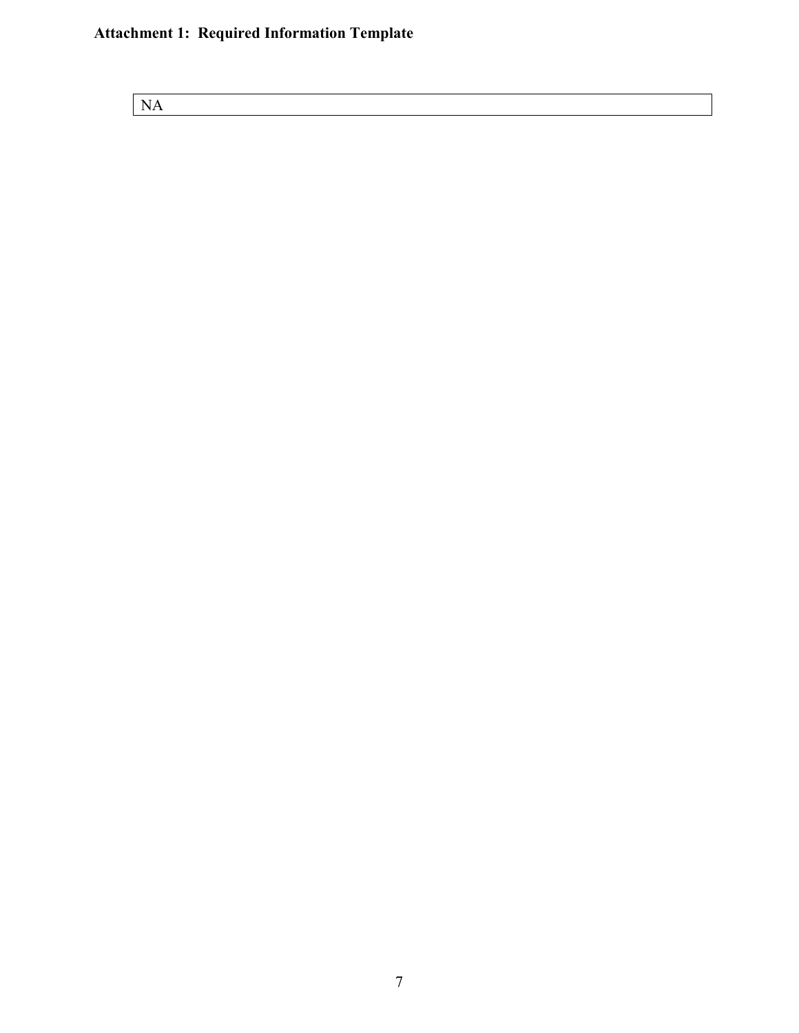**Attachment 1: Required Information Template**

| NA |
| --- |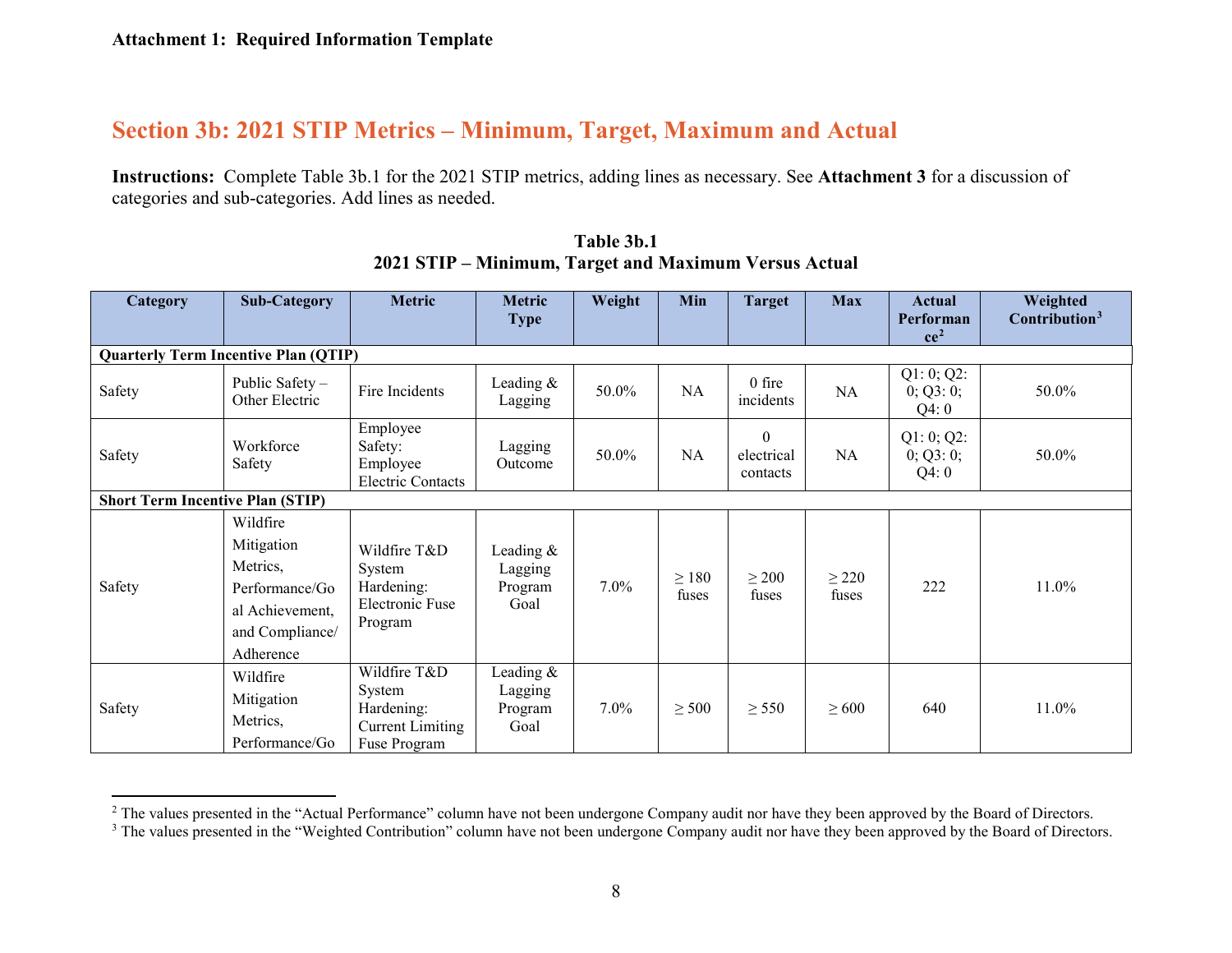**Attachment 1: Required Information Template**

## Section 3b: 2021 STIP Metrics – Minimum, Target, Maximum and Actual

**Instructions:** Complete Table 3b.1 for the 2021 STIP metrics, adding lines as necessary. See **Attachment 3** for a discussion of categories and sub-categories. Add lines as needed.

**Table 3b.1**
**2021 STIP – Minimum, Target and Maximum Versus Actual**

| Category | Sub-Category | Metric | Metric Type | Weight | Min | Target | Max | Actual Performance[2] | Weighted Contribution[3] |
|---|---|---|---|---|---|---|---|---|---|
| **Quarterly Term Incentive Plan (QTIP)** | | | | | | | | | |
| Safety | Public Safety – Other Electric | Fire Incidents | Leading & Lagging | 50.0% | NA | 0 fire incidents | NA | Q1: 0; Q2: 0; Q3: 0; Q4: 0 | 50.0% |
| Safety | Workforce Safety | Employee Safety: Employee Electric Contacts | Lagging Outcome | 50.0% | NA | 0 electrical contacts | NA | Q1: 0; Q2: 0; Q3: 0; Q4: 0 | 50.0% |
| **Short Term Incentive Plan (STIP)** | | | | | | | | | |
| Safety | Wildfire Mitigation Metrics, Performance/Goal Achievement, and Compliance/ Adherence | Wildfire T&D System Hardening: Electronic Fuse Program | Leading & Lagging Program Goal | 7.0% | ≥ 180 fuses | ≥ 200 fuses | ≥ 220 fuses | 222 | 11.0% |
| Safety | Wildfire Mitigation Metrics, Performance/Go | Wildfire T&D System Hardening: Current Limiting Fuse Program | Leading & Lagging Program Goal | 7.0% | ≥ 500 | ≥ 550 | ≥ 600 | 640 | 11.0% |

[2] The values presented in the "Actual Performance" column have not been undergone Company audit nor have they been approved by the Board of Directors.

[3] The values presented in the "Weighted Contribution" column have not been undergone Company audit nor have they been approved by the Board of Directors.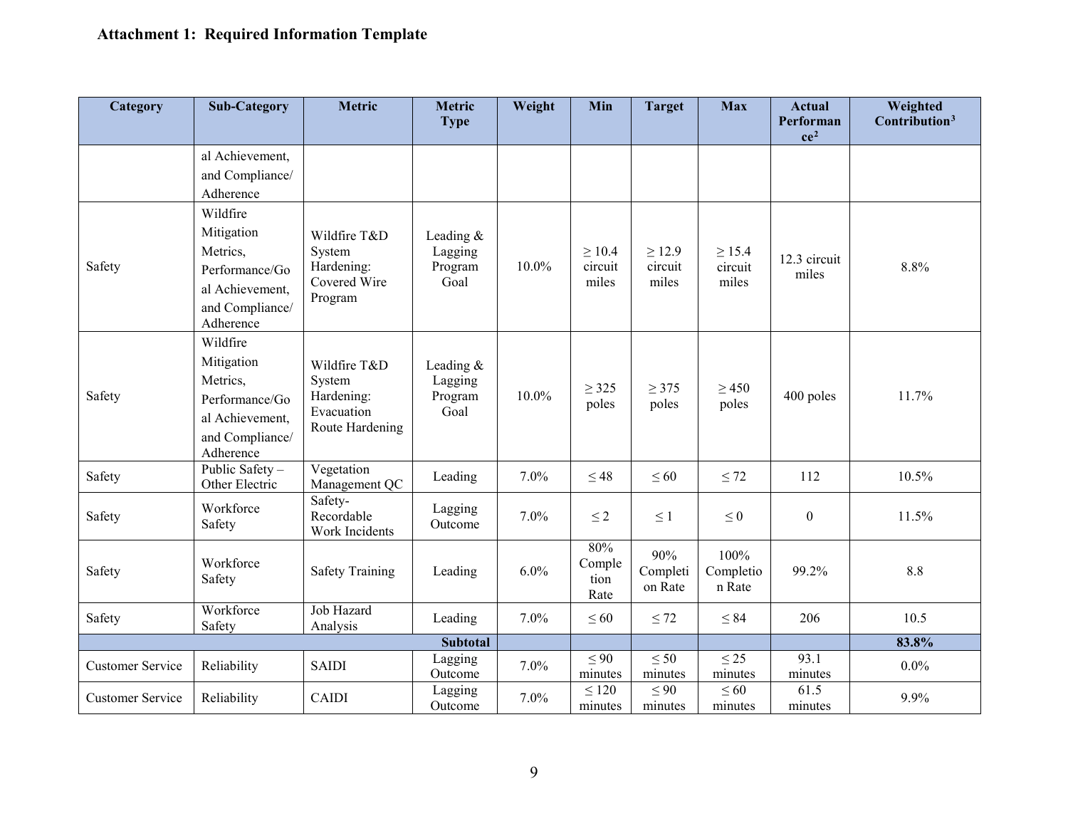**Attachment 1: Required Information Template**

| Category | Sub-Category | Metric | Metric Type | Weight | Min | Target | Max | Actual Performance[2] | Weighted Contribution[3] |
|---|---|---|---|---|---|---|---|---|---|
| | al Achievement, and Compliance/ Adherence | | | | | | | | |
| Safety | Wildfire Mitigation Metrics, Performance/Goal Achievement, and Compliance/ Adherence | Wildfire T&D System Hardening: Covered Wire Program | Leading & Lagging Program Goal | 10.0% | ≥ 10.4 circuit miles | ≥ 12.9 circuit miles | ≥ 15.4 circuit miles | 12.3 circuit miles | 8.8% |
| Safety | Wildfire Mitigation Metrics, Performance/Goal Achievement, and Compliance/ Adherence | Wildfire T&D System Hardening: Evacuation Route Hardening | Leading & Lagging Program Goal | 10.0% | ≥ 325 poles | ≥ 375 poles | ≥ 450 poles | 400 poles | 11.7% |
| Safety | Public Safety – Other Electric | Vegetation Management QC | Leading | 7.0% | ≤ 48 | ≤ 60 | ≤ 72 | 112 | 10.5% |
| Safety | Workforce Safety | Safety-Recordable Work Incidents | Lagging Outcome | 7.0% | ≤ 2 | ≤ 1 | ≤ 0 | 0 | 11.5% |
| Safety | Workforce Safety | Safety Training | Leading | 6.0% | 80% Completion Rate | 90% Completion Rate | 100% Completion Rate | 99.2% | 8.8 |
| Safety | Workforce Safety | Job Hazard Analysis | Leading | 7.0% | ≤ 60 | ≤ 72 | ≤ 84 | 206 | 10.5 |
| | | | **Subtotal** | | | | | | **83.8%** |
| Customer Service | Reliability | SAIDI | Lagging Outcome | 7.0% | ≤ 90 minutes | ≤ 50 minutes | ≤ 25 minutes | 93.1 minutes | 0.0% |
| Customer Service | Reliability | CAIDI | Lagging Outcome | 7.0% | ≤ 120 minutes | ≤ 90 minutes | ≤ 60 minutes | 61.5 minutes | 9.9% |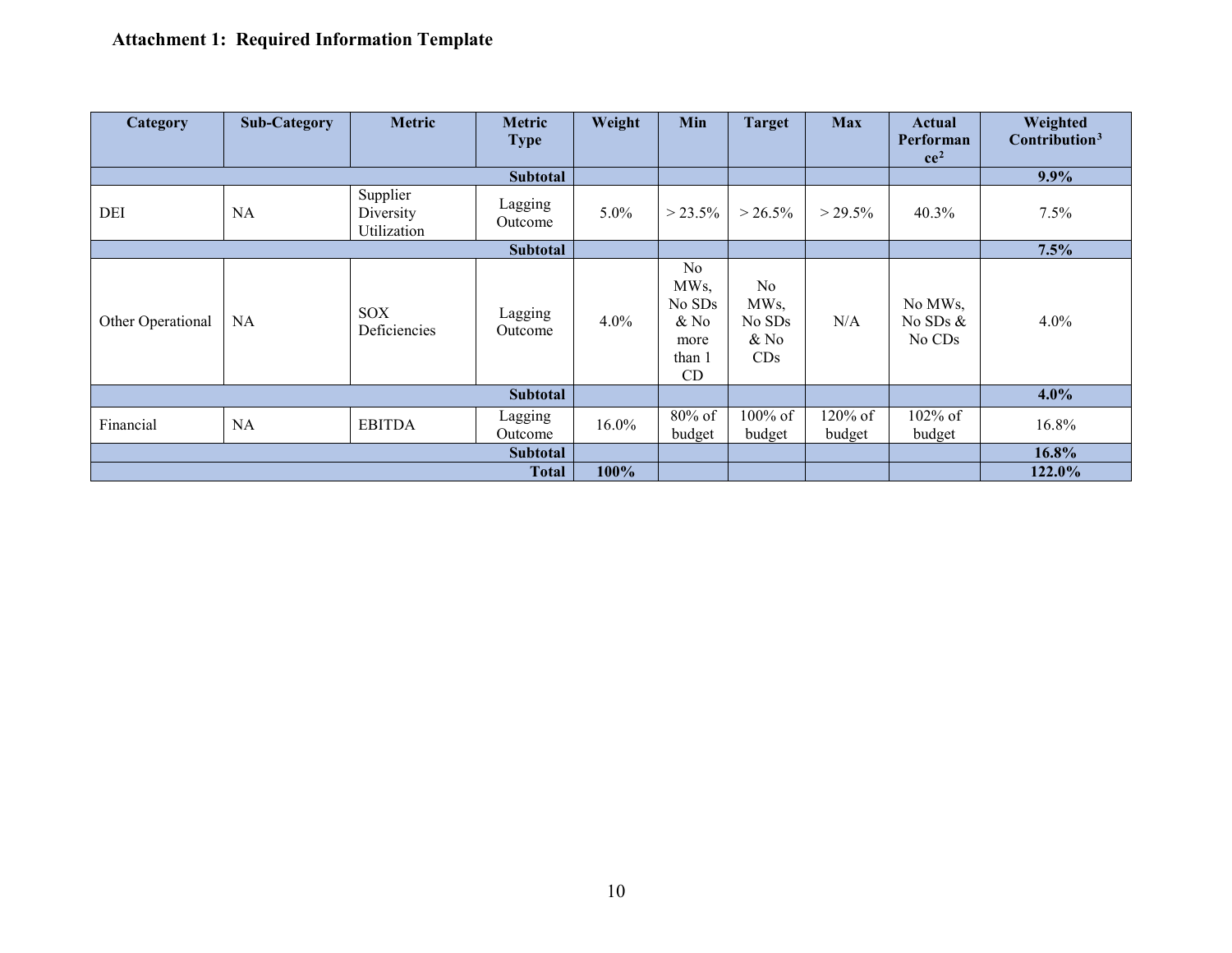**Attachment 1: Required Information Template**

| Category | Sub-Category | Metric | Metric Type | Weight | Min | Target | Max | Actual Performance[2] | Weighted Contribution[3] |
|---|---|---|---|---|---|---|---|---|---|
| | | | **Subtotal** | | | | | | **9.9%** |
| DEI | NA | Supplier Diversity Utilization | Lagging Outcome | 5.0% | > 23.5% | > 26.5% | > 29.5% | 40.3% | 7.5% |
| | | | **Subtotal** | | | | | | **7.5%** |
| Other Operational | NA | SOX Deficiencies | Lagging Outcome | 4.0% | No MWs, No SDs & No more than 1 CD | No MWs, No SDs & No CDs | N/A | No MWs, No SDs & No CDs | 4.0% |
| | | | **Subtotal** | | | | | | **4.0%** |
| Financial | NA | EBITDA | Lagging Outcome | 16.0% | 80% of budget | 100% of budget | 120% of budget | 102% of budget | 16.8% |
| | | | **Subtotal** | | | | | | **16.8%** |
| | | | **Total** | **100%** | | | | | **122.0%** |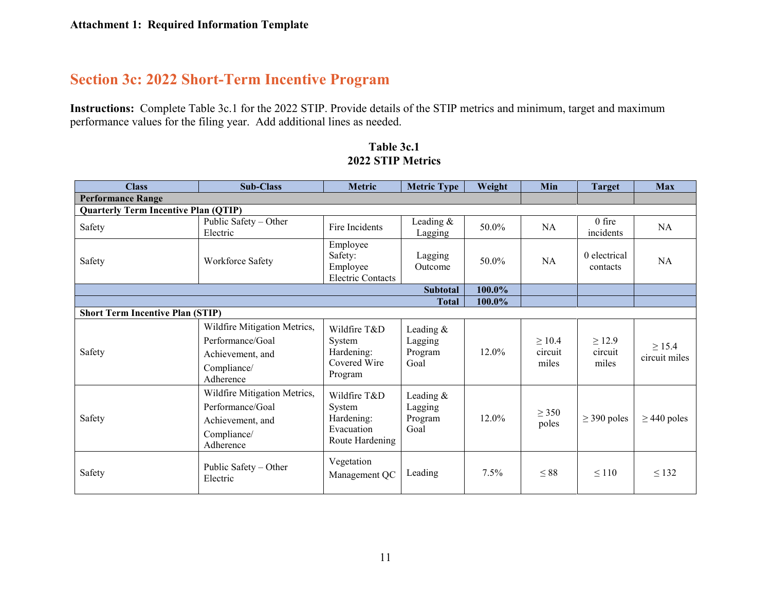**Attachment 1: Required Information Template**

## Section 3c: 2022 Short-Term Incentive Program

**Instructions:** Complete Table 3c.1 for the 2022 STIP. Provide details of the STIP metrics and minimum, target and maximum performance values for the filing year. Add additional lines as needed.

**Table 3c.1**
**2022 STIP Metrics**

| Class | Sub-Class | Metric | Metric Type | Weight | Min | Target | Max |
|---|---|---|---|---|---|---|---|
| **Performance Range** | | | | | | | |
| **Quarterly Term Incentive Plan (QTIP)** | | | | | | | |
| Safety | Public Safety – Other Electric | Fire Incidents | Leading & Lagging | 50.0% | NA | 0 fire incidents | NA |
| Safety | Workforce Safety | Employee Safety: Employee Electric Contacts | Lagging Outcome | 50.0% | NA | 0 electrical contacts | NA |
| | | | **Subtotal** | **100.0%** | | | |
| | | | **Total** | **100.0%** | | | |
| **Short Term Incentive Plan (STIP)** | | | | | | | |
| Safety | Wildfire Mitigation Metrics, Performance/Goal Achievement, and Compliance/ Adherence | Wildfire T&D System Hardening: Covered Wire Program | Leading & Lagging Program Goal | 12.0% | ≥ 10.4 circuit miles | ≥ 12.9 circuit miles | ≥ 15.4 circuit miles |
| Safety | Wildfire Mitigation Metrics, Performance/Goal Achievement, and Compliance/ Adherence | Wildfire T&D System Hardening: Evacuation Route Hardening | Leading & Lagging Program Goal | 12.0% | ≥ 350 poles | ≥ 390 poles | ≥ 440 poles |
| Safety | Public Safety – Other Electric | Vegetation Management QC | Leading | 7.5% | ≤ 88 | ≤ 110 | ≤ 132 |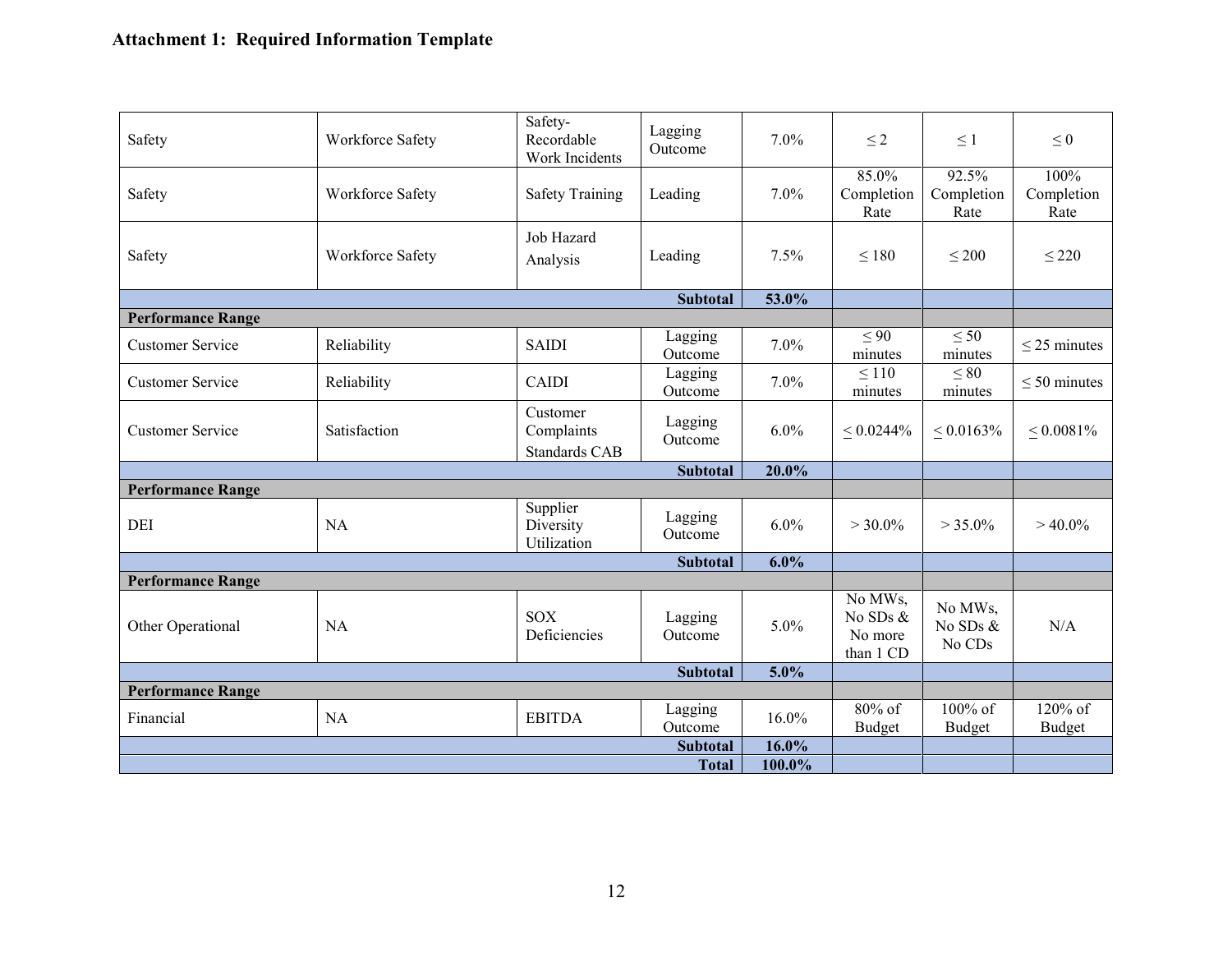**Attachment 1: Required Information Template**

| | | | | | | | |
|---|---|---|---|---|---|---|---|
| Safety | Workforce Safety | Safety-Recordable Work Incidents | Lagging Outcome | 7.0% | ≤ 2 | ≤ 1 | ≤ 0 |
| Safety | Workforce Safety | Safety Training | Leading | 7.0% | 85.0% Completion Rate | 92.5% Completion Rate | 100% Completion Rate |
| Safety | Workforce Safety | Job Hazard Analysis | Leading | 7.5% | ≤ 180 | ≤ 200 | ≤ 220 |
| | | | **Subtotal** | **53.0%** | | | |
| **Performance Range** | | | | | | | |
| Customer Service | Reliability | SAIDI | Lagging Outcome | 7.0% | ≤ 90 minutes | ≤ 50 minutes | ≤ 25 minutes |
| Customer Service | Reliability | CAIDI | Lagging Outcome | 7.0% | ≤ 110 minutes | ≤ 80 minutes | ≤ 50 minutes |
| Customer Service | Satisfaction | Customer Complaints Standards CAB | Lagging Outcome | 6.0% | ≤ 0.0244% | ≤ 0.0163% | ≤ 0.0081% |
| | | | **Subtotal** | **20.0%** | | | |
| **Performance Range** | | | | | | | |
| DEI | NA | Supplier Diversity Utilization | Lagging Outcome | 6.0% | > 30.0% | > 35.0% | > 40.0% |
| | | | **Subtotal** | **6.0%** | | | |
| **Performance Range** | | | | | | | |
| Other Operational | NA | SOX Deficiencies | Lagging Outcome | 5.0% | No MWs, No SDs & No more than 1 CD | No MWs, No SDs & No CDs | N/A |
| | | | **Subtotal** | **5.0%** | | | |
| **Performance Range** | | | | | | | |
| Financial | NA | EBITDA | Lagging Outcome | 16.0% | 80% of Budget | 100% of Budget | 120% of Budget |
| | | | **Subtotal** | **16.0%** | | | |
| | | | **Total** | **100.0%** | | | |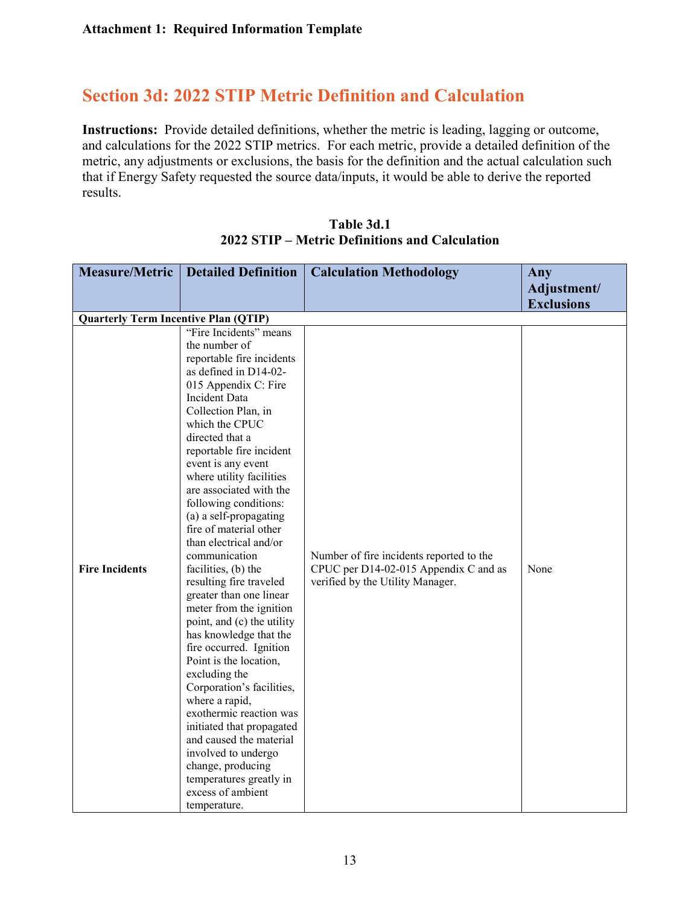**Attachment 1: Required Information Template**

## Section 3d: 2022 STIP Metric Definition and Calculation

**Instructions:** Provide detailed definitions, whether the metric is leading, lagging or outcome, and calculations for the 2022 STIP metrics. For each metric, provide a detailed definition of the metric, any adjustments or exclusions, the basis for the definition and the actual calculation such that if Energy Safety requested the source data/inputs, it would be able to derive the reported results.

**Table 3d.1**
**2022 STIP – Metric Definitions and Calculation**

| Measure/Metric | Detailed Definition | Calculation Methodology | Any Adjustment/ Exclusions |
|---|---|---|---|
| **Quarterly Term Incentive Plan (QTIP)** | | | |
| **Fire Incidents** | "Fire Incidents" means the number of reportable fire incidents as defined in D14-02-015 Appendix C: Fire Incident Data Collection Plan, in which the CPUC directed that a reportable fire incident event is any event where utility facilities are associated with the following conditions: (a) a self-propagating fire of material other than electrical and/or communication facilities, (b) the resulting fire traveled greater than one linear meter from the ignition point, and (c) the utility has knowledge that the fire occurred. Ignition Point is the location, excluding the Corporation's facilities, where a rapid, exothermic reaction was initiated that propagated and caused the material involved to undergo change, producing temperatures greatly in excess of ambient temperature. | Number of fire incidents reported to the CPUC per D14-02-015 Appendix C and as verified by the Utility Manager. | None |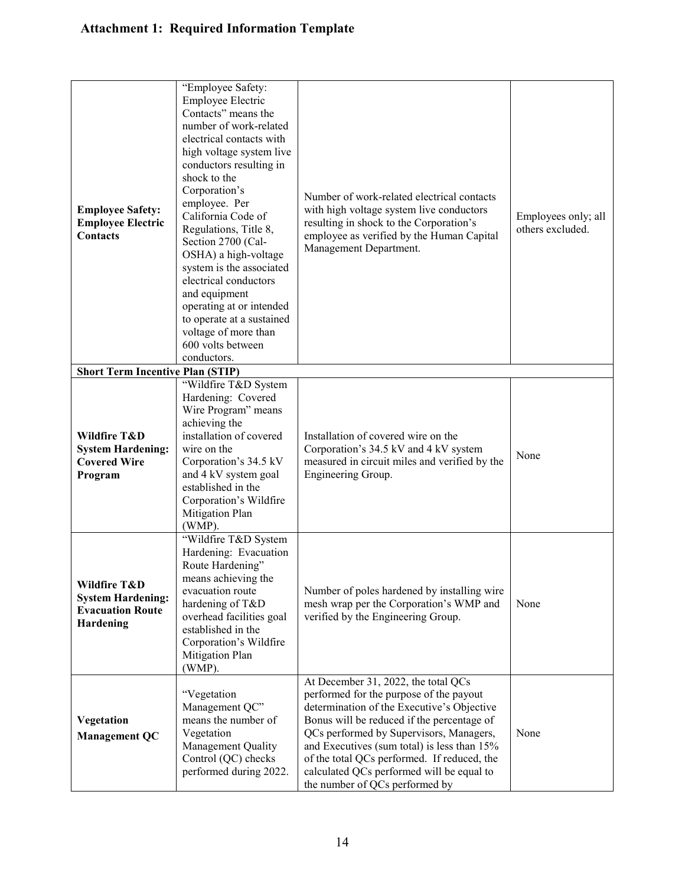# Attachment 1: Required Information Template

| | | | |
|---|---|---|---|
| **Employee Safety: Employee Electric Contacts** | "Employee Safety: Employee Electric Contacts" means the number of work-related electrical contacts with high voltage system live conductors resulting in shock to the Corporation's employee. Per California Code of Regulations, Title 8, Section 2700 (Cal-OSHA) a high-voltage system is the associated electrical conductors and equipment operating at or intended to operate at a sustained voltage of more than 600 volts between conductors. | Number of work-related electrical contacts with high voltage system live conductors resulting in shock to the Corporation's employee as verified by the Human Capital Management Department. | Employees only; all others excluded. |
| **Short Term Incentive Plan (STIP)** | | | |
| **Wildfire T&D System Hardening: Covered Wire Program** | "Wildfire T&D System Hardening: Covered Wire Program" means achieving the installation of covered wire on the Corporation's 34.5 kV and 4 kV system goal established in the Corporation's Wildfire Mitigation Plan (WMP). | Installation of covered wire on the Corporation's 34.5 kV and 4 kV system measured in circuit miles and verified by the Engineering Group. | None |
| **Wildfire T&D System Hardening: Evacuation Route Hardening** | "Wildfire T&D System Hardening: Evacuation Route Hardening" means achieving the evacuation route hardening of T&D overhead facilities goal established in the Corporation's Wildfire Mitigation Plan (WMP). | Number of poles hardened by installing wire mesh wrap per the Corporation's WMP and verified by the Engineering Group. | None |
| **Vegetation Management QC** | "Vegetation Management QC" means the number of Vegetation Management Quality Control (QC) checks performed during 2022. | At December 31, 2022, the total QCs performed for the purpose of the payout determination of the Executive's Objective Bonus will be reduced if the percentage of QCs performed by Supervisors, Managers, and Executives (sum total) is less than 15% of the total QCs performed. If reduced, the calculated QCs performed will be equal to the number of QCs performed by | None |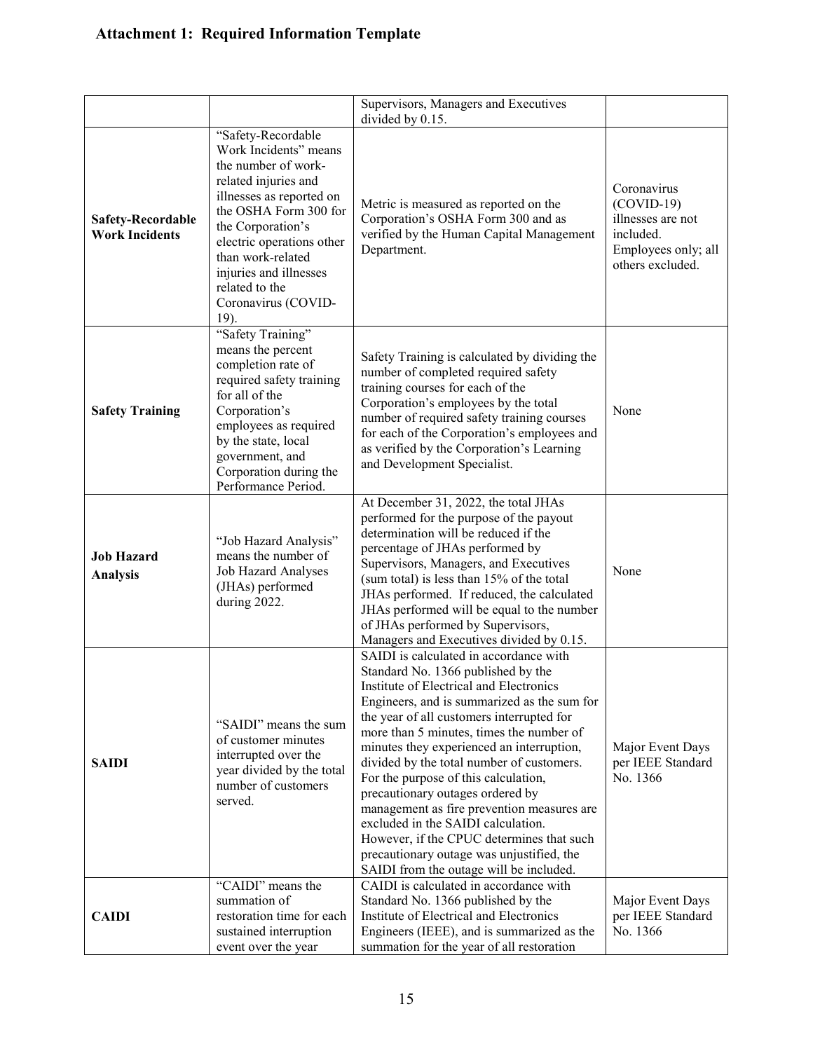# Attachment 1: Required Information Template

| | | | |
|---|---|---|---|
| | | Supervisors, Managers and Executives divided by 0.15. | |
| **Safety-Recordable Work Incidents** | "Safety-Recordable Work Incidents" means the number of work-related injuries and illnesses as reported on the OSHA Form 300 for the Corporation's electric operations other than work-related injuries and illnesses related to the Coronavirus (COVID-19). | Metric is measured as reported on the Corporation's OSHA Form 300 and as verified by the Human Capital Management Department. | Coronavirus (COVID-19) illnesses are not included. Employees only; all others excluded. |
| **Safety Training** | "Safety Training" means the percent completion rate of required safety training for all of the Corporation's employees as required by the state, local government, and Corporation during the Performance Period. | Safety Training is calculated by dividing the number of completed required safety training courses for each of the Corporation's employees by the total number of required safety training courses for each of the Corporation's employees and as verified by the Corporation's Learning and Development Specialist. | None |
| **Job Hazard Analysis** | "Job Hazard Analysis" means the number of Job Hazard Analyses (JHAs) performed during 2022. | At December 31, 2022, the total JHAs performed for the purpose of the payout determination will be reduced if the percentage of JHAs performed by Supervisors, Managers, and Executives (sum total) is less than 15% of the total JHAs performed. If reduced, the calculated JHAs performed will be equal to the number of JHAs performed by Supervisors, Managers and Executives divided by 0.15. | None |
| **SAIDI** | "SAIDI" means the sum of customer minutes interrupted over the year divided by the total number of customers served. | SAIDI is calculated in accordance with Standard No. 1366 published by the Institute of Electrical and Electronics Engineers, and is summarized as the sum for the year of all customers interrupted for more than 5 minutes, times the number of minutes they experienced an interruption, divided by the total number of customers. For the purpose of this calculation, precautionary outages ordered by management as fire prevention measures are excluded in the SAIDI calculation. However, if the CPUC determines that such precautionary outage was unjustified, the SAIDI from the outage will be included. | Major Event Days per IEEE Standard No. 1366 |
| **CAIDI** | "CAIDI" means the summation of restoration time for each sustained interruption event over the year | CAIDI is calculated in accordance with Standard No. 1366 published by the Institute of Electrical and Electronics Engineers (IEEE), and is summarized as the summation for the year of all restoration | Major Event Days per IEEE Standard No. 1366 |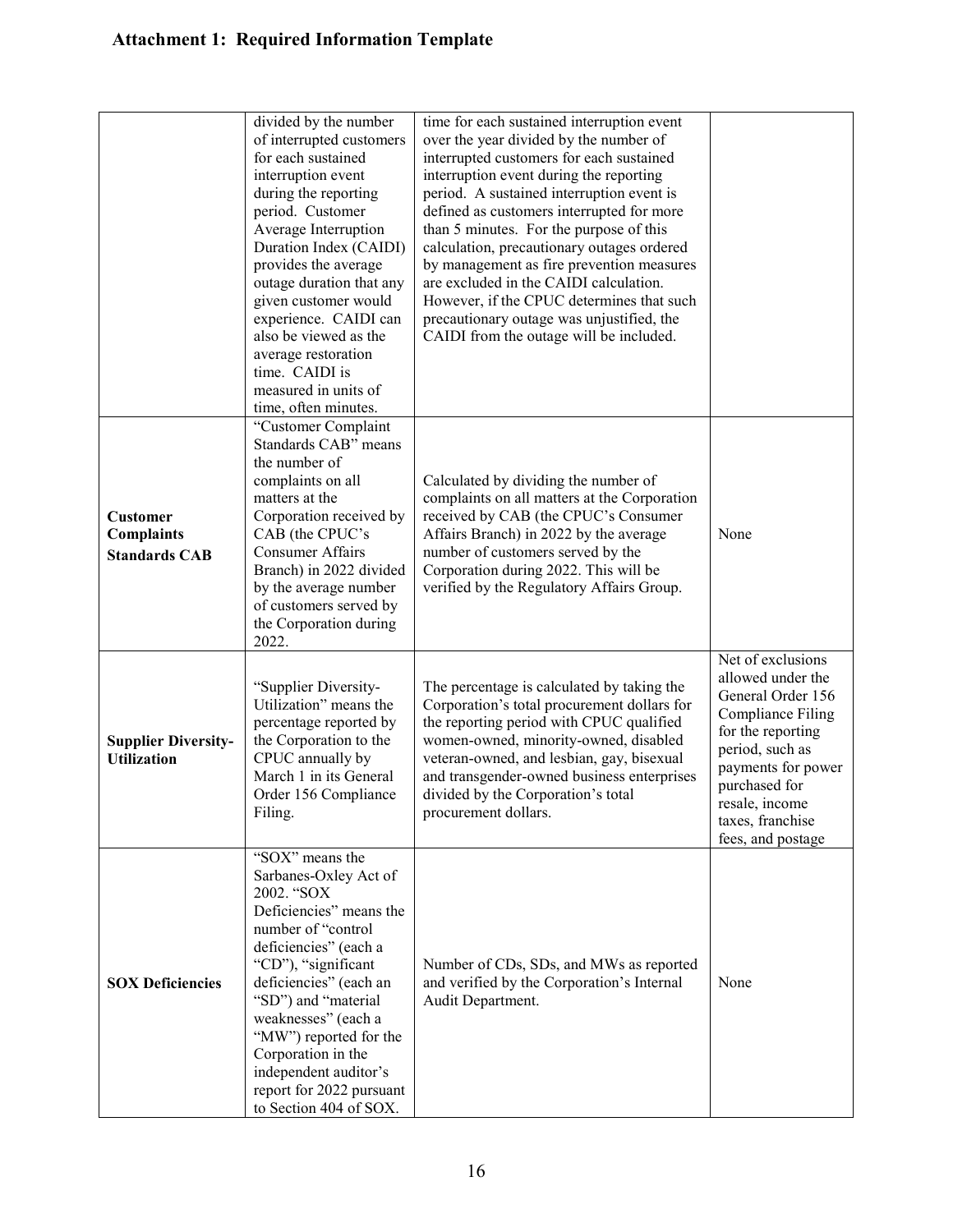## Attachment 1: Required Information Template

| | | | |
|---|---|---|---|
| | divided by the number of interrupted customers for each sustained interruption event during the reporting period. Customer Average Interruption Duration Index (CAIDI) provides the average outage duration that any given customer would experience. CAIDI can also be viewed as the average restoration time. CAIDI is measured in units of time, often minutes. | time for each sustained interruption event over the year divided by the number of interrupted customers for each sustained interruption event during the reporting period. A sustained interruption event is defined as customers interrupted for more than 5 minutes. For the purpose of this calculation, precautionary outages ordered by management as fire prevention measures are excluded in the CAIDI calculation. However, if the CPUC determines that such precautionary outage was unjustified, the CAIDI from the outage will be included. | |
| **Customer Complaints Standards CAB** | "Customer Complaint Standards CAB" means the number of complaints on all matters at the Corporation received by CAB (the CPUC's Consumer Affairs Branch) in 2022 divided by the average number of customers served by the Corporation during 2022. | Calculated by dividing the number of complaints on all matters at the Corporation received by CAB (the CPUC's Consumer Affairs Branch) in 2022 by the average number of customers served by the Corporation during 2022. This will be verified by the Regulatory Affairs Group. | None |
| **Supplier Diversity-Utilization** | "Supplier Diversity-Utilization" means the percentage reported by the Corporation to the CPUC annually by March 1 in its General Order 156 Compliance Filing. | The percentage is calculated by taking the Corporation's total procurement dollars for the reporting period with CPUC qualified women-owned, minority-owned, disabled veteran-owned, and lesbian, gay, bisexual and transgender-owned business enterprises divided by the Corporation's total procurement dollars. | Net of exclusions allowed under the General Order 156 Compliance Filing for the reporting period, such as payments for power purchased for resale, income taxes, franchise fees, and postage |
| **SOX Deficiencies** | "SOX" means the Sarbanes-Oxley Act of 2002. "SOX Deficiencies" means the number of "control deficiencies" (each a "CD"), "significant deficiencies" (each an "SD") and "material weaknesses" (each a "MW") reported for the Corporation in the independent auditor's report for 2022 pursuant to Section 404 of SOX. | Number of CDs, SDs, and MWs as reported and verified by the Corporation's Internal Audit Department. | None |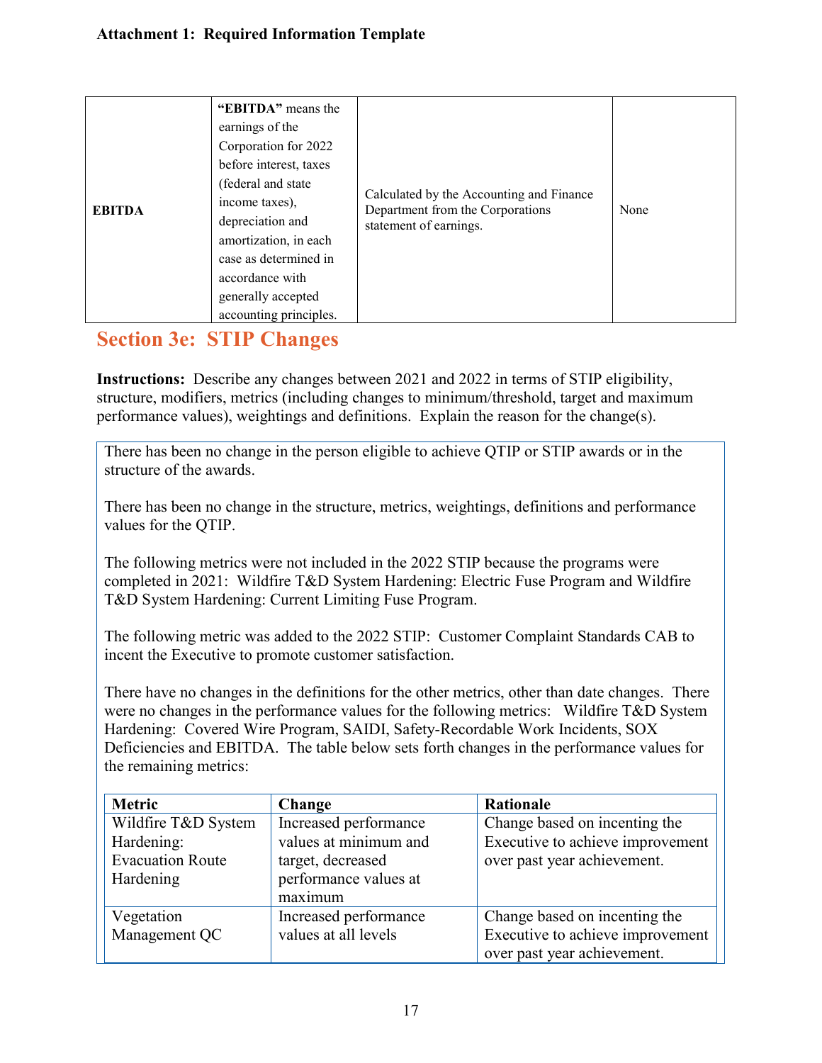**Attachment 1: Required Information Template**

| | | | |
|---|---|---|---|
| **EBITDA** | **"EBITDA"** means the earnings of the Corporation for 2022 before interest, taxes (federal and state income taxes), depreciation and amortization, in each case as determined in accordance with generally accepted accounting principles. | Calculated by the Accounting and Finance Department from the Corporations statement of earnings. | None |

## Section 3e: STIP Changes

**Instructions:** Describe any changes between 2021 and 2022 in terms of STIP eligibility, structure, modifiers, metrics (including changes to minimum/threshold, target and maximum performance values), weightings and definitions. Explain the reason for the change(s).

There has been no change in the person eligible to achieve QTIP or STIP awards or in the structure of the awards.

There has been no change in the structure, metrics, weightings, definitions and performance values for the QTIP.

The following metrics were not included in the 2022 STIP because the programs were completed in 2021: Wildfire T&D System Hardening: Electric Fuse Program and Wildfire T&D System Hardening: Current Limiting Fuse Program.

The following metric was added to the 2022 STIP: Customer Complaint Standards CAB to incent the Executive to promote customer satisfaction.

There have no changes in the definitions for the other metrics, other than date changes. There were no changes in the performance values for the following metrics: Wildfire T&D System Hardening: Covered Wire Program, SAIDI, Safety-Recordable Work Incidents, SOX Deficiencies and EBITDA. The table below sets forth changes in the performance values for the remaining metrics:

| Metric | Change | Rationale |
|---|---|---|
| Wildfire T&D System Hardening: Evacuation Route Hardening | Increased performance values at minimum and target, decreased performance values at maximum | Change based on incenting the Executive to achieve improvement over past year achievement. |
| Vegetation Management QC | Increased performance values at all levels | Change based on incenting the Executive to achieve improvement over past year achievement. |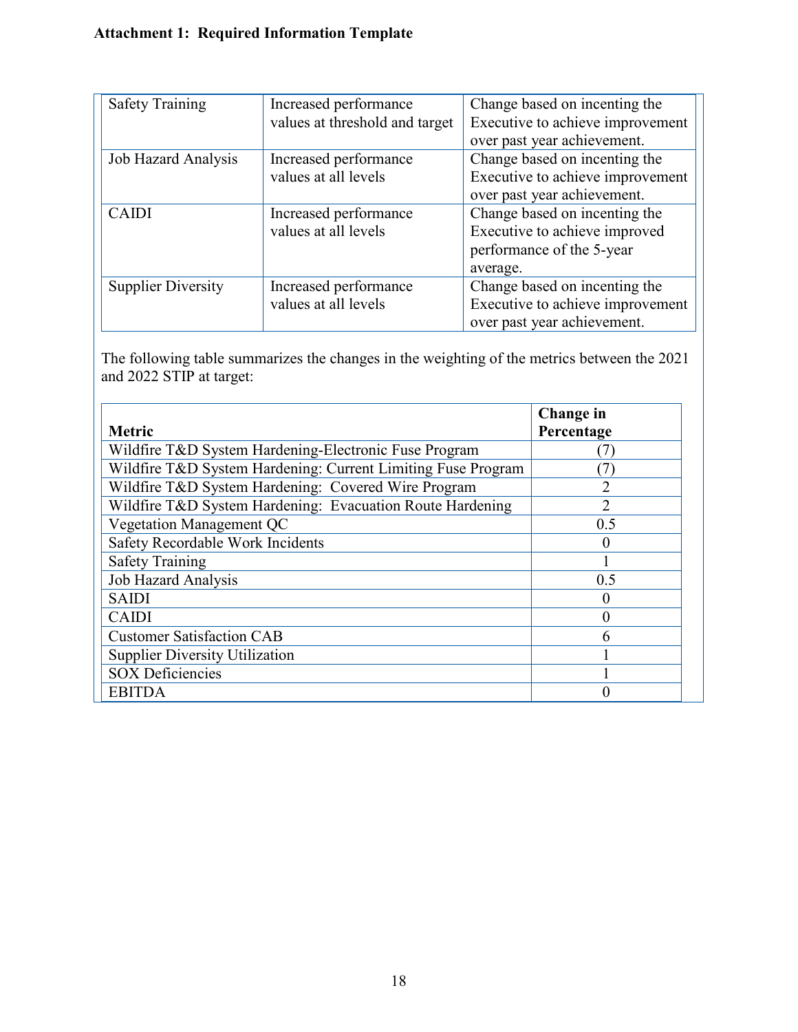**Attachment 1: Required Information Template**

| | | |
|---|---|---|
| Safety Training | Increased performance values at threshold and target | Change based on incenting the Executive to achieve improvement over past year achievement. |
| Job Hazard Analysis | Increased performance values at all levels | Change based on incenting the Executive to achieve improvement over past year achievement. |
| CAIDI | Increased performance values at all levels | Change based on incenting the Executive to achieve improved performance of the 5-year average. |
| Supplier Diversity | Increased performance values at all levels | Change based on incenting the Executive to achieve improvement over past year achievement. |

The following table summarizes the changes in the weighting of the metrics between the 2021 and 2022 STIP at target:

| Metric | Change in Percentage |
|---|---|
| Wildfire T&D System Hardening-Electronic Fuse Program | (7) |
| Wildfire T&D System Hardening: Current Limiting Fuse Program | (7) |
| Wildfire T&D System Hardening: Covered Wire Program | 2 |
| Wildfire T&D System Hardening: Evacuation Route Hardening | 2 |
| Vegetation Management QC | 0.5 |
| Safety Recordable Work Incidents | 0 |
| Safety Training | 1 |
| Job Hazard Analysis | 0.5 |
| SAIDI | 0 |
| CAIDI | 0 |
| Customer Satisfaction CAB | 6 |
| Supplier Diversity Utilization | 1 |
| SOX Deficiencies | 1 |
| EBITDA | 0 |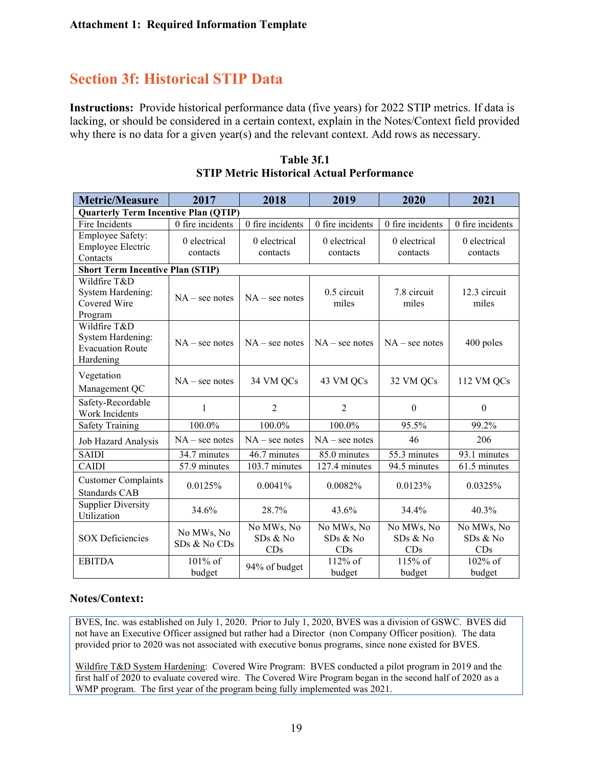**Attachment 1: Required Information Template**

## Section 3f: Historical STIP Data

**Instructions:** Provide historical performance data (five years) for 2022 STIP metrics. If data is lacking, or should be considered in a certain context, explain in the Notes/Context field provided why there is no data for a given year(s) and the relevant context. Add rows as necessary.

**Table 3f.1**
**STIP Metric Historical Actual Performance**

| Metric/Measure | 2017 | 2018 | 2019 | 2020 | 2021 |
|---|---|---|---|---|---|
| **Quarterly Term Incentive Plan (QTIP)** | | | | | |
| Fire Incidents | 0 fire incidents | 0 fire incidents | 0 fire incidents | 0 fire incidents | 0 fire incidents |
| Employee Safety: Employee Electric Contacts | 0 electrical contacts | 0 electrical contacts | 0 electrical contacts | 0 electrical contacts | 0 electrical contacts |
| **Short Term Incentive Plan (STIP)** | | | | | |
| Wildfire T&D System Hardening: Covered Wire Program | NA – see notes | NA – see notes | 0.5 circuit miles | 7.8 circuit miles | 12.3 circuit miles |
| Wildfire T&D System Hardening: Evacuation Route Hardening | NA – see notes | NA – see notes | NA – see notes | NA – see notes | 400 poles |
| Vegetation Management QC | NA – see notes | 34 VM QCs | 43 VM QCs | 32 VM QCs | 112 VM QCs |
| Safety-Recordable Work Incidents | 1 | 2 | 2 | 0 | 0 |
| Safety Training | 100.0% | 100.0% | 100.0% | 95.5% | 99.2% |
| Job Hazard Analysis | NA – see notes | NA – see notes | NA – see notes | 46 | 206 |
| SAIDI | 34.7 minutes | 46.7 minutes | 85.0 minutes | 55.3 minutes | 93.1 minutes |
| CAIDI | 57.9 minutes | 103.7 minutes | 127.4 minutes | 94.5 minutes | 61.5 minutes |
| Customer Complaints Standards CAB | 0.0125% | 0.0041% | 0.0082% | 0.0123% | 0.0325% |
| Supplier Diversity Utilization | 34.6% | 28.7% | 43.6% | 34.4% | 40.3% |
| SOX Deficiencies | No MWs, No SDs & No CDs | No MWs, No SDs & No CDs | No MWs, No SDs & No CDs | No MWs, No SDs & No CDs | No MWs, No SDs & No CDs |
| EBITDA | 101% of budget | 94% of budget | 112% of budget | 115% of budget | 102% of budget |

### Notes/Context:

BVES, Inc. was established on July 1, 2020. Prior to July 1, 2020, BVES was a division of GSWC. BVES did not have an Executive Officer assigned but rather had a Director (non Company Officer position). The data provided prior to 2020 was not associated with executive bonus programs, since none existed for BVES.

Wildfire T&D System Hardening: Covered Wire Program: BVES conducted a pilot program in 2019 and the first half of 2020 to evaluate covered wire. The Covered Wire Program began in the second half of 2020 as a WMP program. The first year of the program being fully implemented was 2021.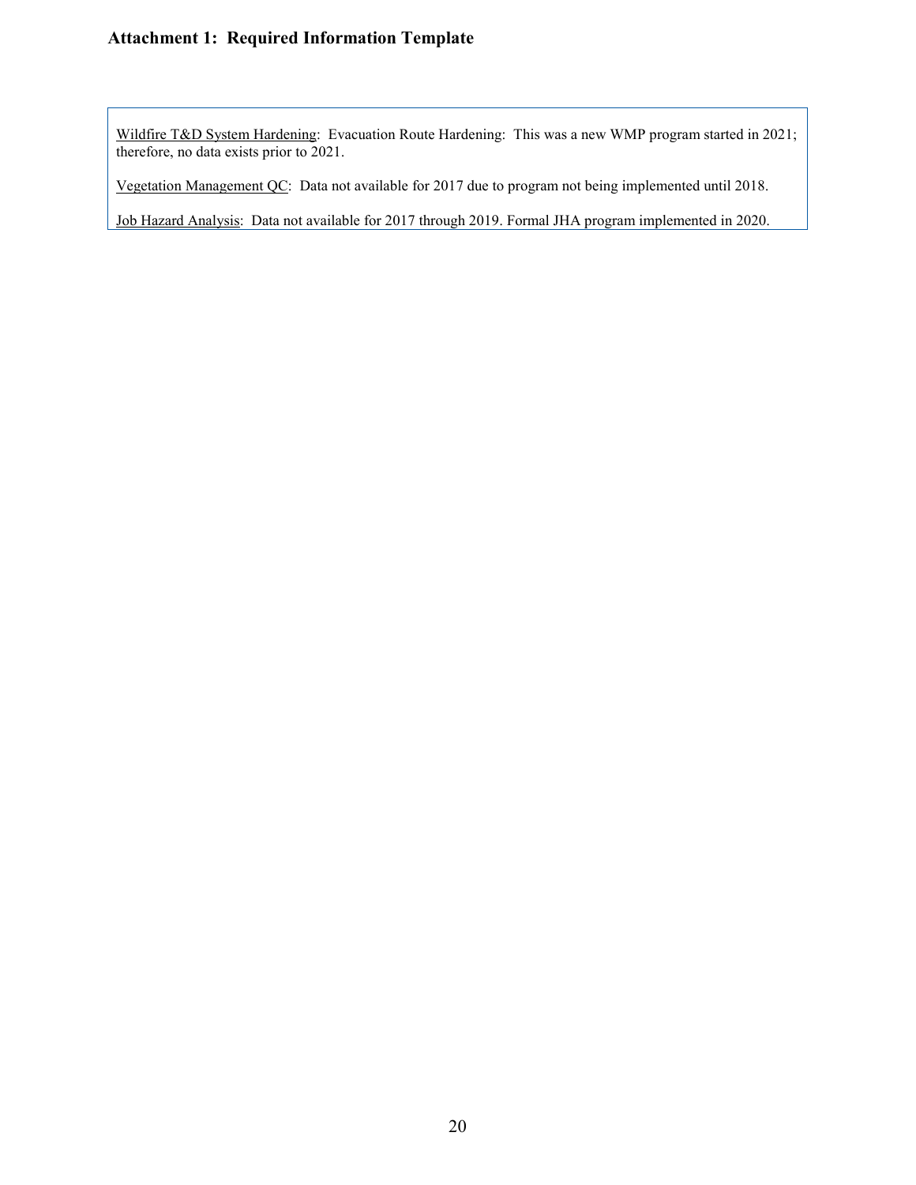**Attachment 1: Required Information Template**

Wildfire T&D System Hardening: Evacuation Route Hardening: This was a new WMP program started in 2021; therefore, no data exists prior to 2021.

Vegetation Management QC: Data not available for 2017 due to program not being implemented until 2018.

Job Hazard Analysis: Data not available for 2017 through 2019. Formal JHA program implemented in 2020.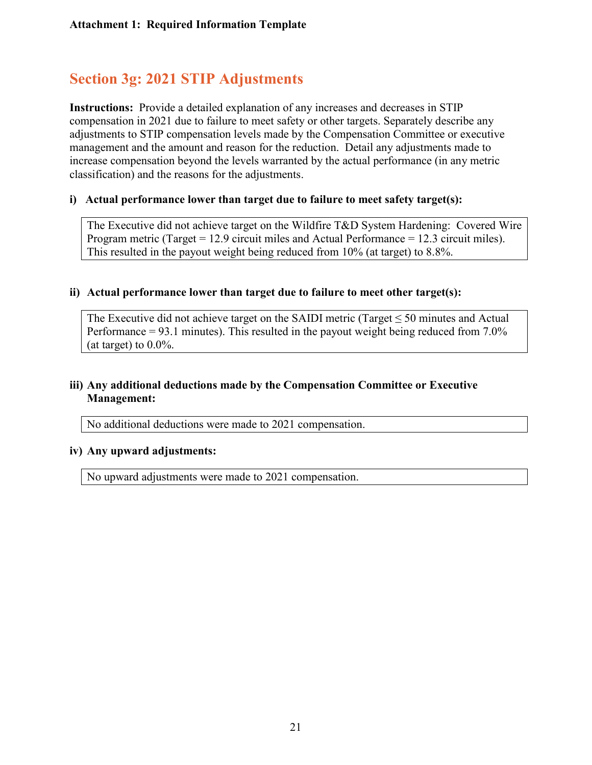**Attachment 1: Required Information Template**

## Section 3g: 2021 STIP Adjustments

**Instructions:** Provide a detailed explanation of any increases and decreases in STIP compensation in 2021 due to failure to meet safety or other targets. Separately describe any adjustments to STIP compensation levels made by the Compensation Committee or executive management and the amount and reason for the reduction. Detail any adjustments made to increase compensation beyond the levels warranted by the actual performance (in any metric classification) and the reasons for the adjustments.

**i) Actual performance lower than target due to failure to meet safety target(s):**

| The Executive did not achieve target on the Wildfire T&D System Hardening: Covered Wire Program metric (Target = 12.9 circuit miles and Actual Performance = 12.3 circuit miles). This resulted in the payout weight being reduced from 10% (at target) to 8.8%. |
|---|

**ii) Actual performance lower than target due to failure to meet other target(s):**

| The Executive did not achieve target on the SAIDI metric (Target ≤ 50 minutes and Actual Performance = 93.1 minutes). This resulted in the payout weight being reduced from 7.0% (at target) to 0.0%. |
|---|

**iii) Any additional deductions made by the Compensation Committee or Executive Management:**

| No additional deductions were made to 2021 compensation. |
|---|

**iv) Any upward adjustments:**

| No upward adjustments were made to 2021 compensation. |
|---|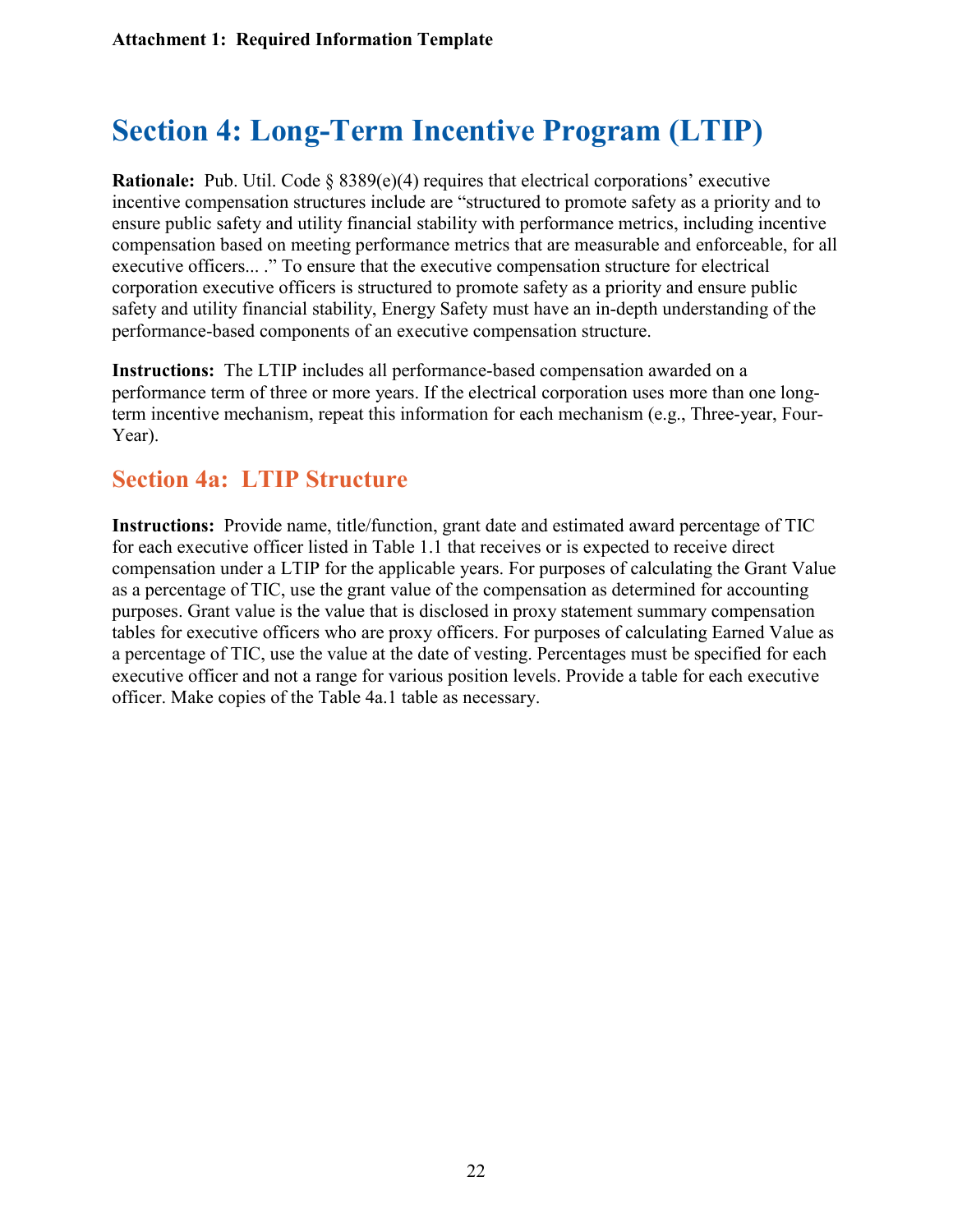**Attachment 1: Required Information Template**

# Section 4: Long-Term Incentive Program (LTIP)

**Rationale:** Pub. Util. Code § 8389(e)(4) requires that electrical corporations' executive incentive compensation structures include are "structured to promote safety as a priority and to ensure public safety and utility financial stability with performance metrics, including incentive compensation based on meeting performance metrics that are measurable and enforceable, for all executive officers... ." To ensure that the executive compensation structure for electrical corporation executive officers is structured to promote safety as a priority and ensure public safety and utility financial stability, Energy Safety must have an in-depth understanding of the performance-based components of an executive compensation structure.

**Instructions:** The LTIP includes all performance-based compensation awarded on a performance term of three or more years. If the electrical corporation uses more than one long-term incentive mechanism, repeat this information for each mechanism (e.g., Three-year, Four-Year).

## Section 4a: LTIP Structure

**Instructions:** Provide name, title/function, grant date and estimated award percentage of TIC for each executive officer listed in Table 1.1 that receives or is expected to receive direct compensation under a LTIP for the applicable years. For purposes of calculating the Grant Value as a percentage of TIC, use the grant value of the compensation as determined for accounting purposes. Grant value is the value that is disclosed in proxy statement summary compensation tables for executive officers who are proxy officers. For purposes of calculating Earned Value as a percentage of TIC, use the value at the date of vesting. Percentages must be specified for each executive officer and not a range for various position levels. Provide a table for each executive officer. Make copies of the Table 4a.1 table as necessary.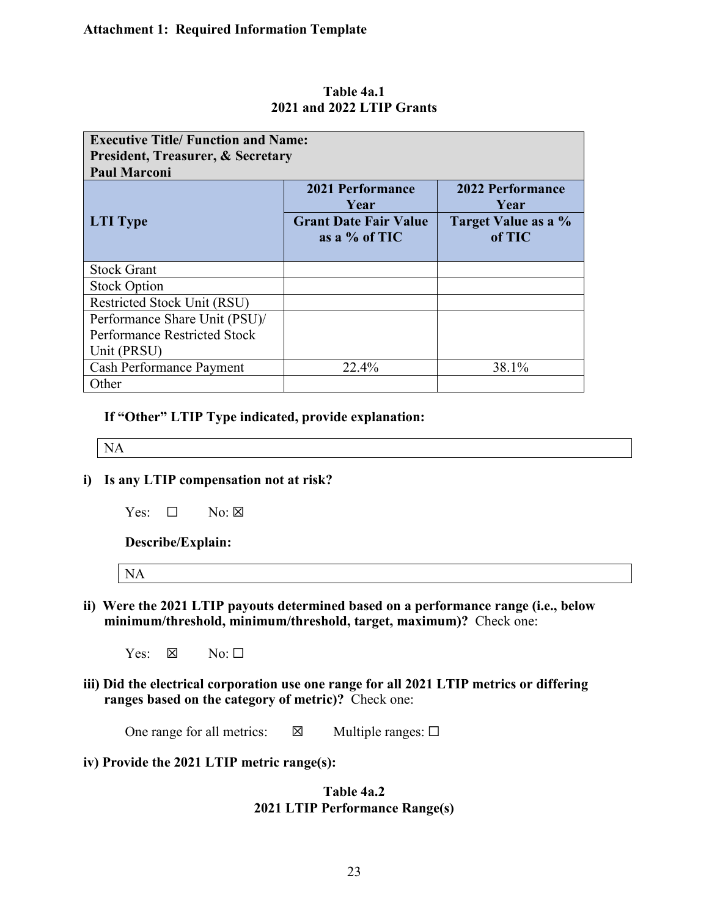**Attachment 1: Required Information Template**

**Table 4a.1**
**2021 and 2022 LTIP Grants**

| **Executive Title/ Function and Name: President, Treasurer, & Secretary Paul Marconi** | | |
|---|---|---|
| **LTI Type** | **2021 Performance Year** **Grant Date Fair Value as a % of TIC** | **2022 Performance Year** **Target Value as a % of TIC** |
| Stock Grant | | |
| Stock Option | | |
| Restricted Stock Unit (RSU) | | |
| Performance Share Unit (PSU)/ Performance Restricted Stock Unit (PRSU) | | |
| Cash Performance Payment | 22.4% | 38.1% |
| Other | | |

**If "Other" LTIP Type indicated, provide explanation:**

NA

**i) Is any LTIP compensation not at risk?**

Yes: ☐ No: ☒

**Describe/Explain:**

NA

**ii) Were the 2021 LTIP payouts determined based on a performance range (i.e., below minimum/threshold, minimum/threshold, target, maximum)?** Check one:

Yes: ☒ No: ☐

**iii) Did the electrical corporation use one range for all 2021 LTIP metrics or differing ranges based on the category of metric)?** Check one:

One range for all metrics: ☒ Multiple ranges: ☐

**iv) Provide the 2021 LTIP metric range(s):**

**Table 4a.2**
**2021 LTIP Performance Range(s)**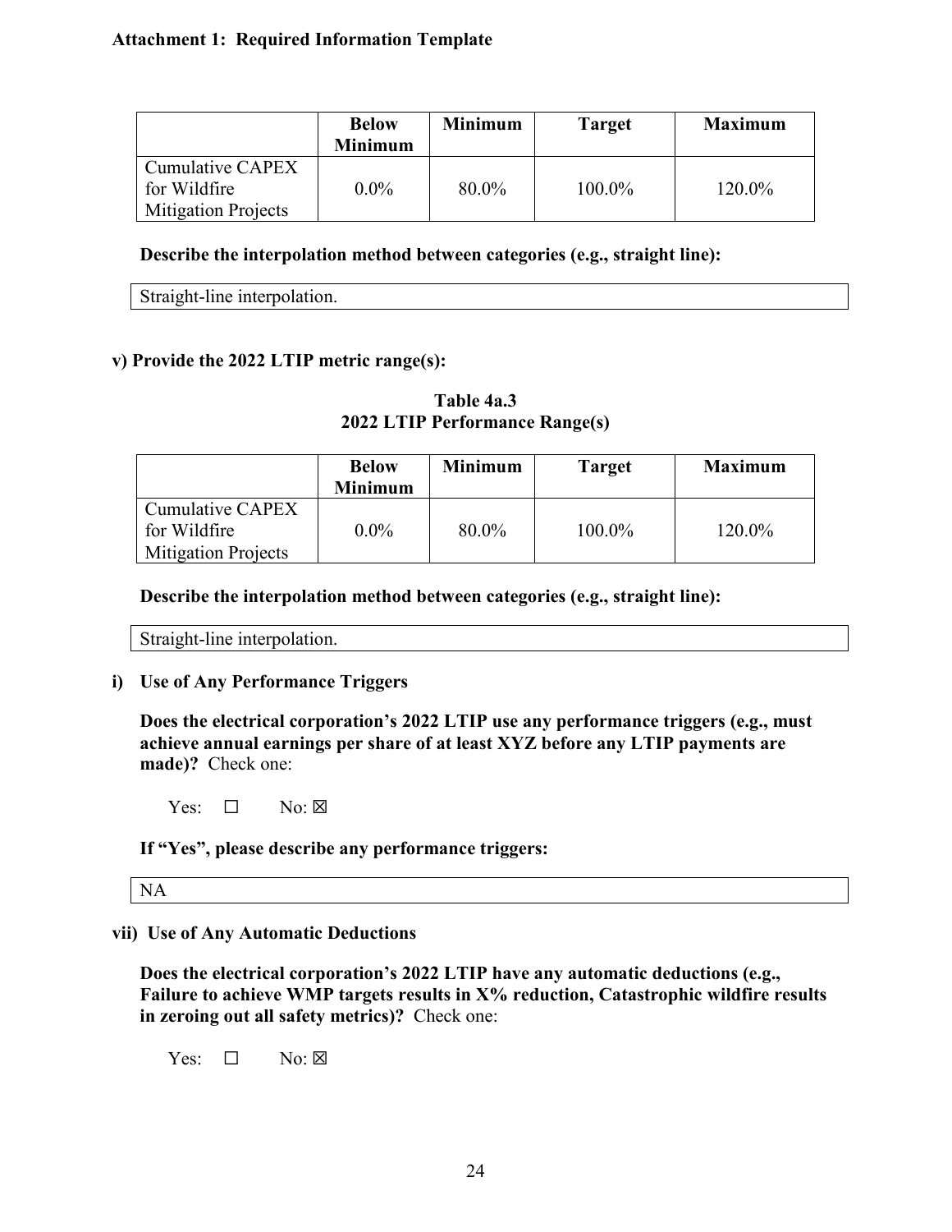**Attachment 1: Required Information Template**

| | Below Minimum | Minimum | Target | Maximum |
|---|---|---|---|---|
| Cumulative CAPEX for Wildfire Mitigation Projects | 0.0% | 80.0% | 100.0% | 120.0% |

**Describe the interpolation method between categories (e.g., straight line):**

Straight-line interpolation.

**v) Provide the 2022 LTIP metric range(s):**

**Table 4a.3**
**2022 LTIP Performance Range(s)**

| | Below Minimum | Minimum | Target | Maximum |
|---|---|---|---|---|
| Cumulative CAPEX for Wildfire Mitigation Projects | 0.0% | 80.0% | 100.0% | 120.0% |

**Describe the interpolation method between categories (e.g., straight line):**

Straight-line interpolation.

**i) Use of Any Performance Triggers**

**Does the electrical corporation's 2022 LTIP use any performance triggers (e.g., must achieve annual earnings per share of at least XYZ before any LTIP payments are made)?** Check one:

Yes: ☐ No: ☒

**If "Yes", please describe any performance triggers:**

NA

**vii) Use of Any Automatic Deductions**

**Does the electrical corporation's 2022 LTIP have any automatic deductions (e.g., Failure to achieve WMP targets results in X% reduction, Catastrophic wildfire results in zeroing out all safety metrics)?** Check one:

Yes: ☐ No: ☒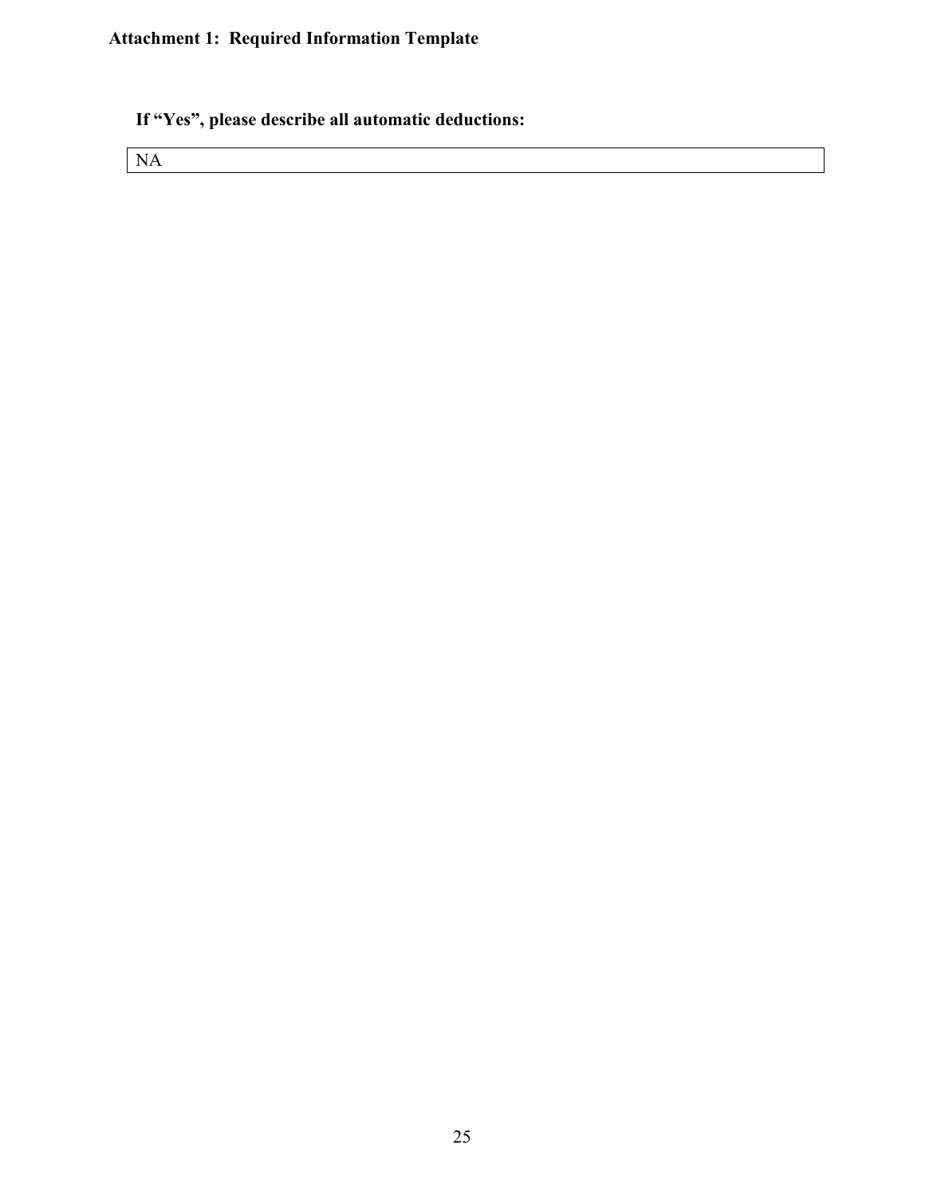**Attachment 1: Required Information Template**

**If "Yes", please describe all automatic deductions:**

| NA |
|---|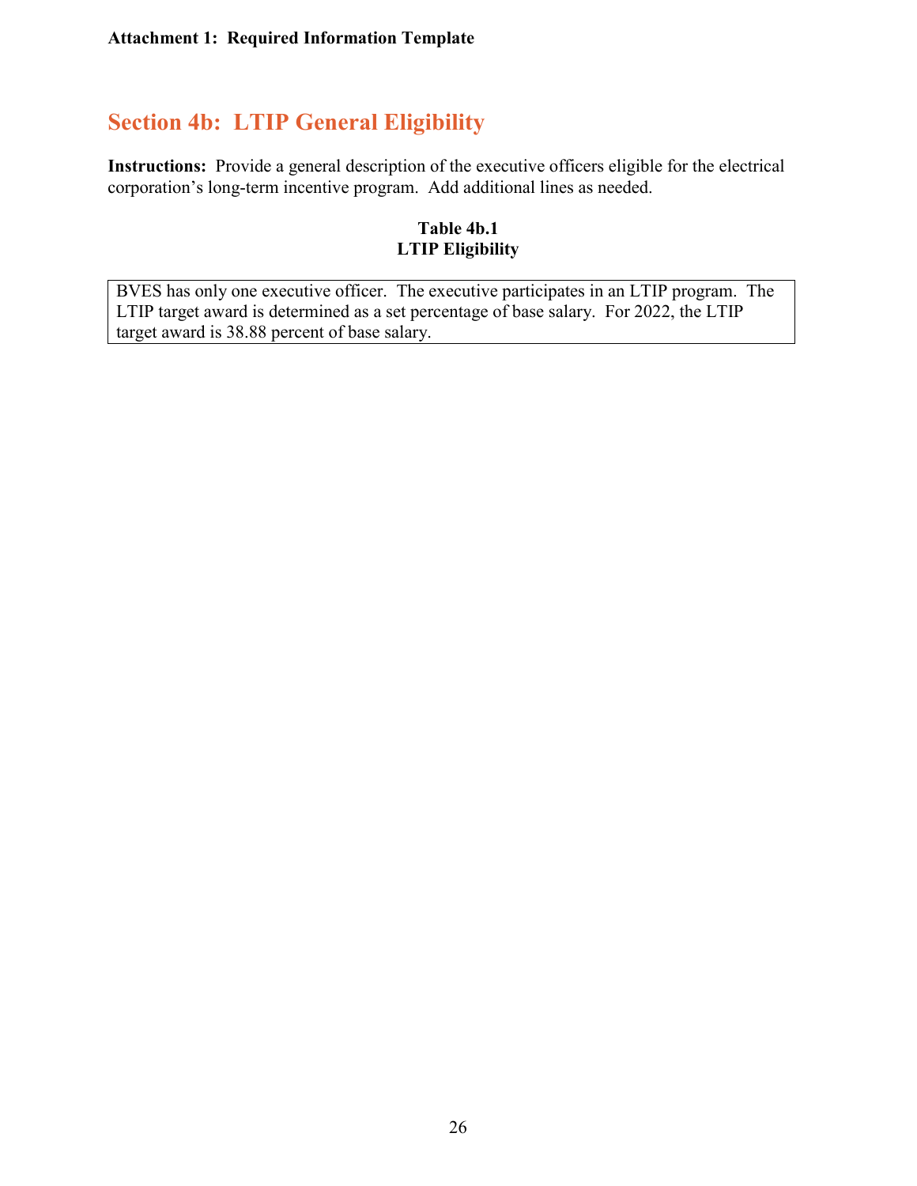**Attachment 1: Required Information Template**

## Section 4b: LTIP General Eligibility

**Instructions:** Provide a general description of the executive officers eligible for the electrical corporation's long-term incentive program. Add additional lines as needed.

**Table 4b.1**
**LTIP Eligibility**

| BVES has only one executive officer. The executive participates in an LTIP program. The LTIP target award is determined as a set percentage of base salary. For 2022, the LTIP target award is 38.88 percent of base salary. |
|---|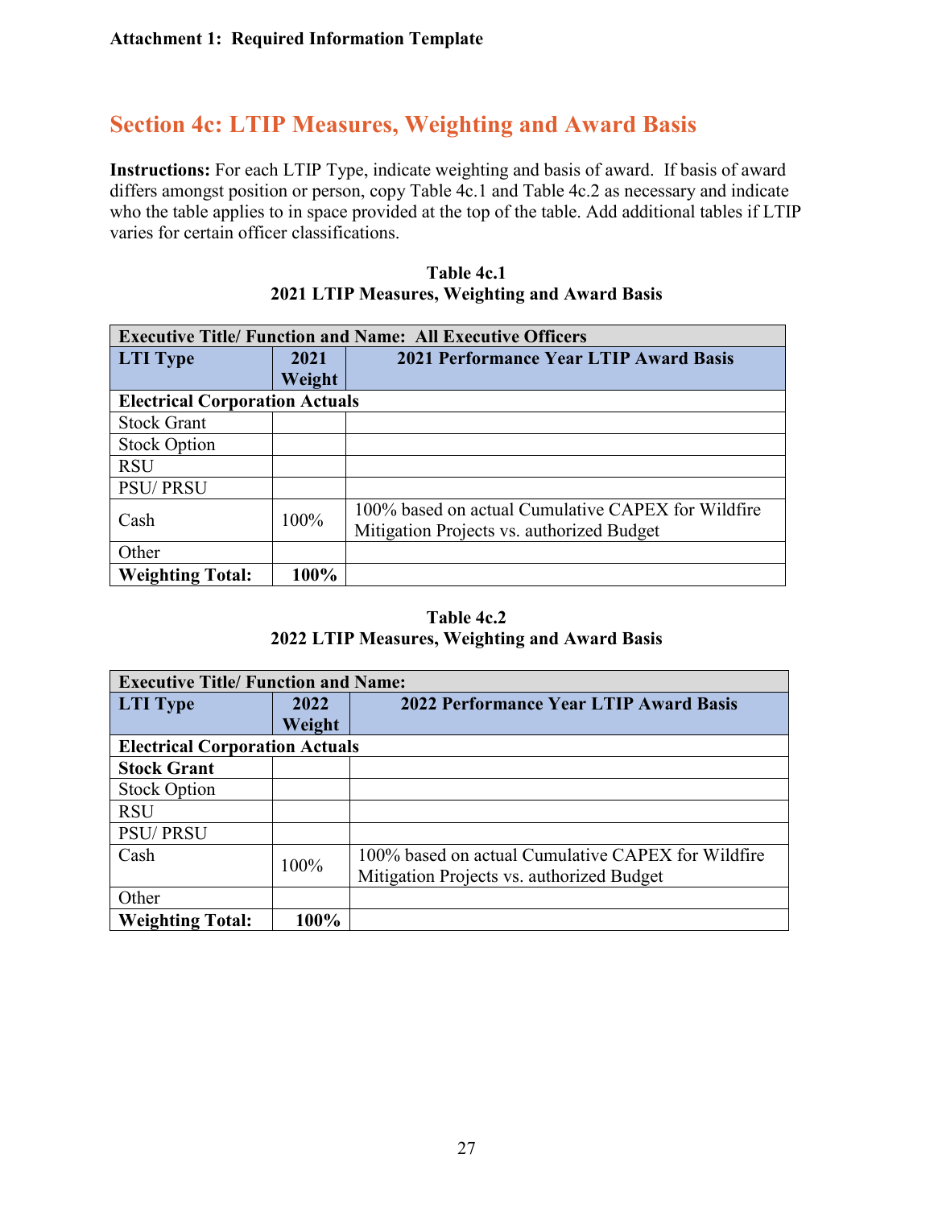**Attachment 1: Required Information Template**

## Section 4c: LTIP Measures, Weighting and Award Basis

**Instructions:** For each LTIP Type, indicate weighting and basis of award. If basis of award differs amongst position or person, copy Table 4c.1 and Table 4c.2 as necessary and indicate who the table applies to in space provided at the top of the table. Add additional tables if LTIP varies for certain officer classifications.

**Table 4c.1**
**2021 LTIP Measures, Weighting and Award Basis**

| **Executive Title/ Function and Name: All Executive Officers** | | |
|---|---|---|
| **LTI Type** | **2021 Weight** | **2021 Performance Year LTIP Award Basis** |
| **Electrical Corporation Actuals** | | |
| Stock Grant | | |
| Stock Option | | |
| RSU | | |
| PSU/ PRSU | | |
| Cash | 100% | 100% based on actual Cumulative CAPEX for Wildfire Mitigation Projects vs. authorized Budget |
| Other | | |
| **Weighting Total:** | **100%** | |

**Table 4c.2**
**2022 LTIP Measures, Weighting and Award Basis**

| **Executive Title/ Function and Name:** | | |
|---|---|---|
| **LTI Type** | **2022 Weight** | **2022 Performance Year LTIP Award Basis** |
| **Electrical Corporation Actuals** | | |
| **Stock Grant** | | |
| Stock Option | | |
| RSU | | |
| PSU/ PRSU | | |
| Cash | 100% | 100% based on actual Cumulative CAPEX for Wildfire Mitigation Projects vs. authorized Budget |
| Other | | |
| **Weighting Total:** | **100%** | |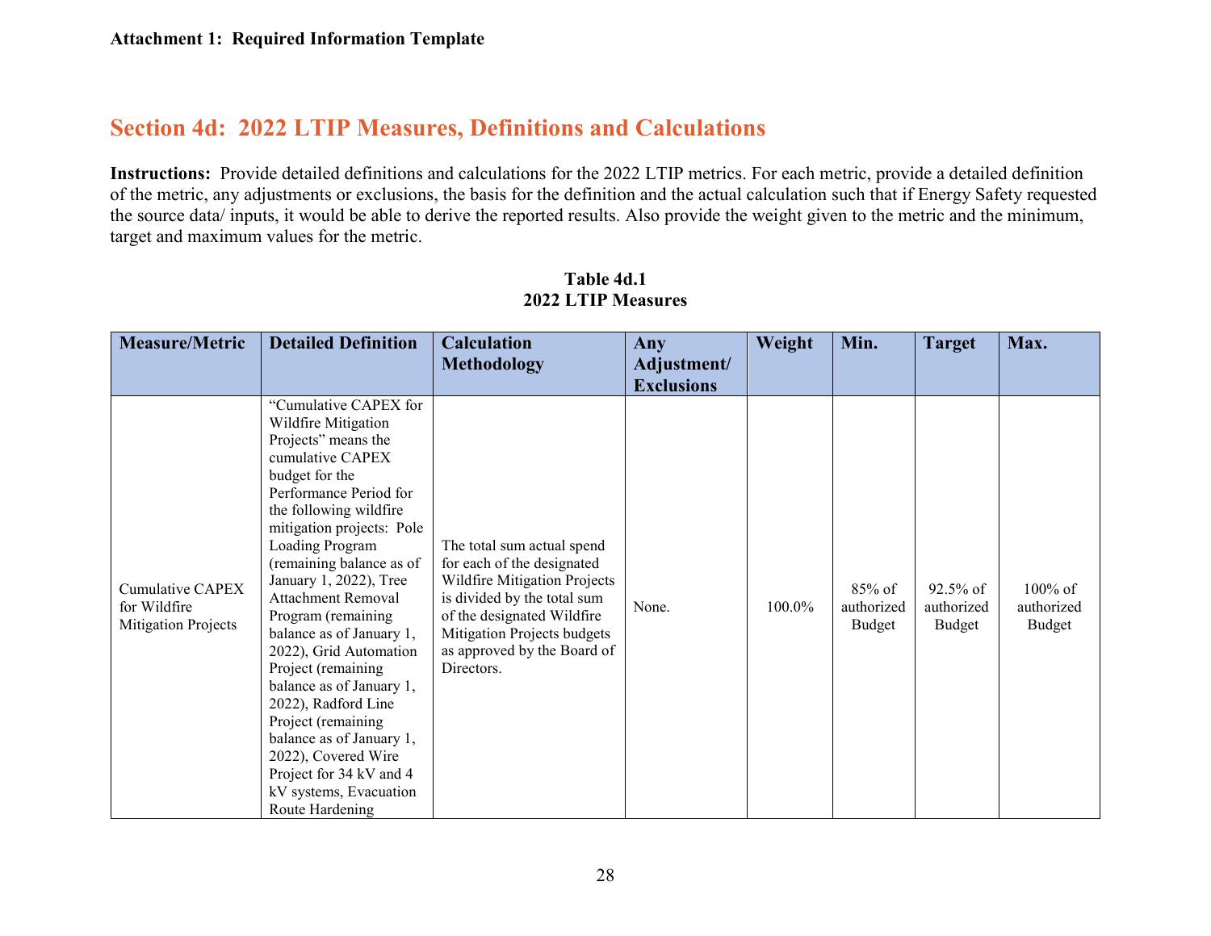**Attachment 1: Required Information Template**

## Section 4d: 2022 LTIP Measures, Definitions and Calculations

**Instructions:** Provide detailed definitions and calculations for the 2022 LTIP metrics. For each metric, provide a detailed definition of the metric, any adjustments or exclusions, the basis for the definition and the actual calculation such that if Energy Safety requested the source data/ inputs, it would be able to derive the reported results. Also provide the weight given to the metric and the minimum, target and maximum values for the metric.

**Table 4d.1**
**2022 LTIP Measures**

| Measure/Metric | Detailed Definition | Calculation Methodology | Any Adjustment/ Exclusions | Weight | Min. | Target | Max. |
|---|---|---|---|---|---|---|---|
| Cumulative CAPEX for Wildfire Mitigation Projects | "Cumulative CAPEX for Wildfire Mitigation Projects" means the cumulative CAPEX budget for the Performance Period for the following wildfire mitigation projects: Pole Loading Program (remaining balance as of January 1, 2022), Tree Attachment Removal Program (remaining balance as of January 1, 2022), Grid Automation Project (remaining balance as of January 1, 2022), Radford Line Project (remaining balance as of January 1, 2022), Covered Wire Project for 34 kV and 4 kV systems, Evacuation Route Hardening | The total sum actual spend for each of the designated Wildfire Mitigation Projects is divided by the total sum of the designated Wildfire Mitigation Projects budgets as approved by the Board of Directors. | None. | 100.0% | 85% of authorized Budget | 92.5% of authorized Budget | 100% of authorized Budget |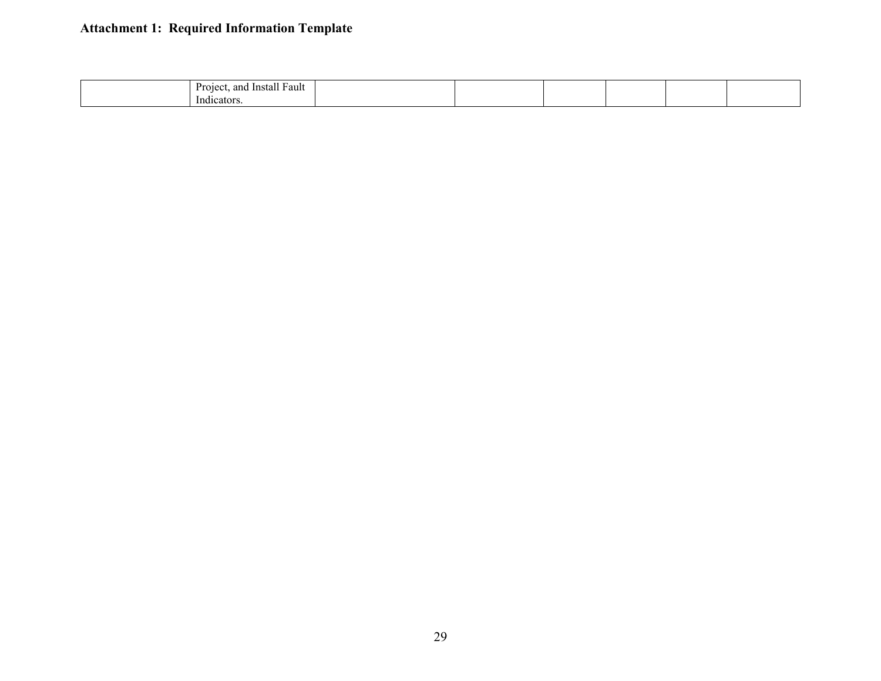**Attachment 1: Required Information Template**

| | | | | | | | |
|---|---|---|---|---|---|---|---|
| | Project, and Install Fault Indicators. | | | | | | |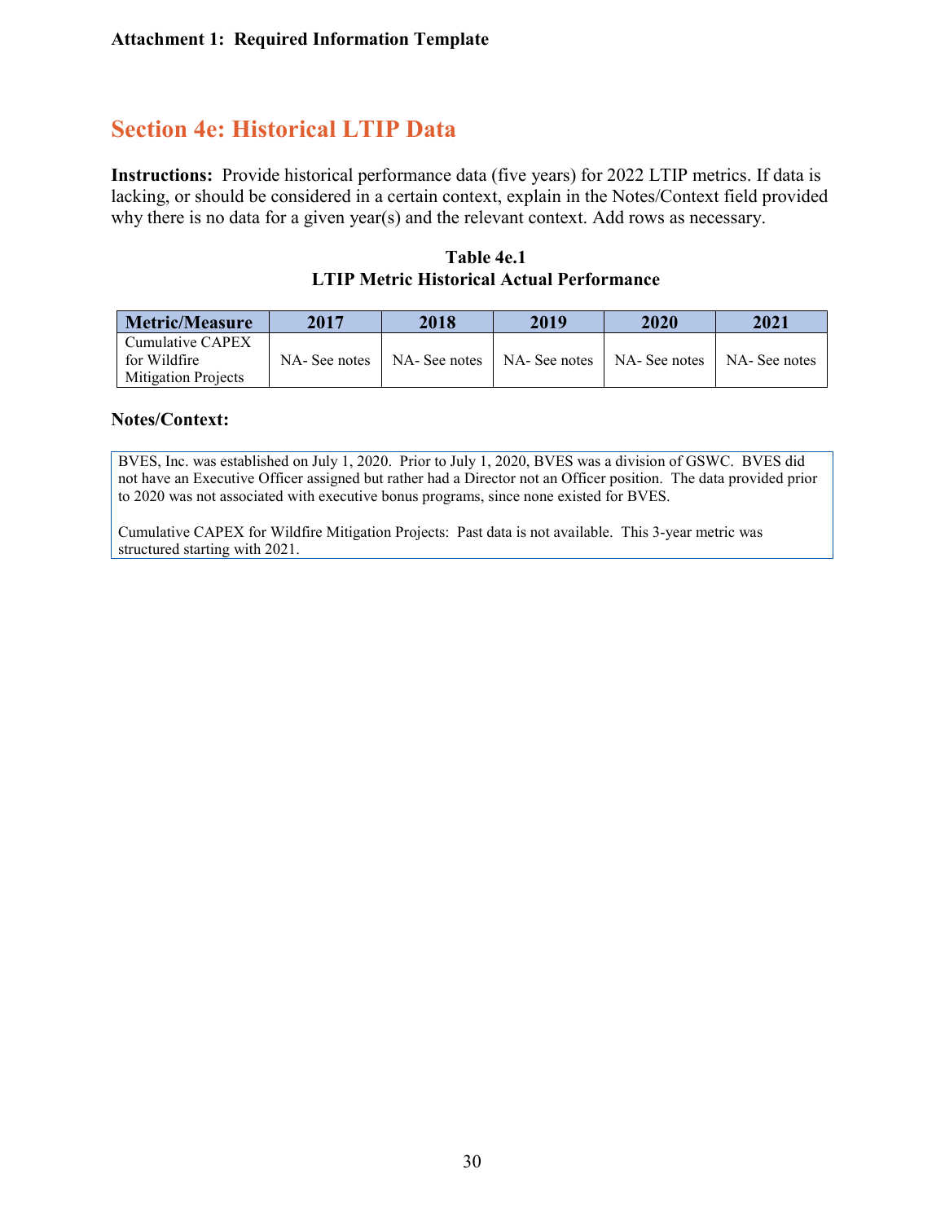**Attachment 1: Required Information Template**

## Section 4e: Historical LTIP Data

**Instructions:** Provide historical performance data (five years) for 2022 LTIP metrics. If data is lacking, or should be considered in a certain context, explain in the Notes/Context field provided why there is no data for a given year(s) and the relevant context. Add rows as necessary.

**Table 4e.1**
**LTIP Metric Historical Actual Performance**

| Metric/Measure | 2017 | 2018 | 2019 | 2020 | 2021 |
|---|---|---|---|---|---|
| Cumulative CAPEX for Wildfire Mitigation Projects | NA- See notes | NA- See notes | NA- See notes | NA- See notes | NA- See notes |

**Notes/Context:**

BVES, Inc. was established on July 1, 2020. Prior to July 1, 2020, BVES was a division of GSWC. BVES did not have an Executive Officer assigned but rather had a Director not an Officer position. The data provided prior to 2020 was not associated with executive bonus programs, since none existed for BVES.

Cumulative CAPEX for Wildfire Mitigation Projects: Past data is not available. This 3-year metric was structured starting with 2021.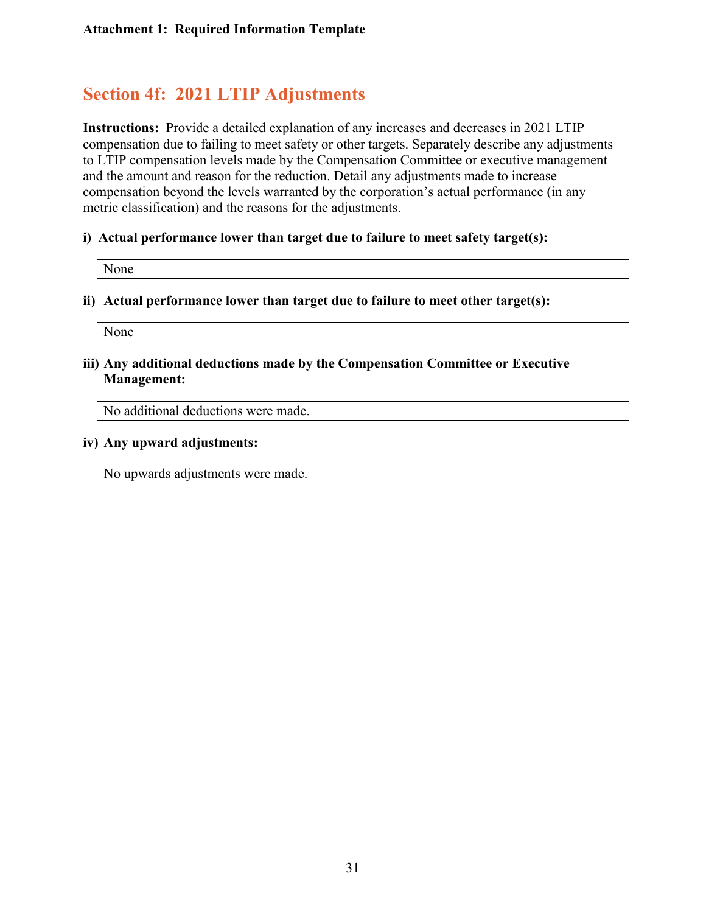**Attachment 1: Required Information Template**

## Section 4f: 2021 LTIP Adjustments

**Instructions:** Provide a detailed explanation of any increases and decreases in 2021 LTIP compensation due to failing to meet safety or other targets. Separately describe any adjustments to LTIP compensation levels made by the Compensation Committee or executive management and the amount and reason for the reduction. Detail any adjustments made to increase compensation beyond the levels warranted by the corporation's actual performance (in any metric classification) and the reasons for the adjustments.

**i) Actual performance lower than target due to failure to meet safety target(s):**

| None |
|---|

**ii) Actual performance lower than target due to failure to meet other target(s):**

| None |
|---|

**iii) Any additional deductions made by the Compensation Committee or Executive Management:**

| No additional deductions were made. |
|---|

**iv) Any upward adjustments:**

| No upwards adjustments were made. |
|---|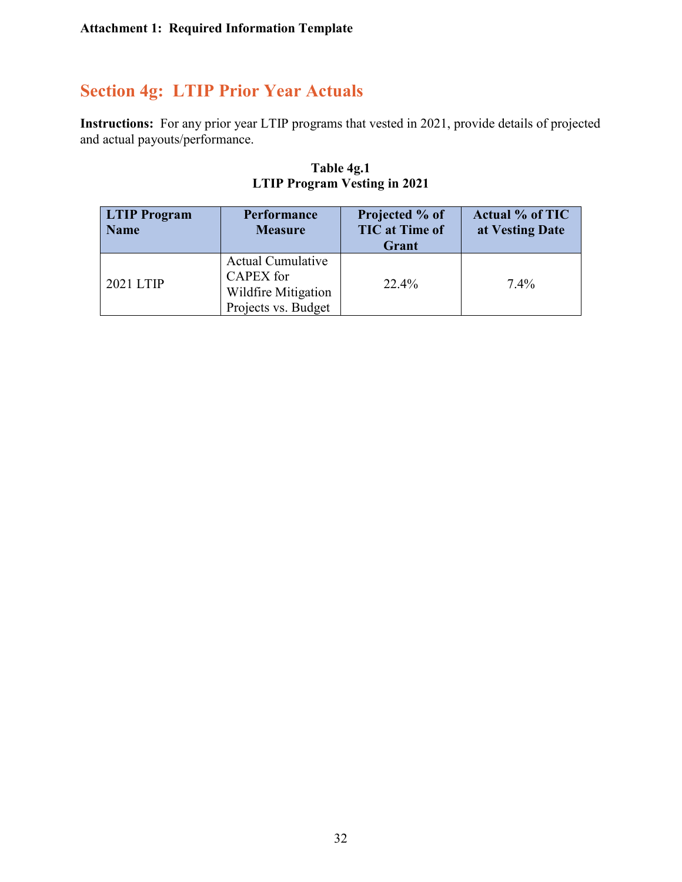**Attachment 1: Required Information Template**

## Section 4g: LTIP Prior Year Actuals

**Instructions:** For any prior year LTIP programs that vested in 2021, provide details of projected and actual payouts/performance.

**Table 4g.1**
**LTIP Program Vesting in 2021**

| LTIP Program Name | Performance Measure | Projected % of TIC at Time of Grant | Actual % of TIC at Vesting Date |
|---|---|---|---|
| 2021 LTIP | Actual Cumulative CAPEX for Wildfire Mitigation Projects vs. Budget | 22.4% | 7.4% |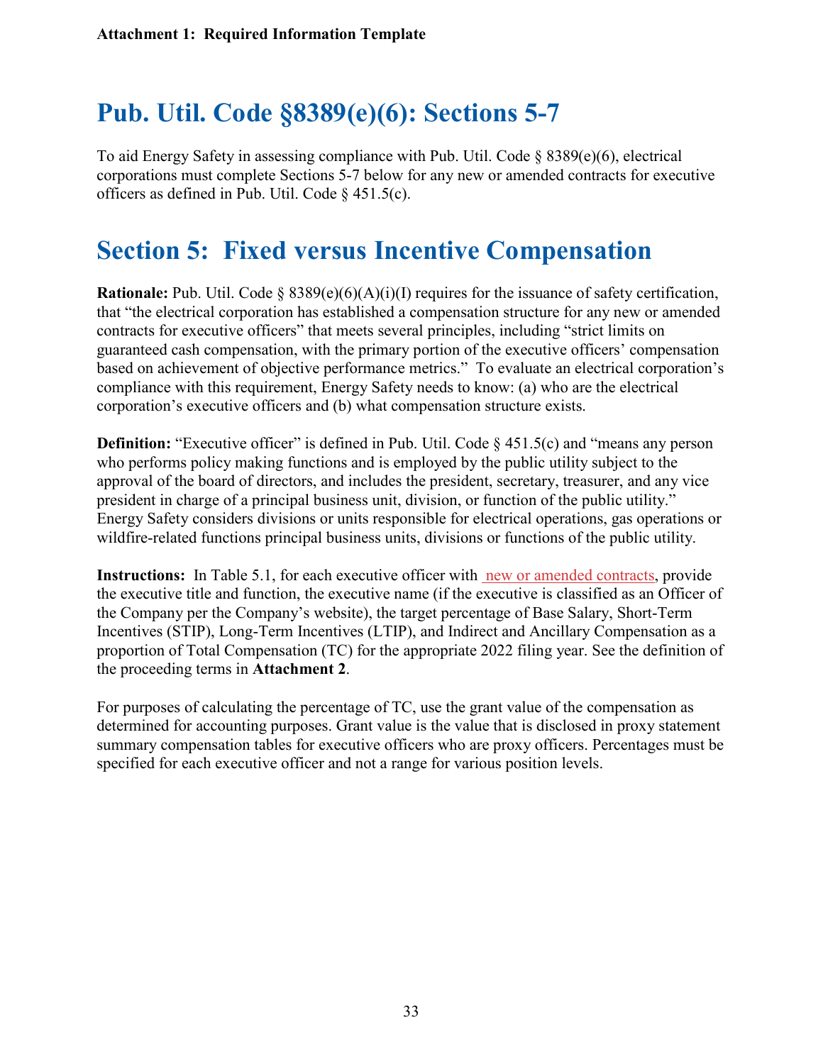**Attachment 1: Required Information Template**

# Pub. Util. Code §8389(e)(6): Sections 5-7

To aid Energy Safety in assessing compliance with Pub. Util. Code § 8389(e)(6), electrical corporations must complete Sections 5-7 below for any new or amended contracts for executive officers as defined in Pub. Util. Code § 451.5(c).

# Section 5: Fixed versus Incentive Compensation

**Rationale:** Pub. Util. Code § 8389(e)(6)(A)(i)(I) requires for the issuance of safety certification, that "the electrical corporation has established a compensation structure for any new or amended contracts for executive officers" that meets several principles, including "strict limits on guaranteed cash compensation, with the primary portion of the executive officers' compensation based on achievement of objective performance metrics." To evaluate an electrical corporation's compliance with this requirement, Energy Safety needs to know: (a) who are the electrical corporation's executive officers and (b) what compensation structure exists.

**Definition:** "Executive officer" is defined in Pub. Util. Code § 451.5(c) and "means any person who performs policy making functions and is employed by the public utility subject to the approval of the board of directors, and includes the president, secretary, treasurer, and any vice president in charge of a principal business unit, division, or function of the public utility." Energy Safety considers divisions or units responsible for electrical operations, gas operations or wildfire-related functions principal business units, divisions or functions of the public utility.

**Instructions:** In Table 5.1, for each executive officer with new or amended contracts, provide the executive title and function, the executive name (if the executive is classified as an Officer of the Company per the Company's website), the target percentage of Base Salary, Short-Term Incentives (STIP), Long-Term Incentives (LTIP), and Indirect and Ancillary Compensation as a proportion of Total Compensation (TC) for the appropriate 2022 filing year. See the definition of the proceeding terms in **Attachment 2**.

For purposes of calculating the percentage of TC, use the grant value of the compensation as determined for accounting purposes. Grant value is the value that is disclosed in proxy statement summary compensation tables for executive officers who are proxy officers. Percentages must be specified for each executive officer and not a range for various position levels.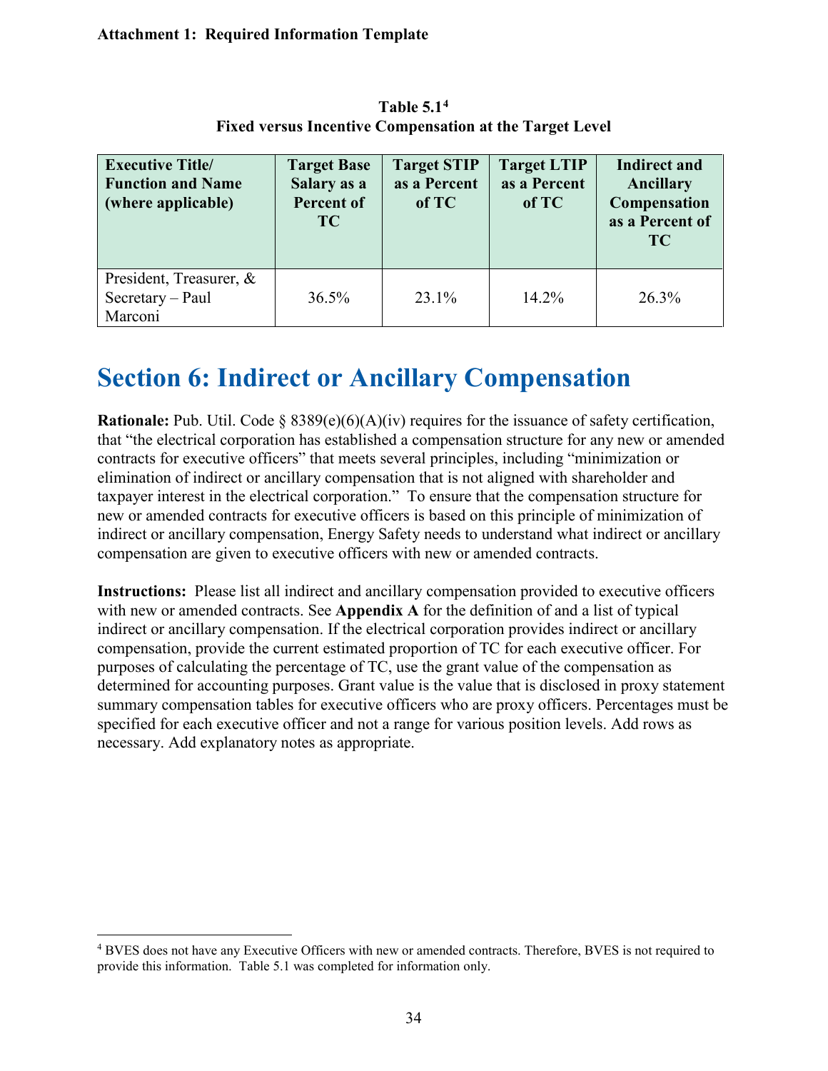**Attachment 1: Required Information Template**

**Table 5.1[4]**
**Fixed versus Incentive Compensation at the Target Level**

| Executive Title/ Function and Name (where applicable) | Target Base Salary as a Percent of TC | Target STIP as a Percent of TC | Target LTIP as a Percent of TC | Indirect and Ancillary Compensation as a Percent of TC |
|---|---|---|---|---|
| President, Treasurer, & Secretary – Paul Marconi | 36.5% | 23.1% | 14.2% | 26.3% |

# Section 6: Indirect or Ancillary Compensation

**Rationale:** Pub. Util. Code § 8389(e)(6)(A)(iv) requires for the issuance of safety certification, that "the electrical corporation has established a compensation structure for any new or amended contracts for executive officers" that meets several principles, including "minimization or elimination of indirect or ancillary compensation that is not aligned with shareholder and taxpayer interest in the electrical corporation." To ensure that the compensation structure for new or amended contracts for executive officers is based on this principle of minimization of indirect or ancillary compensation, Energy Safety needs to understand what indirect or ancillary compensation are given to executive officers with new or amended contracts.

**Instructions:** Please list all indirect and ancillary compensation provided to executive officers with new or amended contracts. See **Appendix A** for the definition of and a list of typical indirect or ancillary compensation. If the electrical corporation provides indirect or ancillary compensation, provide the current estimated proportion of TC for each executive officer. For purposes of calculating the percentage of TC, use the grant value of the compensation as determined for accounting purposes. Grant value is the value that is disclosed in proxy statement summary compensation tables for executive officers who are proxy officers. Percentages must be specified for each executive officer and not a range for various position levels. Add rows as necessary. Add explanatory notes as appropriate.

[4] BVES does not have any Executive Officers with new or amended contracts. Therefore, BVES is not required to provide this information. Table 5.1 was completed for information only.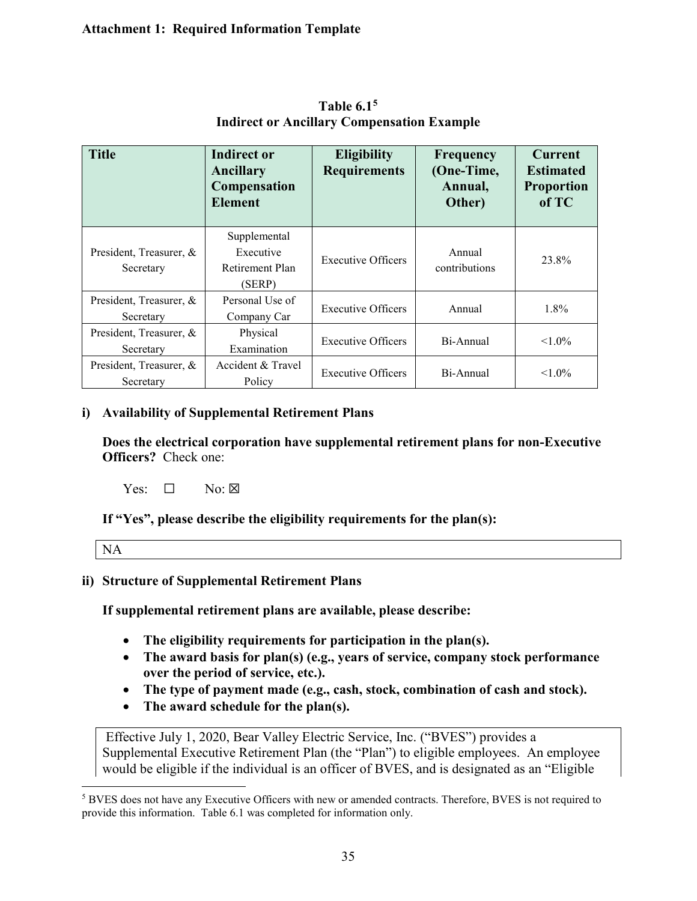**Attachment 1: Required Information Template**

**Table 6.1[5]**
**Indirect or Ancillary Compensation Example**

| Title | Indirect or Ancillary Compensation Element | Eligibility Requirements | Frequency (One-Time, Annual, Other) | Current Estimated Proportion of TC |
|---|---|---|---|---|
| President, Treasurer, & Secretary | Supplemental Executive Retirement Plan (SERP) | Executive Officers | Annual contributions | 23.8% |
| President, Treasurer, & Secretary | Personal Use of Company Car | Executive Officers | Annual | 1.8% |
| President, Treasurer, & Secretary | Physical Examination | Executive Officers | Bi-Annual | <1.0% |
| President, Treasurer, & Secretary | Accident & Travel Policy | Executive Officers | Bi-Annual | <1.0% |

**i) Availability of Supplemental Retirement Plans**

**Does the electrical corporation have supplemental retirement plans for non-Executive Officers?** Check one:

Yes: ☐ No: ☒

**If "Yes", please describe the eligibility requirements for the plan(s):**

NA

**ii) Structure of Supplemental Retirement Plans**

**If supplemental retirement plans are available, please describe:**

- **The eligibility requirements for participation in the plan(s).**
- **The award basis for plan(s) (e.g., years of service, company stock performance over the period of service, etc.).**
- **The type of payment made (e.g., cash, stock, combination of cash and stock).**
- **The award schedule for the plan(s).**

Effective July 1, 2020, Bear Valley Electric Service, Inc. ("BVES") provides a Supplemental Executive Retirement Plan (the "Plan") to eligible employees. An employee would be eligible if the individual is an officer of BVES, and is designated as an "Eligible

[5] BVES does not have any Executive Officers with new or amended contracts. Therefore, BVES is not required to provide this information. Table 6.1 was completed for information only.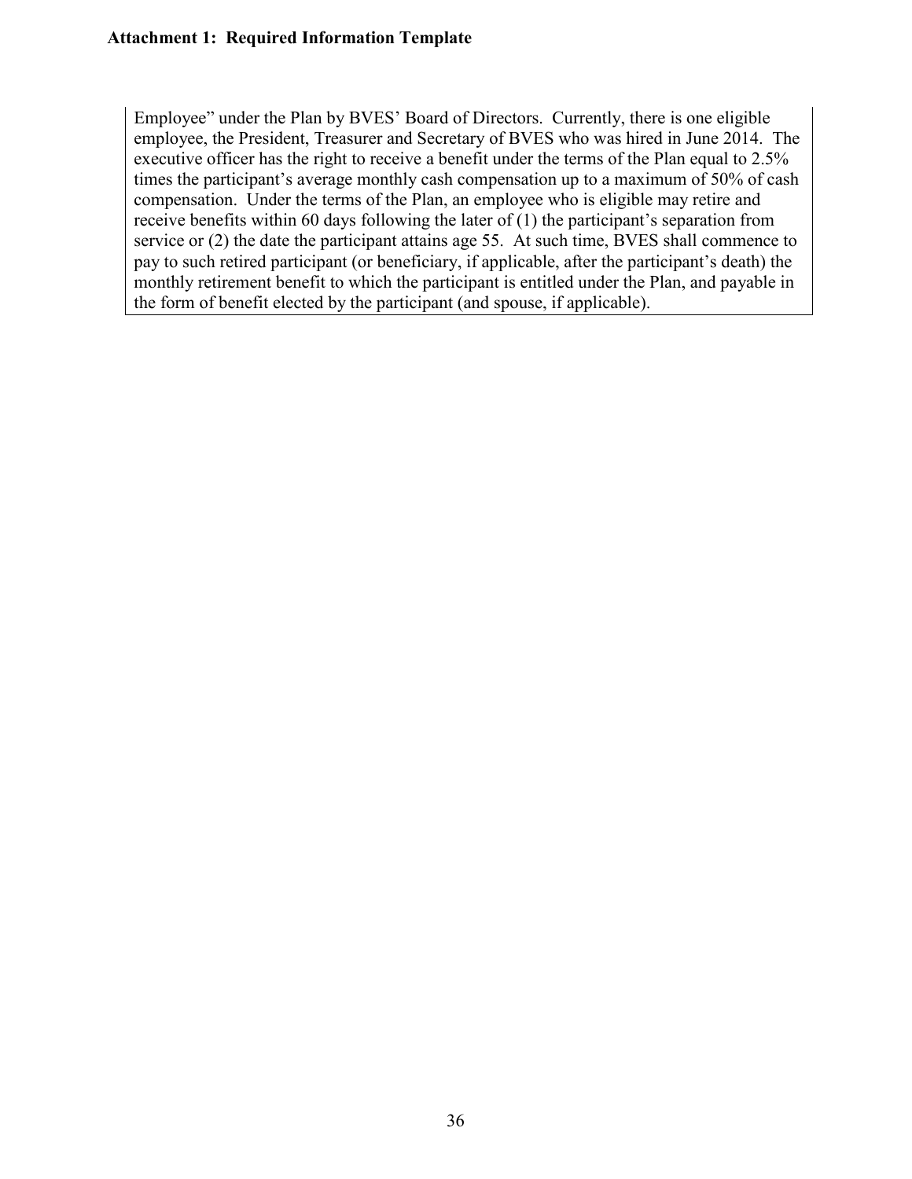Employee" under the Plan by BVES' Board of Directors. Currently, there is one eligible employee, the President, Treasurer and Secretary of BVES who was hired in June 2014. The executive officer has the right to receive a benefit under the terms of the Plan equal to 2.5% times the participant's average monthly cash compensation up to a maximum of 50% of cash compensation. Under the terms of the Plan, an employee who is eligible may retire and receive benefits within 60 days following the later of (1) the participant's separation from service or (2) the date the participant attains age 55. At such time, BVES shall commence to pay to such retired participant (or beneficiary, if applicable, after the participant's death) the monthly retirement benefit to which the participant is entitled under the Plan, and payable in the form of benefit elected by the participant (and spouse, if applicable).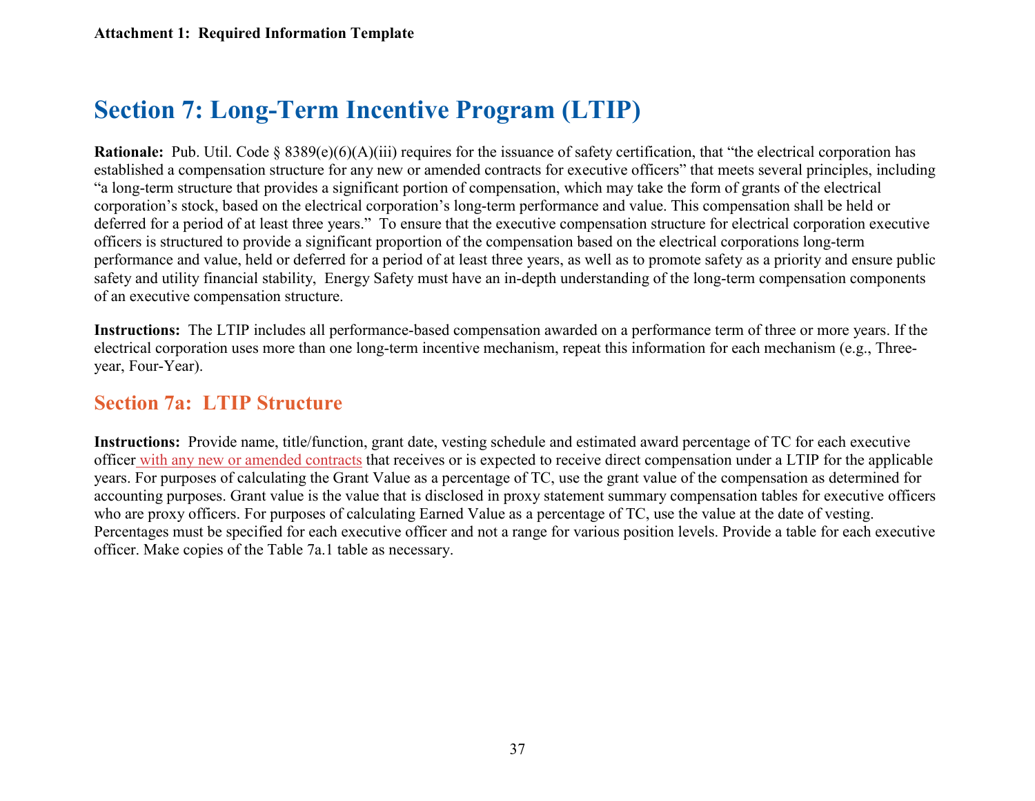**Attachment 1: Required Information Template**

# Section 7: Long-Term Incentive Program (LTIP)

**Rationale:** Pub. Util. Code § 8389(e)(6)(A)(iii) requires for the issuance of safety certification, that "the electrical corporation has established a compensation structure for any new or amended contracts for executive officers" that meets several principles, including "a long-term structure that provides a significant portion of compensation, which may take the form of grants of the electrical corporation's stock, based on the electrical corporation's long-term performance and value. This compensation shall be held or deferred for a period of at least three years." To ensure that the executive compensation structure for electrical corporation executive officers is structured to provide a significant proportion of the compensation based on the electrical corporations long-term performance and value, held or deferred for a period of at least three years, as well as to promote safety as a priority and ensure public safety and utility financial stability, Energy Safety must have an in-depth understanding of the long-term compensation components of an executive compensation structure.

**Instructions:** The LTIP includes all performance-based compensation awarded on a performance term of three or more years. If the electrical corporation uses more than one long-term incentive mechanism, repeat this information for each mechanism (e.g., Three-year, Four-Year).

## Section 7a: LTIP Structure

**Instructions:** Provide name, title/function, grant date, vesting schedule and estimated award percentage of TC for each executive officer with any new or amended contracts that receives or is expected to receive direct compensation under a LTIP for the applicable years. For purposes of calculating the Grant Value as a percentage of TC, use the grant value of the compensation as determined for accounting purposes. Grant value is the value that is disclosed in proxy statement summary compensation tables for executive officers who are proxy officers. For purposes of calculating Earned Value as a percentage of TC, use the value at the date of vesting. Percentages must be specified for each executive officer and not a range for various position levels. Provide a table for each executive officer. Make copies of the Table 7a.1 table as necessary.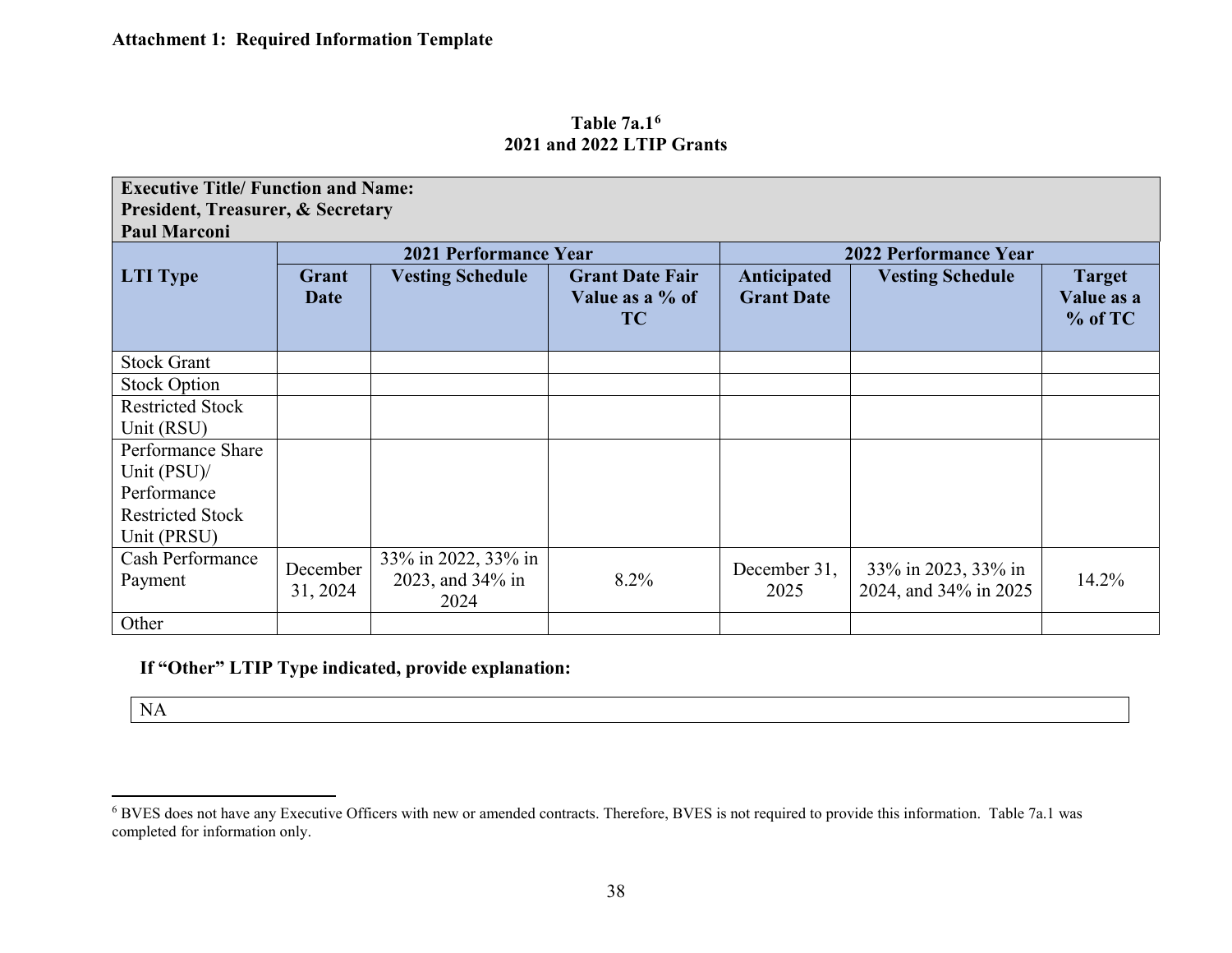**Attachment 1: Required Information Template**

**Table 7a.1[6]**
**2021 and 2022 LTIP Grants**

| **Executive Title/ Function and Name:** **President, Treasurer, & Secretary** **Paul Marconi** | | | | | | |
|---|---|---|---|---|---|---|
| | **2021 Performance Year** | | | **2022 Performance Year** | | |
| **LTI Type** | **Grant Date** | **Vesting Schedule** | **Grant Date Fair Value as a % of TC** | **Anticipated Grant Date** | **Vesting Schedule** | **Target Value as a % of TC** |
| Stock Grant | | | | | | |
| Stock Option | | | | | | |
| Restricted Stock Unit (RSU) | | | | | | |
| Performance Share Unit (PSU)/ Performance Restricted Stock Unit (PRSU) | | | | | | |
| Cash Performance Payment | December 31, 2024 | 33% in 2022, 33% in 2023, and 34% in 2024 | 8.2% | December 31, 2025 | 33% in 2023, 33% in 2024, and 34% in 2025 | 14.2% |
| Other | | | | | | |

**If "Other" LTIP Type indicated, provide explanation:**

NA

[6] BVES does not have any Executive Officers with new or amended contracts. Therefore, BVES is not required to provide this information. Table 7a.1 was completed for information only.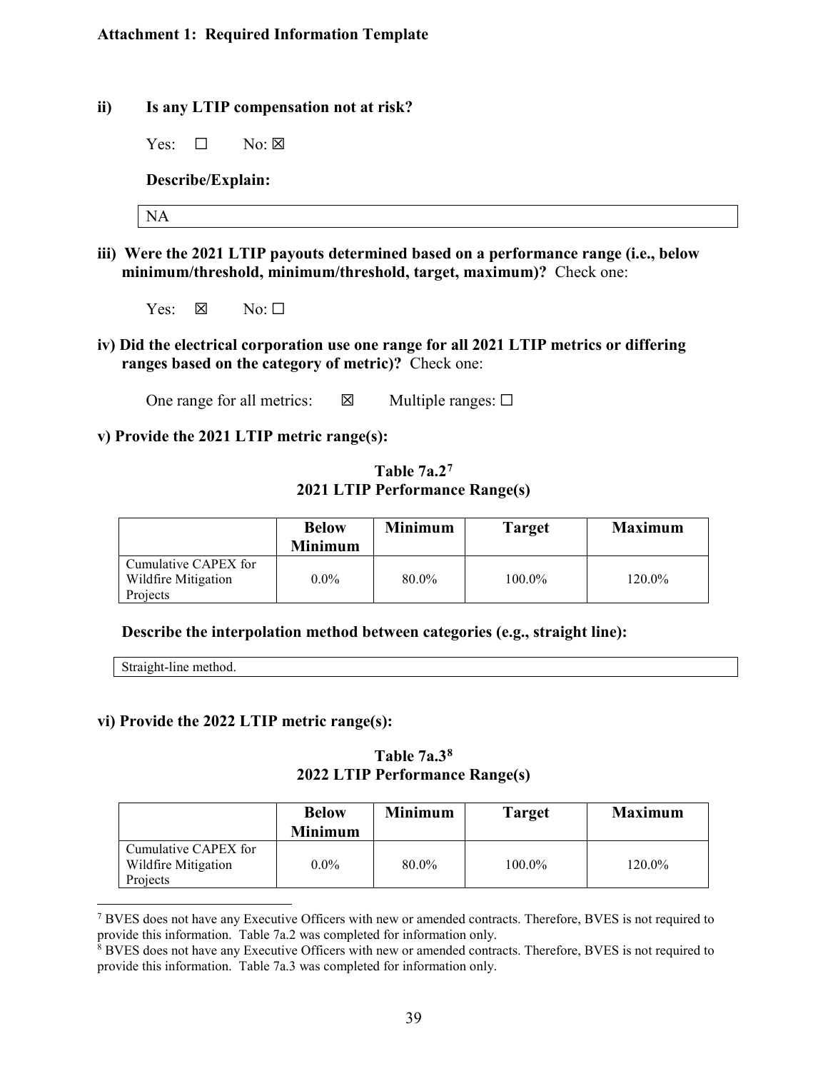**Attachment 1: Required Information Template**

**ii) Is any LTIP compensation not at risk?**

Yes: ☐ No: ☒

**Describe/Explain:**

| NA |
|---|

**iii) Were the 2021 LTIP payouts determined based on a performance range (i.e., below minimum/threshold, minimum/threshold, target, maximum)?** Check one:

Yes: ☒ No: ☐

**iv) Did the electrical corporation use one range for all 2021 LTIP metrics or differing ranges based on the category of metric)?** Check one:

One range for all metrics: ☒ Multiple ranges: ☐

**v) Provide the 2021 LTIP metric range(s):**

**Table 7a.2[7]**
**2021 LTIP Performance Range(s)**

| | Below Minimum | Minimum | Target | Maximum |
|---|---|---|---|---|
| Cumulative CAPEX for Wildfire Mitigation Projects | 0.0% | 80.0% | 100.0% | 120.0% |

**Describe the interpolation method between categories (e.g., straight line):**

| Straight-line method. |
|---|

**vi) Provide the 2022 LTIP metric range(s):**

**Table 7a.3[8]**
**2022 LTIP Performance Range(s)**

| | Below Minimum | Minimum | Target | Maximum |
|---|---|---|---|---|
| Cumulative CAPEX for Wildfire Mitigation Projects | 0.0% | 80.0% | 100.0% | 120.0% |

---

[7] BVES does not have any Executive Officers with new or amended contracts. Therefore, BVES is not required to provide this information. Table 7a.2 was completed for information only.

[8] BVES does not have any Executive Officers with new or amended contracts. Therefore, BVES is not required to provide this information. Table 7a.3 was completed for information only.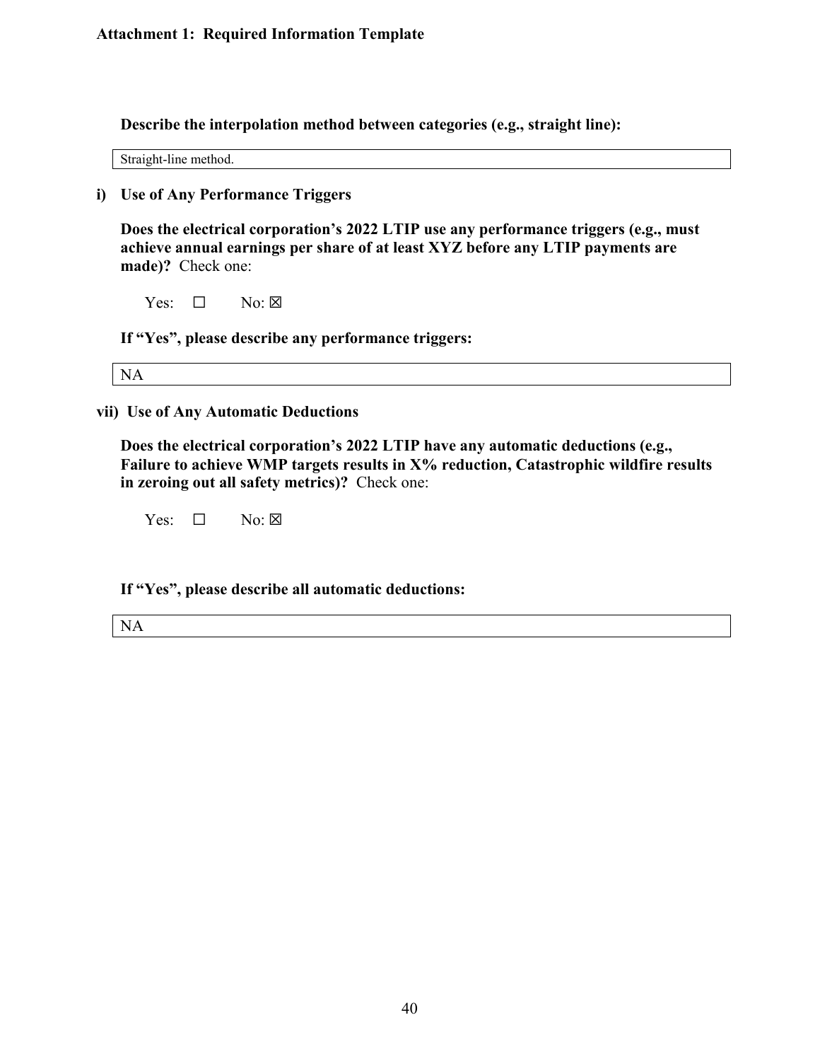**Attachment 1: Required Information Template**

**Describe the interpolation method between categories (e.g., straight line):**

| Straight-line method. |
|---|

**i) Use of Any Performance Triggers**

**Does the electrical corporation's 2022 LTIP use any performance triggers (e.g., must achieve annual earnings per share of at least XYZ before any LTIP payments are made)?** Check one:

Yes: ☐ No: ☒

**If "Yes", please describe any performance triggers:**

| NA |
|---|

**vii) Use of Any Automatic Deductions**

**Does the electrical corporation's 2022 LTIP have any automatic deductions (e.g., Failure to achieve WMP targets results in X% reduction, Catastrophic wildfire results in zeroing out all safety metrics)?** Check one:

Yes: ☐ No: ☒

**If "Yes", please describe all automatic deductions:**

| NA |
|---|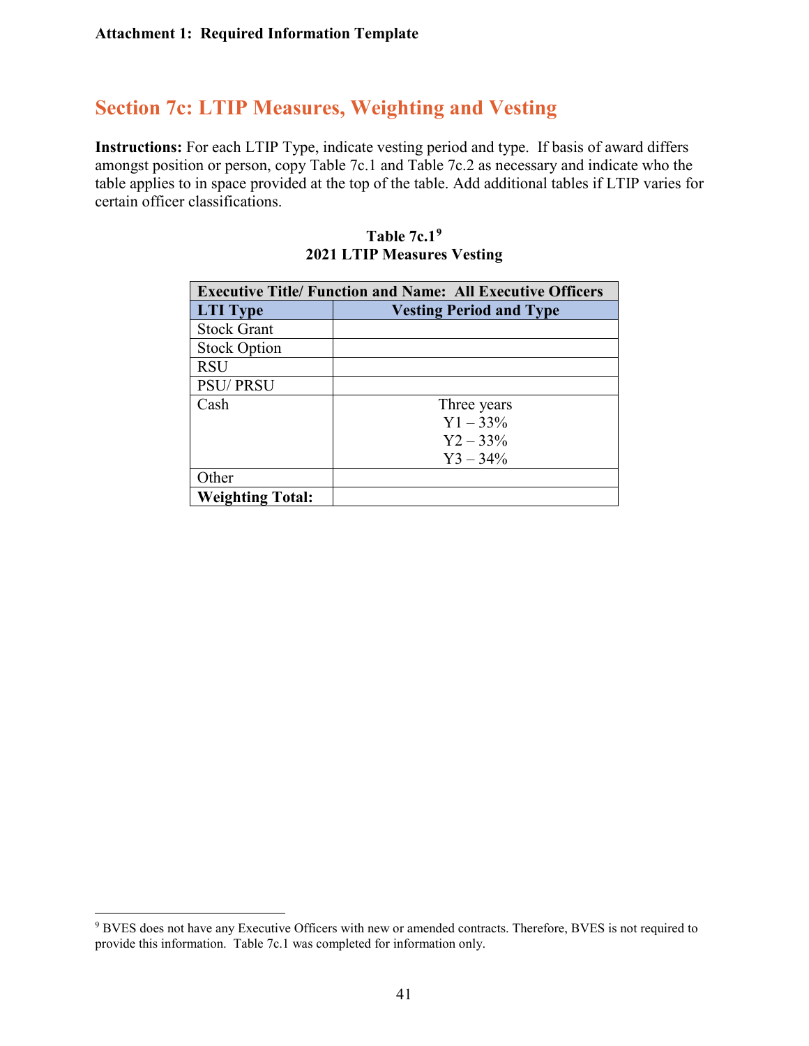**Attachment 1: Required Information Template**

## Section 7c: LTIP Measures, Weighting and Vesting

**Instructions:** For each LTIP Type, indicate vesting period and type. If basis of award differs amongst position or person, copy Table 7c.1 and Table 7c.2 as necessary and indicate who the table applies to in space provided at the top of the table. Add additional tables if LTIP varies for certain officer classifications.

**Table 7c.1[9]**
**2021 LTIP Measures Vesting**

| **Executive Title/ Function and Name: All Executive Officers** | |
|---|---|
| **LTI Type** | **Vesting Period and Type** |
| Stock Grant | |
| Stock Option | |
| RSU | |
| PSU/ PRSU | |
| Cash | Three years<br>Y1 – 33%<br>Y2 – 33%<br>Y3 – 34% |
| Other | |
| **Weighting Total:** | |

[9] BVES does not have any Executive Officers with new or amended contracts. Therefore, BVES is not required to provide this information. Table 7c.1 was completed for information only.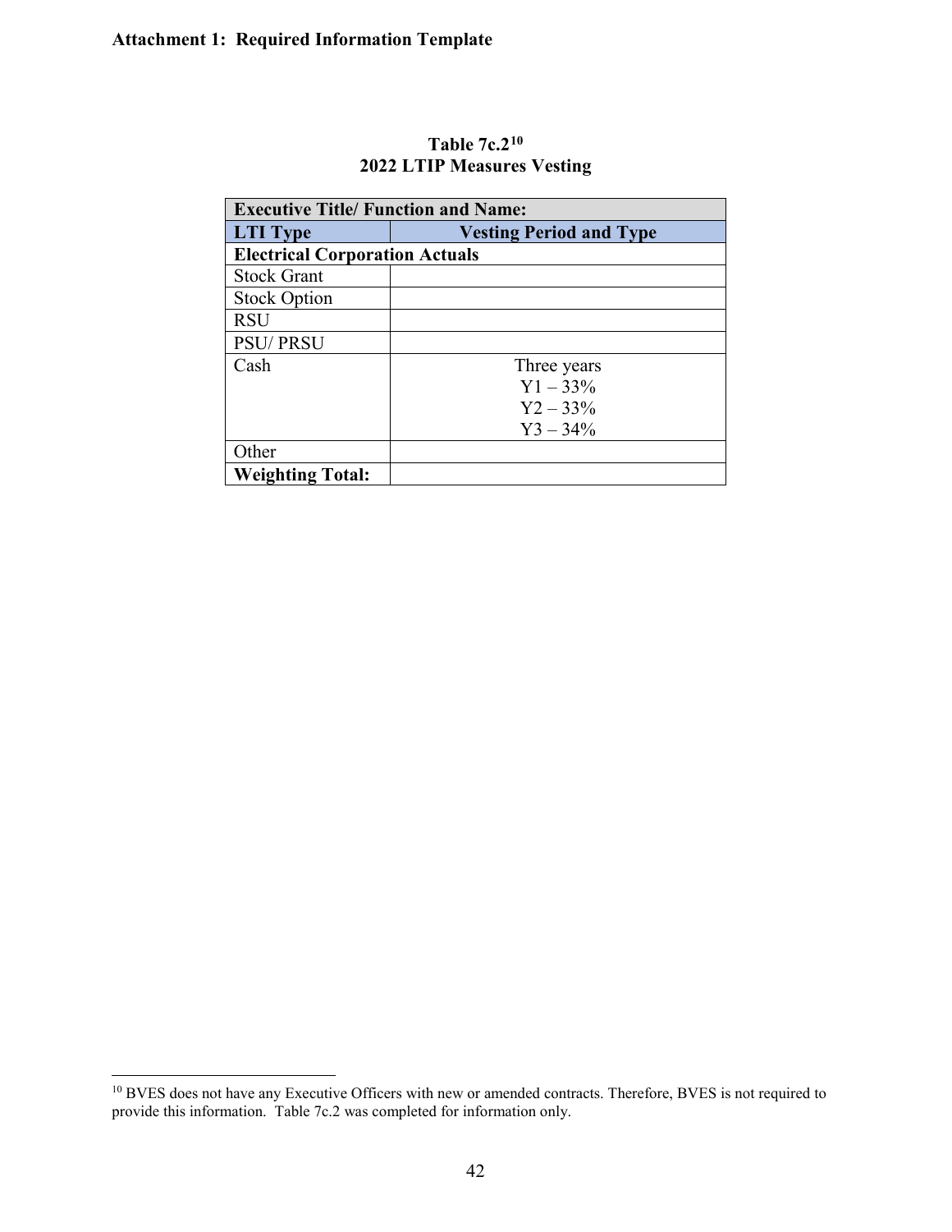**Attachment 1: Required Information Template**

**Table 7c.2[10]**
**2022 LTIP Measures Vesting**

| **Executive Title/ Function and Name:** | |
|---|---|
| **LTI Type** | **Vesting Period and Type** |
| **Electrical Corporation Actuals** | |
| Stock Grant | |
| Stock Option | |
| RSU | |
| PSU/ PRSU | |
| Cash | Three years<br>Y1 – 33%<br>Y2 – 33%<br>Y3 – 34% |
| Other | |
| **Weighting Total:** | |

[10] BVES does not have any Executive Officers with new or amended contracts. Therefore, BVES is not required to provide this information. Table 7c.2 was completed for information only.